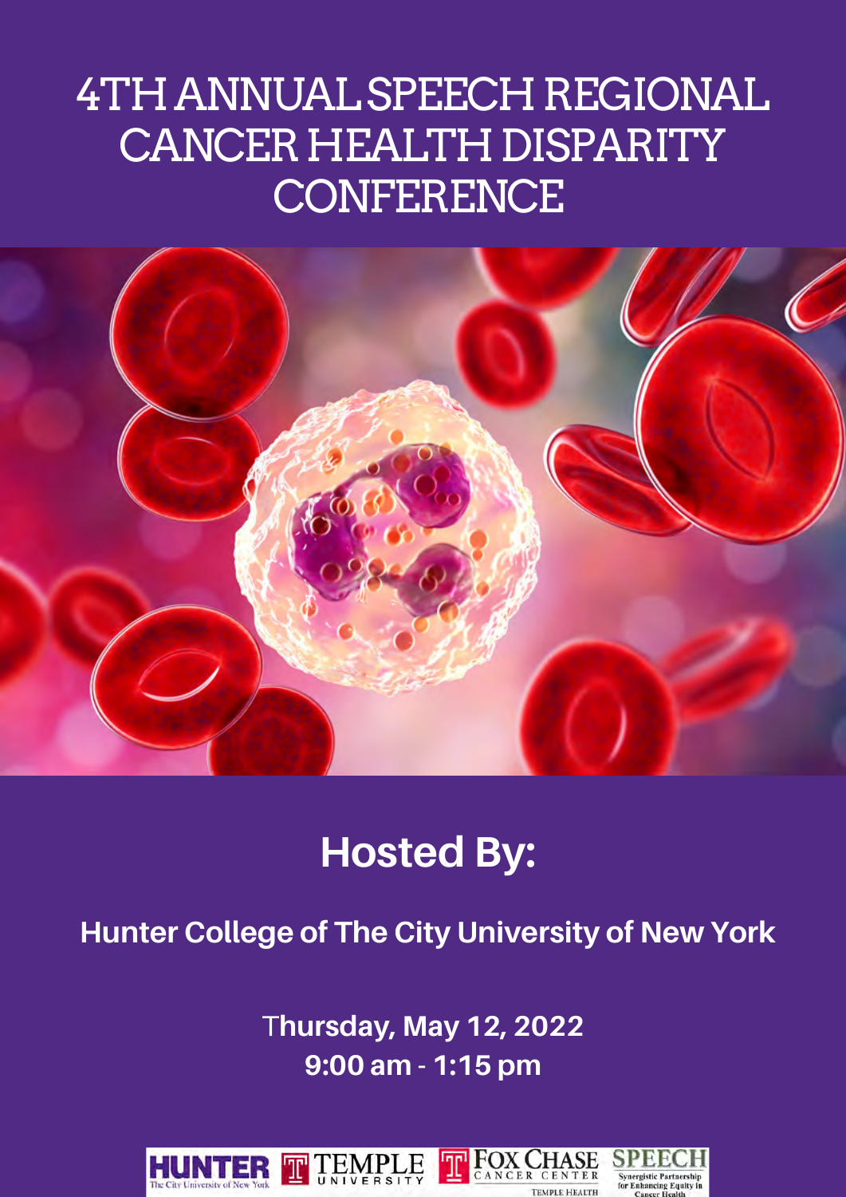# 4TH ANNUAL SPEECH REGIONAL CANCER HEALTH DISPARITY CONFERENCE

## Hosted By:

**Hunter College of The City University of New York**

**Thursday, May 12, 2022**
**9:00 am - 1:15 pm**

HUNTER The City University of New York | TEMPLE UNIVERSITY | FOX CHASE CANCER CENTER TEMPLE HEALTH | SPEECH Synergistic Partnership for Enhancing Equity in Cancer Health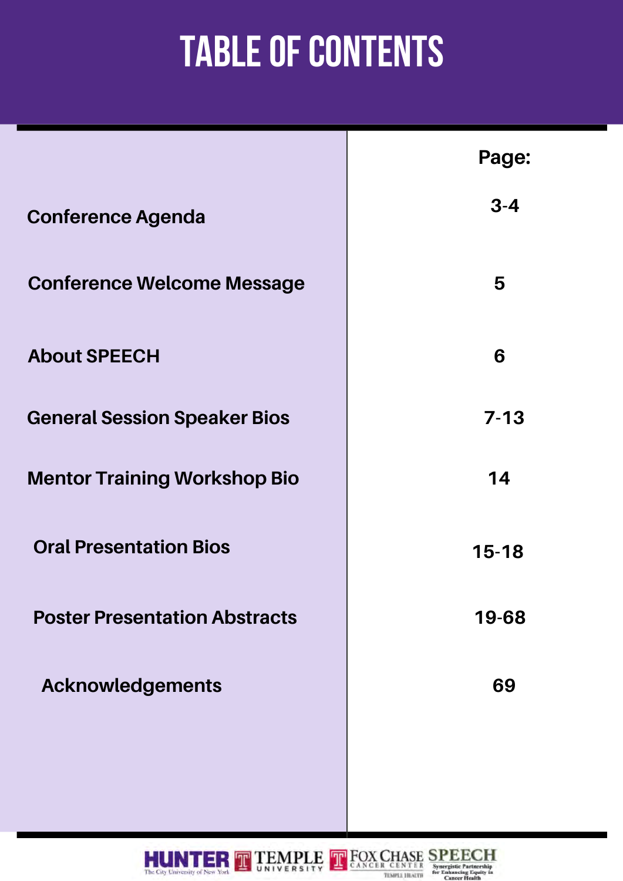# TABLE OF CONTENTS

| | Page: |
|---|---|
| Conference Agenda | 3-4 |
| Conference Welcome Message | 5 |
| About SPEECH | 6 |
| General Session Speaker Bios | 7-13 |
| Mentor Training Workshop Bio | 14 |
| Oral Presentation Bios | 15-18 |
| Poster Presentation Abstracts | 19-68 |
| Acknowledgements | 69 |

HUNTER The City University of New York | TEMPLE UNIVERSITY | FOX CHASE CANCER CENTER TEMPLE HEALTH | SPEECH Synergistic Partnership for Enhancing Equity in Cancer Health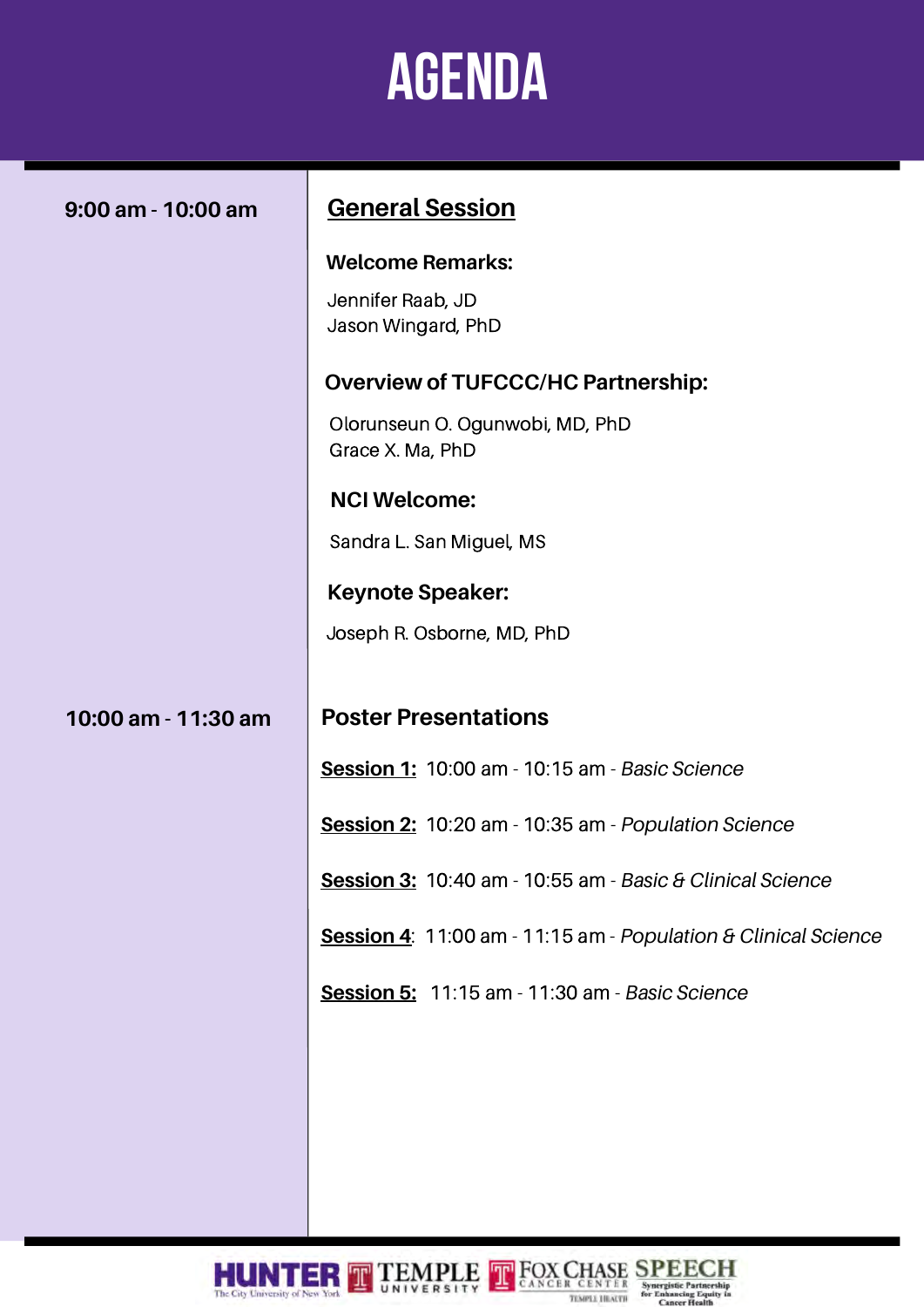# AGENDA

| | |
|---|---|
| **9:00 am - 10:00 am** | **General Session** |
| **10:00 am - 11:30 am** | **Poster Presentations** |

## 9:00 am - 10:00 am

### General Session

**Welcome Remarks:**

Jennifer Raab, JD
Jason Wingard, PhD

**Overview of TUFCCC/HC Partnership:**

Olorunseun O. Ogunwobi, MD, PhD
Grace X. Ma, PhD

**NCI Welcome:**

Sandra L. San Miguel, MS

**Keynote Speaker:**

Joseph R. Osborne, MD, PhD

## 10:00 am - 11:30 am

### Poster Presentations

**Session 1:** 10:00 am - 10:15 am - *Basic Science*

**Session 2:** 10:20 am - 10:35 am - *Population Science*

**Session 3:** 10:40 am - 10:55 am - *Basic & Clinical Science*

**Session 4**: 11:00 am - 11:15 am - *Population & Clinical Science*

**Session 5:** 11:15 am - 11:30 am - *Basic Science*

HUNTER The City University of New York | TEMPLE UNIVERSITY | FOX CHASE CANCER CENTER TEMPLE HEALTH | SPEECH Synergistic Partnership for Enhancing Equity in Cancer Health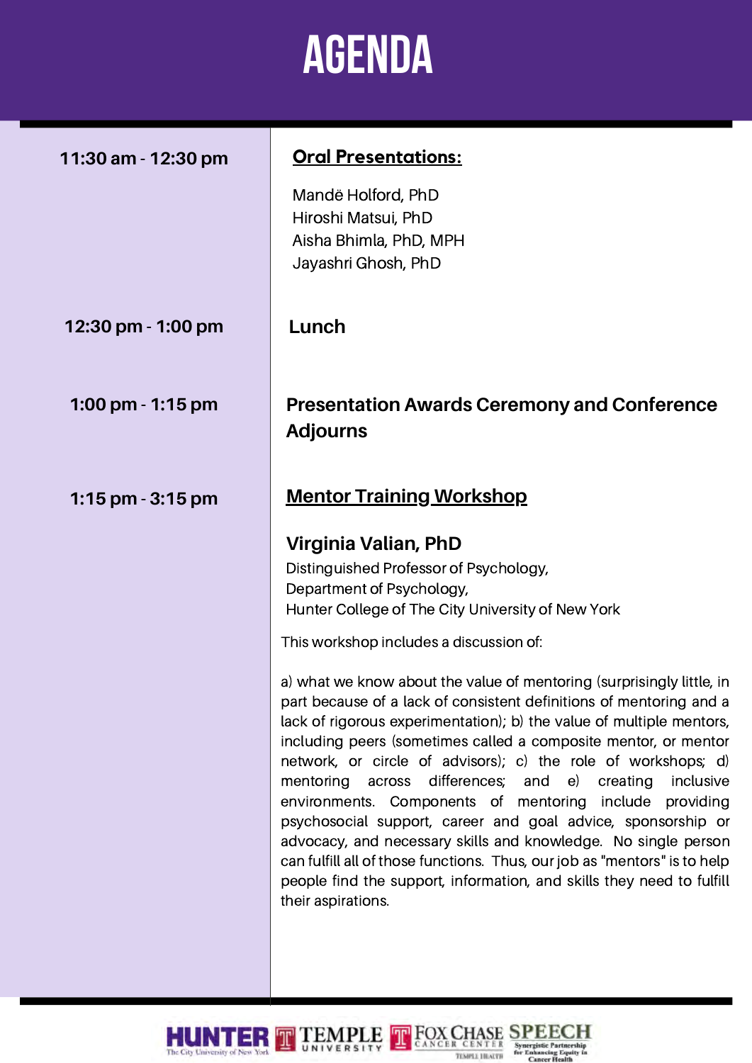# AGENDA

| | |
|---|---|
| **11:30 am - 12:30 pm** | **Oral Presentations:**<br><br>Mandë Holford, PhD<br>Hiroshi Matsui, PhD<br>Aisha Bhimla, PhD, MPH<br>Jayashri Ghosh, PhD |
| **12:30 pm - 1:00 pm** | **Lunch** |
| **1:00 pm - 1:15 pm** | **Presentation Awards Ceremony and Conference Adjourns** |
| **1:15 pm - 3:15 pm** | **Mentor Training Workshop** |

**Virginia Valian, PhD**
Distinguished Professor of Psychology,
Department of Psychology,
Hunter College of The City University of New York

This workshop includes a discussion of:

a) what we know about the value of mentoring (surprisingly little, in part because of a lack of consistent definitions of mentoring and a lack of rigorous experimentation); b) the value of multiple mentors, including peers (sometimes called a composite mentor, or mentor network, or circle of advisors); c) the role of workshops; d) mentoring across differences; and e) creating inclusive environments. Components of mentoring include providing psychosocial support, career and goal advice, sponsorship or advocacy, and necessary skills and knowledge. No single person can fulfill all of those functions. Thus, our job as "mentors" is to help people find the support, information, and skills they need to fulfill their aspirations.

HUNTER The City University of New York | TEMPLE UNIVERSITY | FOX CHASE CANCER CENTER TEMPLE HEALTH | SPEECH Synergistic Partnership for Enhancing Equity in Cancer Health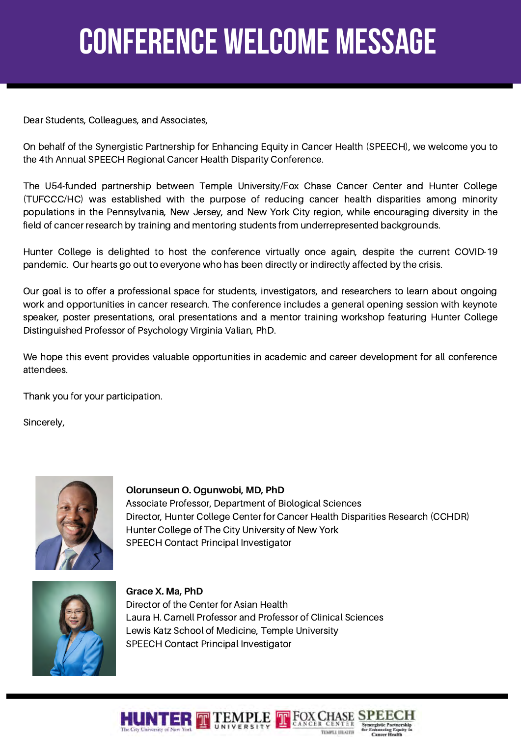# CONFERENCE WELCOME MESSAGE

Dear Students, Colleagues, and Associates,

On behalf of the Synergistic Partnership for Enhancing Equity in Cancer Health (SPEECH), we welcome you to the 4th Annual SPEECH Regional Cancer Health Disparity Conference.

The U54-funded partnership between Temple University/Fox Chase Cancer Center and Hunter College (TUFCCC/HC) was established with the purpose of reducing cancer health disparities among minority populations in the Pennsylvania, New Jersey, and New York City region, while encouraging diversity in the field of cancer research by training and mentoring students from underrepresented backgrounds.

Hunter College is delighted to host the conference virtually once again, despite the current COVID-19 pandemic. Our hearts go out to everyone who has been directly or indirectly affected by the crisis.

Our goal is to offer a professional space for students, investigators, and researchers to learn about ongoing work and opportunities in cancer research. The conference includes a general opening session with keynote speaker, poster presentations, oral presentations and a mentor training workshop featuring Hunter College Distinguished Professor of Psychology Virginia Valian, PhD.

We hope this event provides valuable opportunities in academic and career development for all conference attendees.

Thank you for your participation.

Sincerely,

**Olorunseun O. Ogunwobi, MD, PhD**
Associate Professor, Department of Biological Sciences
Director, Hunter College Center for Cancer Health Disparities Research (CCHDR)
Hunter College of The City University of New York
SPEECH Contact Principal Investigator

**Grace X. Ma, PhD**
Director of the Center for Asian Health
Laura H. Carnell Professor and Professor of Clinical Sciences
Lewis Katz School of Medicine, Temple University
SPEECH Contact Principal Investigator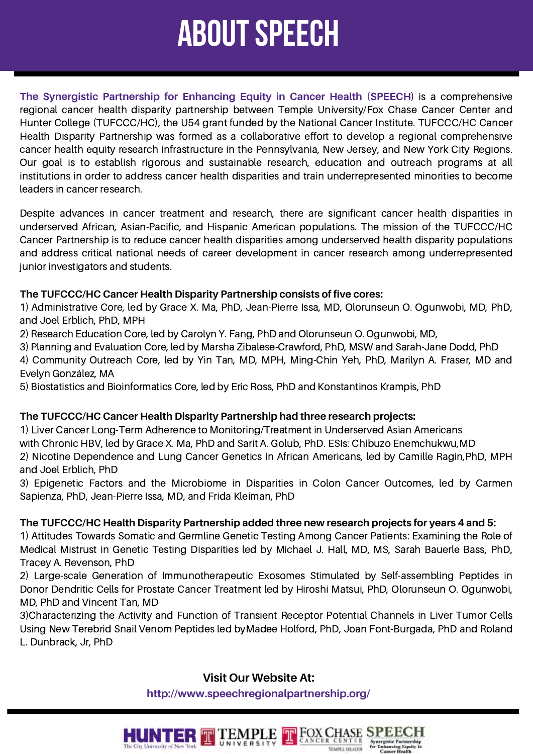# ABOUT SPEECH

**The Synergistic Partnership for Enhancing Equity in Cancer Health (SPEECH)** is a comprehensive regional cancer health disparity partnership between Temple University/Fox Chase Cancer Center and Hunter College (TUFCCC/HC), the U54 grant funded by the National Cancer Institute. TUFCCC/HC Cancer Health Disparity Partnership was formed as a collaborative effort to develop a regional comprehensive cancer health equity research infrastructure in the Pennsylvania, New Jersey, and New York City Regions. Our goal is to establish rigorous and sustainable research, education and outreach programs at all institutions in order to address cancer health disparities and train underrepresented minorities to become leaders in cancer research.

Despite advances in cancer treatment and research, there are significant cancer health disparities in underserved African, Asian-Pacific, and Hispanic American populations. The mission of the TUFCCC/HC Cancer Partnership is to reduce cancer health disparities among underserved health disparity populations and address critical national needs of career development in cancer research among underrepresented junior investigators and students.

**The TUFCCC/HC Cancer Health Disparity Partnership consists of five cores:**

1) Administrative Core, led by Grace X. Ma, PhD, Jean-Pierre Issa, MD, Olorunseun O. Ogunwobi, MD, PhD, and Joel Erblich, PhD, MPH
2) Research Education Core, led by Carolyn Y. Fang, PhD and Olorunseun O. Ogunwobi, MD,
3) Planning and Evaluation Core, led by Marsha Zibalese-Crawford, PhD, MSW and Sarah-Jane Dodd, PhD
4) Community Outreach Core, led by Yin Tan, MD, MPH, Ming-Chin Yeh, PhD, Marilyn A. Fraser, MD and Evelyn González, MA
5) Biostatistics and Bioinformatics Core, led by Eric Ross, PhD and Konstantinos Krampis, PhD

**The TUFCCC/HC Cancer Health Disparity Partnership had three research projects:**

1) Liver Cancer Long-Term Adherence to Monitoring/Treatment in Underserved Asian Americans with Chronic HBV, led by Grace X. Ma, PhD and Sarit A. Golub, PhD. ESIs: Chibuzo Enemchukwu, MD
2) Nicotine Dependence and Lung Cancer Genetics in African Americans, led by Camille Ragin, PhD, MPH and Joel Erblich, PhD
3) Epigenetic Factors and the Microbiome in Disparities in Colon Cancer Outcomes, led by Carmen Sapienza, PhD, Jean-Pierre Issa, MD, and Frida Kleiman, PhD

**The TUFCCC/HC Health Disparity Partnership added three new research projects for years 4 and 5:**

1) Attitudes Towards Somatic and Germline Genetic Testing Among Cancer Patients: Examining the Role of Medical Mistrust in Genetic Testing Disparities led by Michael J. Hall, MD, MS, Sarah Bauerle Bass, PhD, Tracey A. Revenson, PhD
2) Large-scale Generation of Immunotherapeutic Exosomes Stimulated by Self-assembling Peptides in Donor Dendritic Cells for Prostate Cancer Treatment led by Hiroshi Matsui, PhD, Olorunseun O. Ogunwobi, MD, PhD and Vincent Tan, MD
3)Characterizing the Activity and Function of Transient Receptor Potential Channels in Liver Tumor Cells Using New Terebrid Snail Venom Peptides led byMadee Holford, PhD, Joan Font-Burgada, PhD and Roland L. Dunbrack, Jr, PhD

**Visit Our Website At:**

**http://www.speechregionalpartnership.org/**

HUNTER The City University of New York | TEMPLE UNIVERSITY | FOX CHASE CANCER CENTER TEMPLE HEALTH | SPEECH Synergistic Partnership for Enhancing Equity in Cancer Health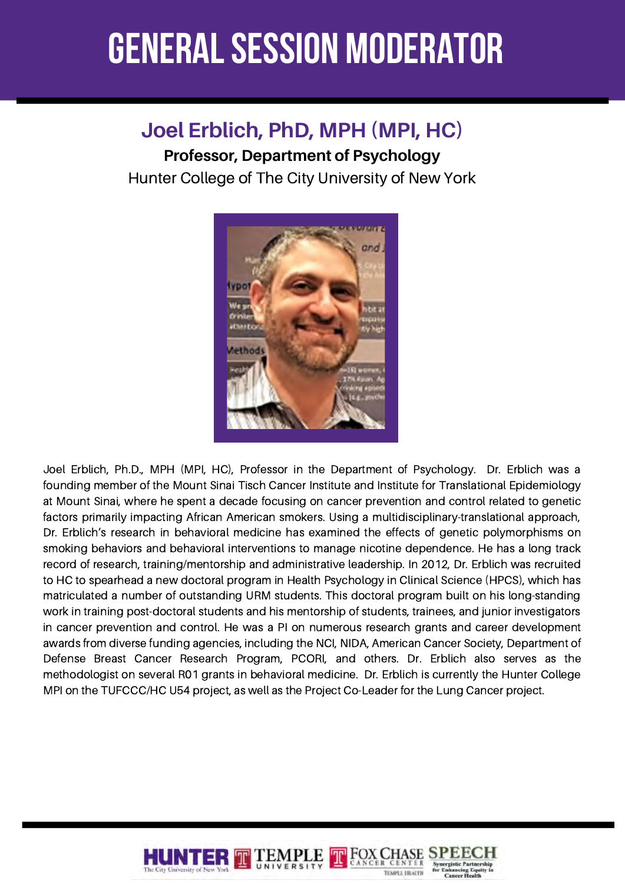# GENERAL SESSION MODERATOR

## Joel Erblich, PhD, MPH (MPI, HC)

**Professor, Department of Psychology**

Hunter College of The City University of New York

Joel Erblich, Ph.D., MPH (MPI, HC), Professor in the Department of Psychology. Dr. Erblich was a founding member of the Mount Sinai Tisch Cancer Institute and Institute for Translational Epidemiology at Mount Sinai, where he spent a decade focusing on cancer prevention and control related to genetic factors primarily impacting African American smokers. Using a multidisciplinary-translational approach, Dr. Erblich's research in behavioral medicine has examined the effects of genetic polymorphisms on smoking behaviors and behavioral interventions to manage nicotine dependence. He has a long track record of research, training/mentorship and administrative leadership. In 2012, Dr. Erblich was recruited to HC to spearhead a new doctoral program in Health Psychology in Clinical Science (HPCS), which has matriculated a number of outstanding URM students. This doctoral program built on his long-standing work in training post-doctoral students and his mentorship of students, trainees, and junior investigators in cancer prevention and control. He was a PI on numerous research grants and career development awards from diverse funding agencies, including the NCI, NIDA, American Cancer Society, Department of Defense Breast Cancer Research Program, PCORI, and others. Dr. Erblich also serves as the methodologist on several R01 grants in behavioral medicine. Dr. Erblich is currently the Hunter College MPI on the TUFCCC/HC U54 project, as well as the Project Co-Leader for the Lung Cancer project.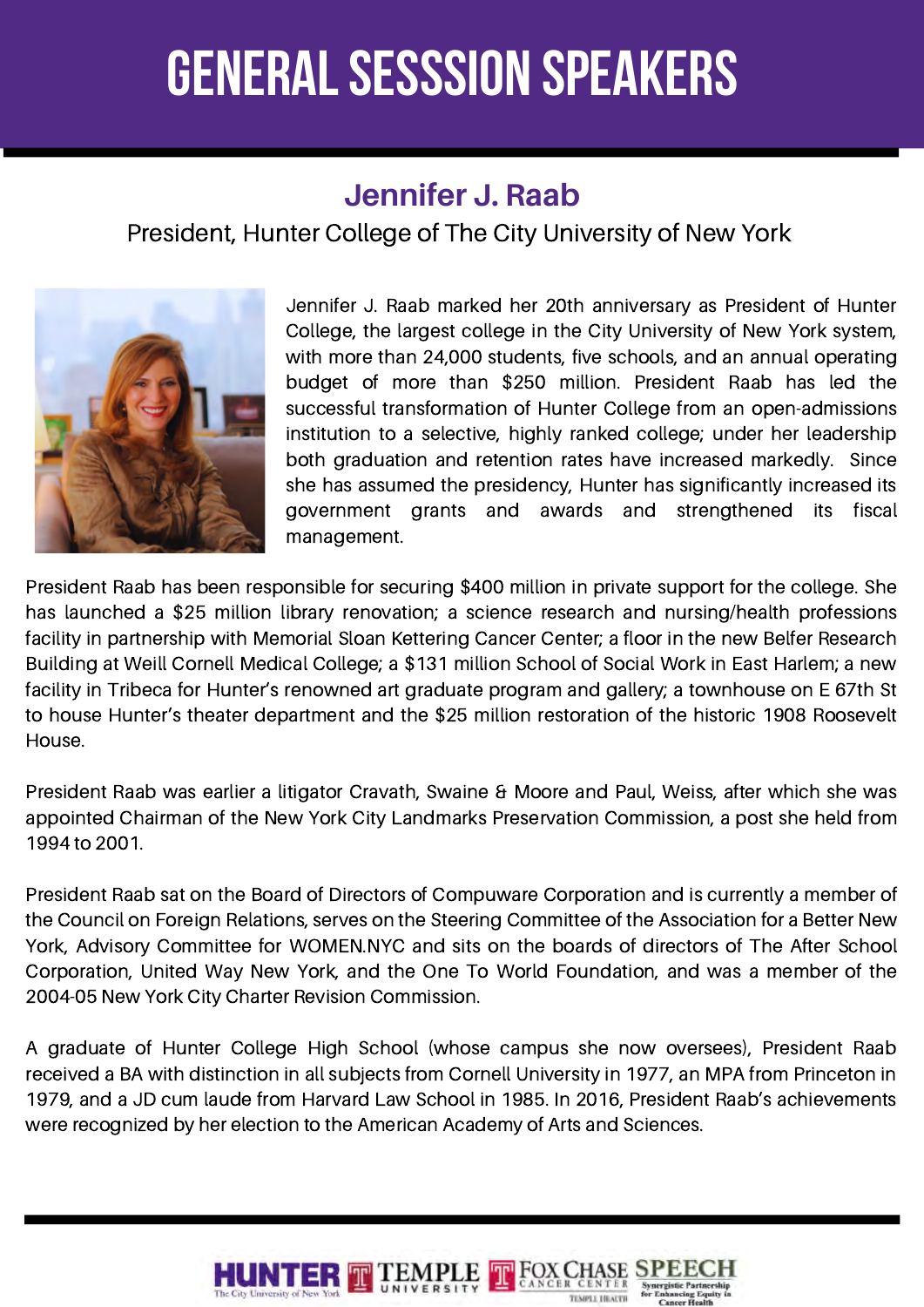# GENERAL SESSSION SPEAKERS

## Jennifer J. Raab

President, Hunter College of The City University of New York

Jennifer J. Raab marked her 20th anniversary as President of Hunter College, the largest college in the City University of New York system, with more than 24,000 students, five schools, and an annual operating budget of more than $250 million. President Raab has led the successful transformation of Hunter College from an open-admissions institution to a selective, highly ranked college; under her leadership both graduation and retention rates have increased markedly. Since she has assumed the presidency, Hunter has significantly increased its government grants and awards and strengthened its fiscal management.

President Raab has been responsible for securing $400 million in private support for the college. She has launched a $25 million library renovation; a science research and nursing/health professions facility in partnership with Memorial Sloan Kettering Cancer Center; a floor in the new Belfer Research Building at Weill Cornell Medical College; a $131 million School of Social Work in East Harlem; a new facility in Tribeca for Hunter's renowned art graduate program and gallery; a townhouse on E 67th St to house Hunter's theater department and the $25 million restoration of the historic 1908 Roosevelt House.

President Raab was earlier a litigator Cravath, Swaine & Moore and Paul, Weiss, after which she was appointed Chairman of the New York City Landmarks Preservation Commission, a post she held from 1994 to 2001.

President Raab sat on the Board of Directors of Compuware Corporation and is currently a member of the Council on Foreign Relations, serves on the Steering Committee of the Association for a Better New York, Advisory Committee for WOMEN.NYC and sits on the boards of directors of The After School Corporation, United Way New York, and the One To World Foundation, and was a member of the 2004-05 New York City Charter Revision Commission.

A graduate of Hunter College High School (whose campus she now oversees), President Raab received a BA with distinction in all subjects from Cornell University in 1977, an MPA from Princeton in 1979, and a JD cum laude from Harvard Law School in 1985. In 2016, President Raab's achievements were recognized by her election to the American Academy of Arts and Sciences.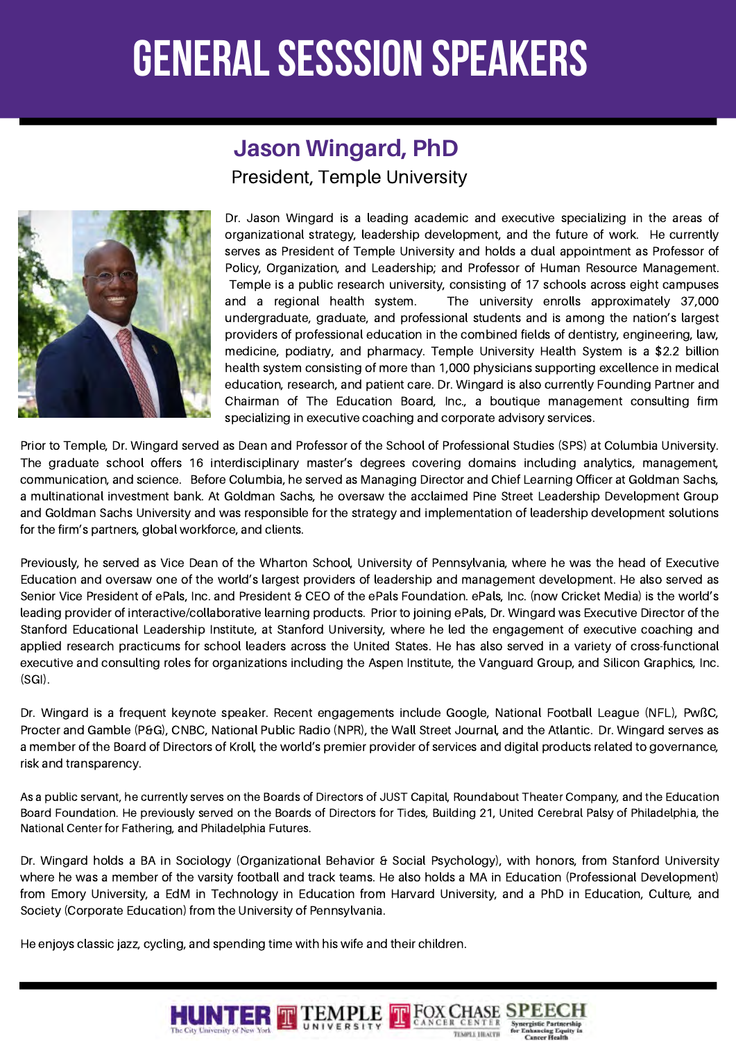# GENERAL SESSSION SPEAKERS

## Jason Wingard, PhD

President, Temple University

Dr. Jason Wingard is a leading academic and executive specializing in the areas of organizational strategy, leadership development, and the future of work. He currently serves as President of Temple University and holds a dual appointment as Professor of Policy, Organization, and Leadership; and Professor of Human Resource Management. Temple is a public research university, consisting of 17 schools across eight campuses and a regional health system. The university enrolls approximately 37,000 undergraduate, graduate, and professional students and is among the nation's largest providers of professional education in the combined fields of dentistry, engineering, law, medicine, podiatry, and pharmacy. Temple University Health System is a $2.2 billion health system consisting of more than 1,000 physicians supporting excellence in medical education, research, and patient care. Dr. Wingard is also currently Founding Partner and Chairman of The Education Board, Inc., a boutique management consulting firm specializing in executive coaching and corporate advisory services.

Prior to Temple, Dr. Wingard served as Dean and Professor of the School of Professional Studies (SPS) at Columbia University. The graduate school offers 16 interdisciplinary master's degrees covering domains including analytics, management, communication, and science. Before Columbia, he served as Managing Director and Chief Learning Officer at Goldman Sachs, a multinational investment bank. At Goldman Sachs, he oversaw the acclaimed Pine Street Leadership Development Group and Goldman Sachs University and was responsible for the strategy and implementation of leadership development solutions for the firm's partners, global workforce, and clients.

Previously, he served as Vice Dean of the Wharton School, University of Pennsylvania, where he was the head of Executive Education and oversaw one of the world's largest providers of leadership and management development. He also served as Senior Vice President of ePals, Inc. and President & CEO of the ePals Foundation. ePals, Inc. (now Cricket Media) is the world's leading provider of interactive/collaborative learning products. Prior to joining ePals, Dr. Wingard was Executive Director of the Stanford Educational Leadership Institute, at Stanford University, where he led the engagement of executive coaching and applied research practicums for school leaders across the United States. He has also served in a variety of cross-functional executive and consulting roles for organizations including the Aspen Institute, the Vanguard Group, and Silicon Graphics, Inc. (SGI).

Dr. Wingard is a frequent keynote speaker. Recent engagements include Google, National Football League (NFL), PwßC, Procter and Gamble (P&G), CNBC, National Public Radio (NPR), the Wall Street Journal, and the Atlantic. Dr. Wingard serves as a member of the Board of Directors of Kroll, the world's premier provider of services and digital products related to governance, risk and transparency.

As a public servant, he currently serves on the Boards of Directors of JUST Capital, Roundabout Theater Company, and the Education Board Foundation. He previously served on the Boards of Directors for Tides, Building 21, United Cerebral Palsy of Philadelphia, the National Center for Fathering, and Philadelphia Futures.

Dr. Wingard holds a BA in Sociology (Organizational Behavior & Social Psychology), with honors, from Stanford University where he was a member of the varsity football and track teams. He also holds a MA in Education (Professional Development) from Emory University, a EdM in Technology in Education from Harvard University, and a PhD in Education, Culture, and Society (Corporate Education) from the University of Pennsylvania.

He enjoys classic jazz, cycling, and spending time with his wife and their children.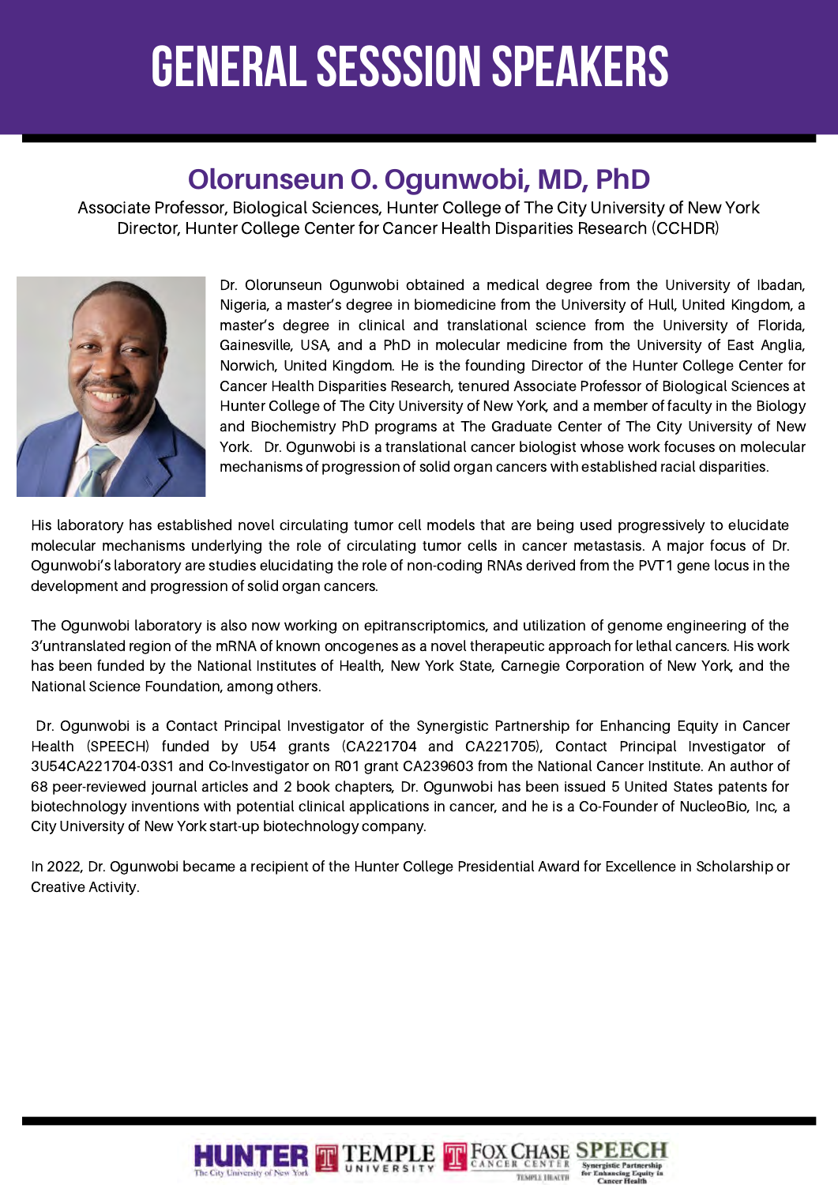# GENERAL SESSSION SPEAKERS

## Olorunseun O. Ogunwobi, MD, PhD

Associate Professor, Biological Sciences, Hunter College of The City University of New York
Director, Hunter College Center for Cancer Health Disparities Research (CCHDR)

Dr. Olorunseun Ogunwobi obtained a medical degree from the University of Ibadan, Nigeria, a master's degree in biomedicine from the University of Hull, United Kingdom, a master's degree in clinical and translational science from the University of Florida, Gainesville, USA, and a PhD in molecular medicine from the University of East Anglia, Norwich, United Kingdom. He is the founding Director of the Hunter College Center for Cancer Health Disparities Research, tenured Associate Professor of Biological Sciences at Hunter College of The City University of New York, and a member of faculty in the Biology and Biochemistry PhD programs at The Graduate Center of The City University of New York. Dr. Ogunwobi is a translational cancer biologist whose work focuses on molecular mechanisms of progression of solid organ cancers with established racial disparities.

His laboratory has established novel circulating tumor cell models that are being used progressively to elucidate molecular mechanisms underlying the role of circulating tumor cells in cancer metastasis. A major focus of Dr. Ogunwobi's laboratory are studies elucidating the role of non-coding RNAs derived from the PVT1 gene locus in the development and progression of solid organ cancers.

The Ogunwobi laboratory is also now working on epitranscriptomics, and utilization of genome engineering of the 3'untranslated region of the mRNA of known oncogenes as a novel therapeutic approach for lethal cancers. His work has been funded by the National Institutes of Health, New York State, Carnegie Corporation of New York, and the National Science Foundation, among others.

Dr. Ogunwobi is a Contact Principal Investigator of the Synergistic Partnership for Enhancing Equity in Cancer Health (SPEECH) funded by U54 grants (CA221704 and CA221705), Contact Principal Investigator of 3U54CA221704-03S1 and Co-Investigator on R01 grant CA239603 from the National Cancer Institute. An author of 68 peer-reviewed journal articles and 2 book chapters, Dr. Ogunwobi has been issued 5 United States patents for biotechnology inventions with potential clinical applications in cancer, and he is a Co-Founder of NucleoBio, Inc, a City University of New York start-up biotechnology company.

In 2022, Dr. Ogunwobi became a recipient of the Hunter College Presidential Award for Excellence in Scholarship or Creative Activity.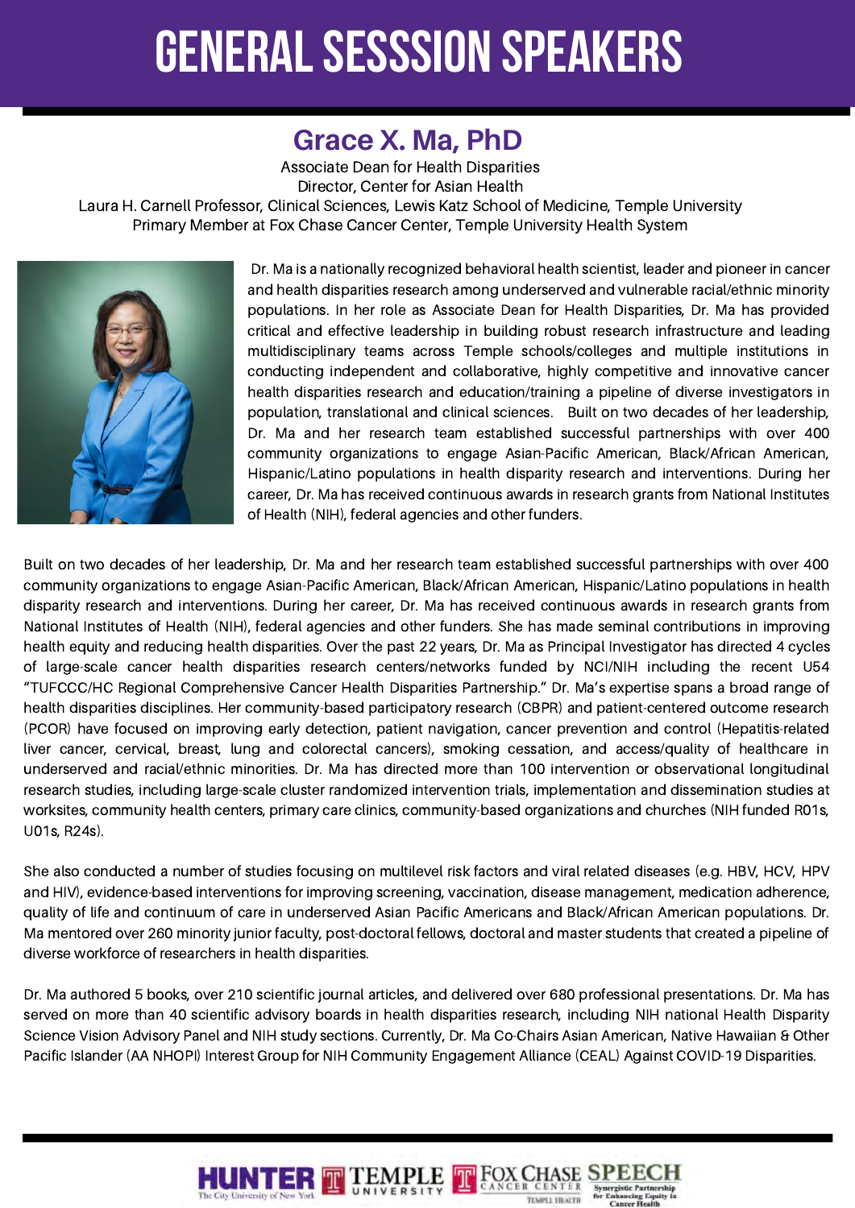# GENERAL SESSSION SPEAKERS

## Grace X. Ma, PhD

Associate Dean for Health Disparities
Director, Center for Asian Health
Laura H. Carnell Professor, Clinical Sciences, Lewis Katz School of Medicine, Temple University
Primary Member at Fox Chase Cancer Center, Temple University Health System

Dr. Ma is a nationally recognized behavioral health scientist, leader and pioneer in cancer and health disparities research among underserved and vulnerable racial/ethnic minority populations. In her role as Associate Dean for Health Disparities, Dr. Ma has provided critical and effective leadership in building robust research infrastructure and leading multidisciplinary teams across Temple schools/colleges and multiple institutions in conducting independent and collaborative, highly competitive and innovative cancer health disparities research and education/training a pipeline of diverse investigators in population, translational and clinical sciences. Built on two decades of her leadership, Dr. Ma and her research team established successful partnerships with over 400 community organizations to engage Asian-Pacific American, Black/African American, Hispanic/Latino populations in health disparity research and interventions. During her career, Dr. Ma has received continuous awards in research grants from National Institutes of Health (NIH), federal agencies and other funders.

Built on two decades of her leadership, Dr. Ma and her research team established successful partnerships with over 400 community organizations to engage Asian-Pacific American, Black/African American, Hispanic/Latino populations in health disparity research and interventions. During her career, Dr. Ma has received continuous awards in research grants from National Institutes of Health (NIH), federal agencies and other funders. She has made seminal contributions in improving health equity and reducing health disparities. Over the past 22 years, Dr. Ma as Principal Investigator has directed 4 cycles of large-scale cancer health disparities research centers/networks funded by NCI/NIH including the recent U54 "TUFCCC/HC Regional Comprehensive Cancer Health Disparities Partnership." Dr. Ma's expertise spans a broad range of health disparities disciplines. Her community-based participatory research (CBPR) and patient-centered outcome research (PCOR) have focused on improving early detection, patient navigation, cancer prevention and control (Hepatitis-related liver cancer, cervical, breast, lung and colorectal cancers), smoking cessation, and access/quality of healthcare in underserved and racial/ethnic minorities. Dr. Ma has directed more than 100 intervention or observational longitudinal research studies, including large-scale cluster randomized intervention trials, implementation and dissemination studies at worksites, community health centers, primary care clinics, community-based organizations and churches (NIH funded R01s, U01s, R24s).

She also conducted a number of studies focusing on multilevel risk factors and viral related diseases (e.g. HBV, HCV, HPV and HIV), evidence-based interventions for improving screening, vaccination, disease management, medication adherence, quality of life and continuum of care in underserved Asian Pacific Americans and Black/African American populations. Dr. Ma mentored over 260 minority junior faculty, post-doctoral fellows, doctoral and master students that created a pipeline of diverse workforce of researchers in health disparities.

Dr. Ma authored 5 books, over 210 scientific journal articles, and delivered over 680 professional presentations. Dr. Ma has served on more than 40 scientific advisory boards in health disparities research, including NIH national Health Disparity Science Vision Advisory Panel and NIH study sections. Currently, Dr. Ma Co-Chairs Asian American, Native Hawaiian & Other Pacific Islander (AA NHOPI) Interest Group for NIH Community Engagement Alliance (CEAL) Against COVID-19 Disparities.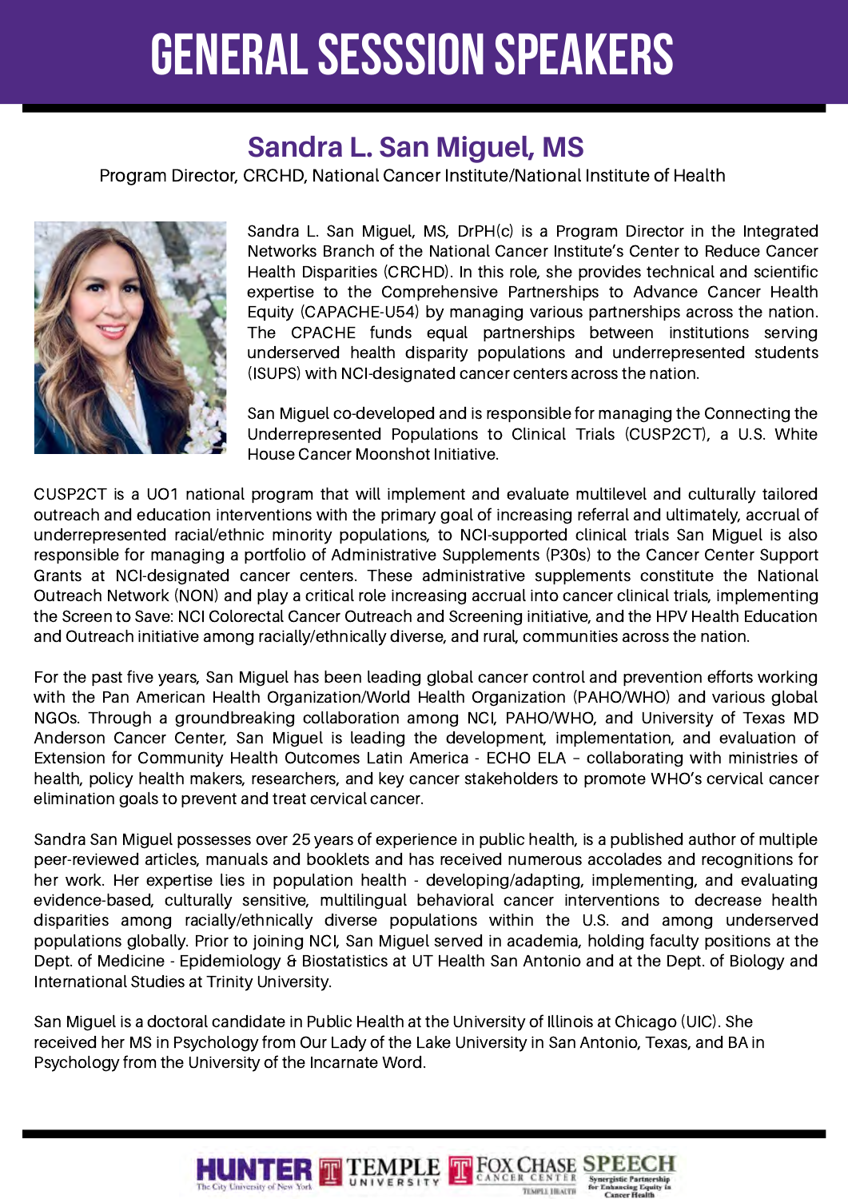# GENERAL SESSSION SPEAKERS

## Sandra L. San Miguel, MS

Program Director, CRCHD, National Cancer Institute/National Institute of Health

Sandra L. San Miguel, MS, DrPH(c) is a Program Director in the Integrated Networks Branch of the National Cancer Institute's Center to Reduce Cancer Health Disparities (CRCHD). In this role, she provides technical and scientific expertise to the Comprehensive Partnerships to Advance Cancer Health Equity (CAPACHE-U54) by managing various partnerships across the nation. The CPACHE funds equal partnerships between institutions serving underserved health disparity populations and underrepresented students (ISUPS) with NCI-designated cancer centers across the nation.

San Miguel co-developed and is responsible for managing the Connecting the Underrepresented Populations to Clinical Trials (CUSP2CT), a U.S. White House Cancer Moonshot Initiative.

CUSP2CT is a UO1 national program that will implement and evaluate multilevel and culturally tailored outreach and education interventions with the primary goal of increasing referral and ultimately, accrual of underrepresented racial/ethnic minority populations, to NCI-supported clinical trials San Miguel is also responsible for managing a portfolio of Administrative Supplements (P30s) to the Cancer Center Support Grants at NCI-designated cancer centers. These administrative supplements constitute the National Outreach Network (NON) and play a critical role increasing accrual into cancer clinical trials, implementing the Screen to Save: NCI Colorectal Cancer Outreach and Screening initiative, and the HPV Health Education and Outreach initiative among racially/ethnically diverse, and rural, communities across the nation.

For the past five years, San Miguel has been leading global cancer control and prevention efforts working with the Pan American Health Organization/World Health Organization (PAHO/WHO) and various global NGOs. Through a groundbreaking collaboration among NCI, PAHO/WHO, and University of Texas MD Anderson Cancer Center, San Miguel is leading the development, implementation, and evaluation of Extension for Community Health Outcomes Latin America - ECHO ELA – collaborating with ministries of health, policy health makers, researchers, and key cancer stakeholders to promote WHO's cervical cancer elimination goals to prevent and treat cervical cancer.

Sandra San Miguel possesses over 25 years of experience in public health, is a published author of multiple peer-reviewed articles, manuals and booklets and has received numerous accolades and recognitions for her work. Her expertise lies in population health - developing/adapting, implementing, and evaluating evidence-based, culturally sensitive, multilingual behavioral cancer interventions to decrease health disparities among racially/ethnically diverse populations within the U.S. and among underserved populations globally. Prior to joining NCI, San Miguel served in academia, holding faculty positions at the Dept. of Medicine - Epidemiology & Biostatistics at UT Health San Antonio and at the Dept. of Biology and International Studies at Trinity University.

San Miguel is a doctoral candidate in Public Health at the University of Illinois at Chicago (UIC). She received her MS in Psychology from Our Lady of the Lake University in San Antonio, Texas, and BA in Psychology from the University of the Incarnate Word.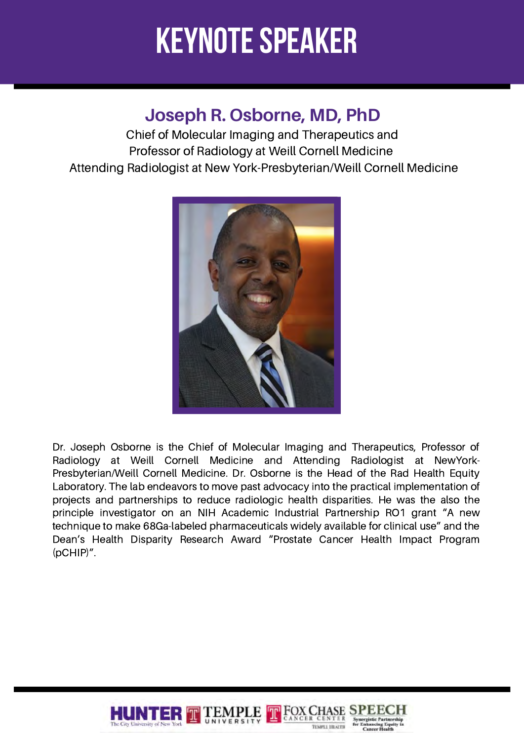# KEYNOTE SPEAKER

## Joseph R. Osborne, MD, PhD

Chief of Molecular Imaging and Therapeutics and
Professor of Radiology at Weill Cornell Medicine
Attending Radiologist at New York-Presbyterian/Weill Cornell Medicine

Dr. Joseph Osborne is the Chief of Molecular Imaging and Therapeutics, Professor of Radiology at Weill Cornell Medicine and Attending Radiologist at NewYork-Presbyterian/Weill Cornell Medicine. Dr. Osborne is the Head of the Rad Health Equity Laboratory. The lab endeavors to move past advocacy into the practical implementation of projects and partnerships to reduce radiologic health disparities. He was the also the principle investigator on an NIH Academic Industrial Partnership RO1 grant "A new technique to make 68Ga-labeled pharmaceuticals widely available for clinical use" and the Dean's Health Disparity Research Award "Prostate Cancer Health Impact Program (pCHIP)".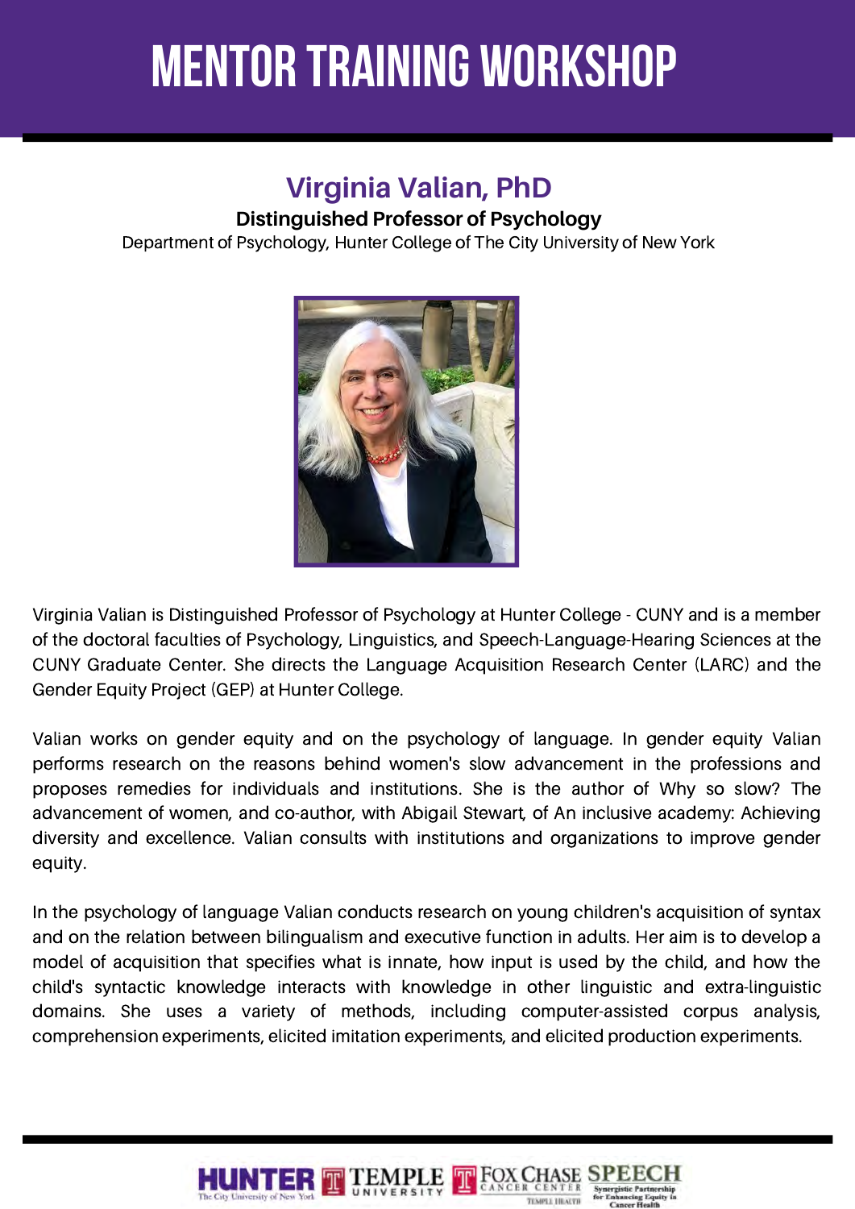# MENTOR TRAINING WORKSHOP

## Virginia Valian, PhD

**Distinguished Professor of Psychology**

Department of Psychology, Hunter College of The City University of New York

Virginia Valian is Distinguished Professor of Psychology at Hunter College - CUNY and is a member of the doctoral faculties of Psychology, Linguistics, and Speech-Language-Hearing Sciences at the CUNY Graduate Center. She directs the Language Acquisition Research Center (LARC) and the Gender Equity Project (GEP) at Hunter College.

Valian works on gender equity and on the psychology of language. In gender equity Valian performs research on the reasons behind women's slow advancement in the professions and proposes remedies for individuals and institutions. She is the author of Why so slow? The advancement of women, and co-author, with Abigail Stewart, of An inclusive academy: Achieving diversity and excellence. Valian consults with institutions and organizations to improve gender equity.

In the psychology of language Valian conducts research on young children's acquisition of syntax and on the relation between bilingualism and executive function in adults. Her aim is to develop a model of acquisition that specifies what is innate, how input is used by the child, and how the child's syntactic knowledge interacts with knowledge in other linguistic and extra-linguistic domains. She uses a variety of methods, including computer-assisted corpus analysis, comprehension experiments, elicited imitation experiments, and elicited production experiments.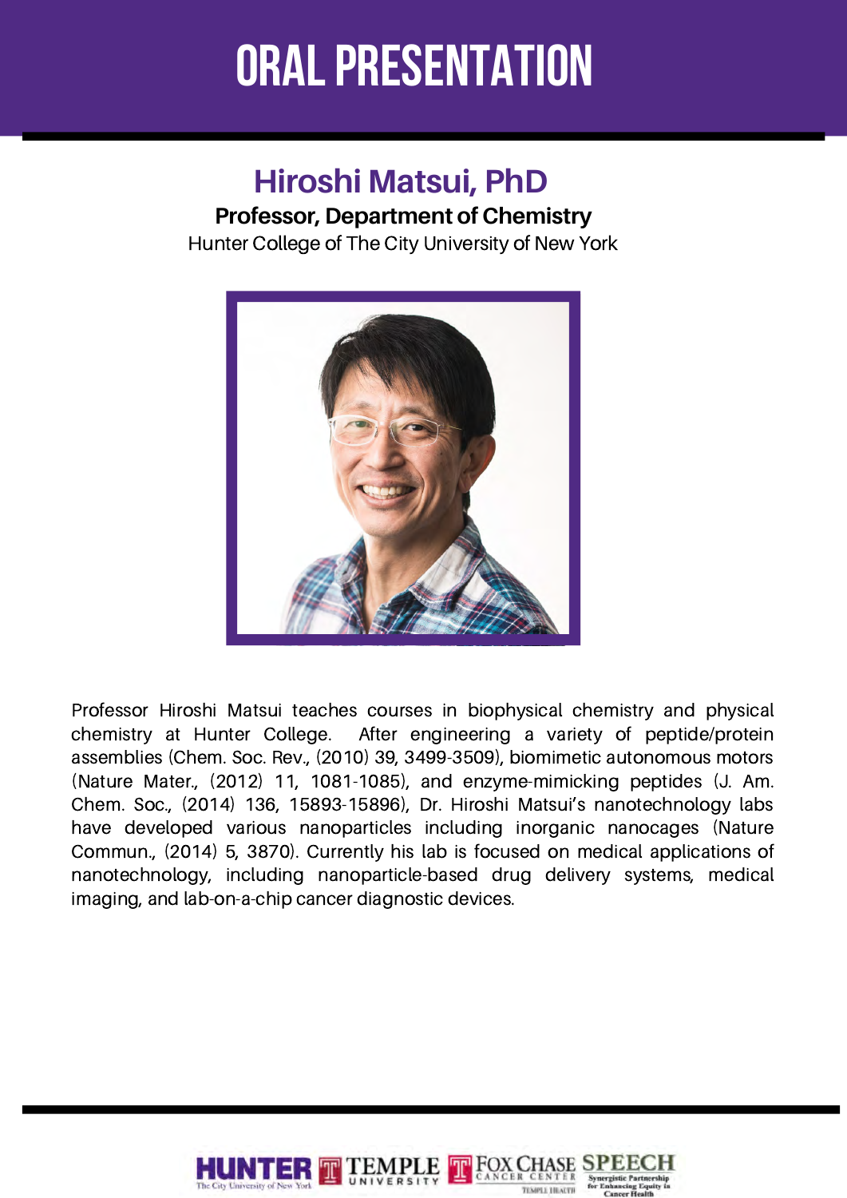# ORAL PRESENTATION

## Hiroshi Matsui, PhD

**Professor, Department of Chemistry**

Hunter College of The City University of New York

Professor Hiroshi Matsui teaches courses in biophysical chemistry and physical chemistry at Hunter College. After engineering a variety of peptide/protein assemblies (Chem. Soc. Rev., (2010) 39, 3499-3509), biomimetic autonomous motors (Nature Mater., (2012) 11, 1081-1085), and enzyme-mimicking peptides (J. Am. Chem. Soc., (2014) 136, 15893-15896), Dr. Hiroshi Matsui's nanotechnology labs have developed various nanoparticles including inorganic nanocages (Nature Commun., (2014) 5, 3870). Currently his lab is focused on medical applications of nanotechnology, including nanoparticle-based drug delivery systems, medical imaging, and lab-on-a-chip cancer diagnostic devices.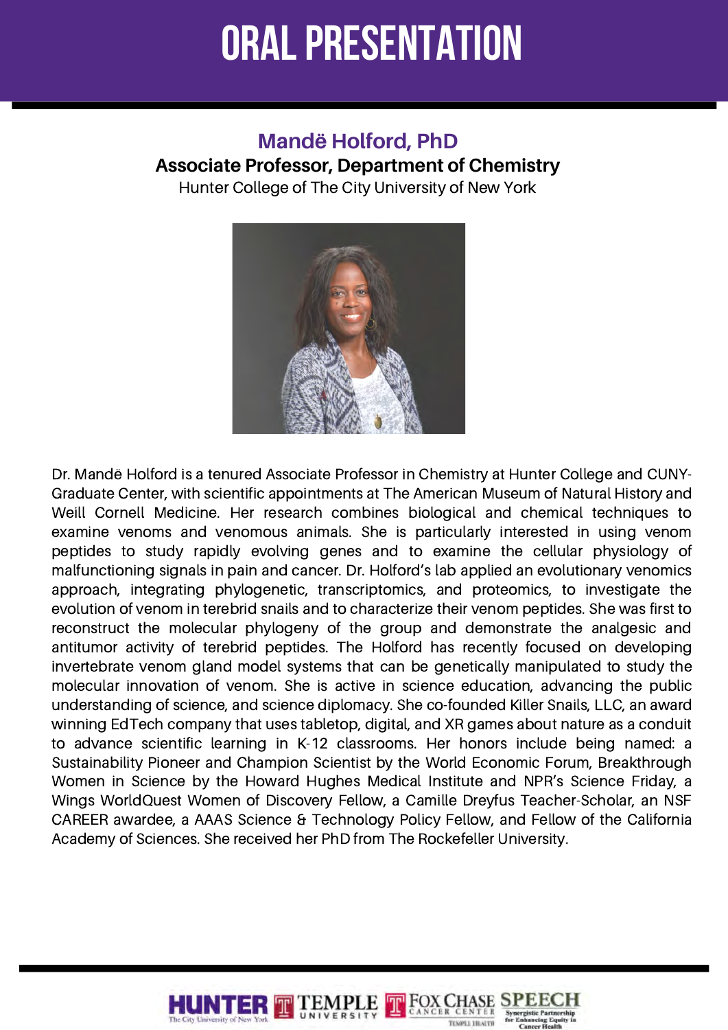# ORAL PRESENTATION

## Mandë Holford, PhD

**Associate Professor, Department of Chemistry**

Hunter College of The City University of New York

Dr. Mandë Holford is a tenured Associate Professor in Chemistry at Hunter College and CUNY-Graduate Center, with scientific appointments at The American Museum of Natural History and Weill Cornell Medicine. Her research combines biological and chemical techniques to examine venoms and venomous animals. She is particularly interested in using venom peptides to study rapidly evolving genes and to examine the cellular physiology of malfunctioning signals in pain and cancer. Dr. Holford's lab applied an evolutionary venomics approach, integrating phylogenetic, transcriptomics, and proteomics, to investigate the evolution of venom in terebrid snails and to characterize their venom peptides. She was first to reconstruct the molecular phylogeny of the group and demonstrate the analgesic and antitumor activity of terebrid peptides. The Holford has recently focused on developing invertebrate venom gland model systems that can be genetically manipulated to study the molecular innovation of venom. She is active in science education, advancing the public understanding of science, and science diplomacy. She co-founded Killer Snails, LLC, an award winning EdTech company that uses tabletop, digital, and XR games about nature as a conduit to advance scientific learning in K-12 classrooms. Her honors include being named: a Sustainability Pioneer and Champion Scientist by the World Economic Forum, Breakthrough Women in Science by the Howard Hughes Medical Institute and NPR's Science Friday, a Wings WorldQuest Women of Discovery Fellow, a Camille Dreyfus Teacher-Scholar, an NSF CAREER awardee, a AAAS Science & Technology Policy Fellow, and Fellow of the California Academy of Sciences. She received her PhD from The Rockefeller University.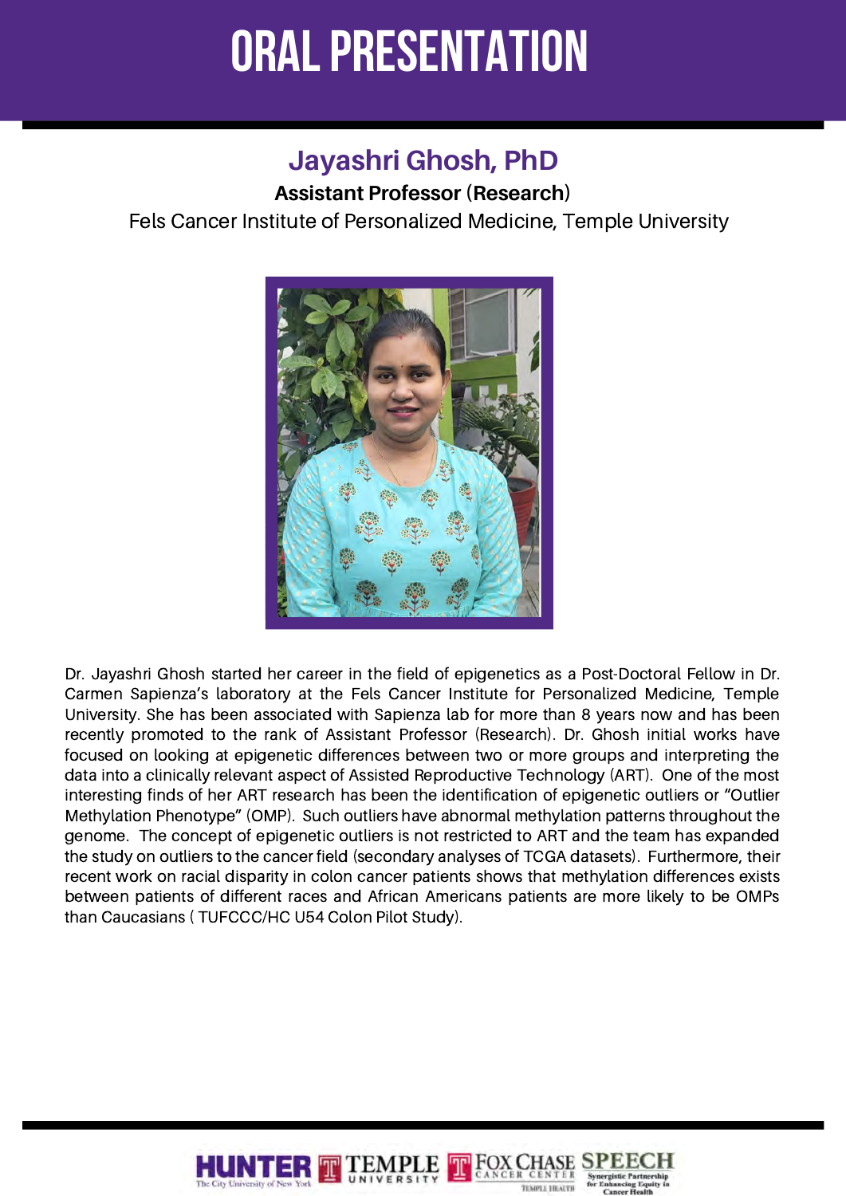# ORAL PRESENTATION

## Jayashri Ghosh, PhD

**Assistant Professor (Research)**

Fels Cancer Institute of Personalized Medicine, Temple University

Dr. Jayashri Ghosh started her career in the field of epigenetics as a Post-Doctoral Fellow in Dr. Carmen Sapienza's laboratory at the Fels Cancer Institute for Personalized Medicine, Temple University. She has been associated with Sapienza lab for more than 8 years now and has been recently promoted to the rank of Assistant Professor (Research). Dr. Ghosh initial works have focused on looking at epigenetic differences between two or more groups and interpreting the data into a clinically relevant aspect of Assisted Reproductive Technology (ART). One of the most interesting finds of her ART research has been the identification of epigenetic outliers or "Outlier Methylation Phenotype" (OMP). Such outliers have abnormal methylation patterns throughout the genome. The concept of epigenetic outliers is not restricted to ART and the team has expanded the study on outliers to the cancer field (secondary analyses of TCGA datasets). Furthermore, their recent work on racial disparity in colon cancer patients shows that methylation differences exists between patients of different races and African Americans patients are more likely to be OMPs than Caucasians ( TUFCCC/HC U54 Colon Pilot Study).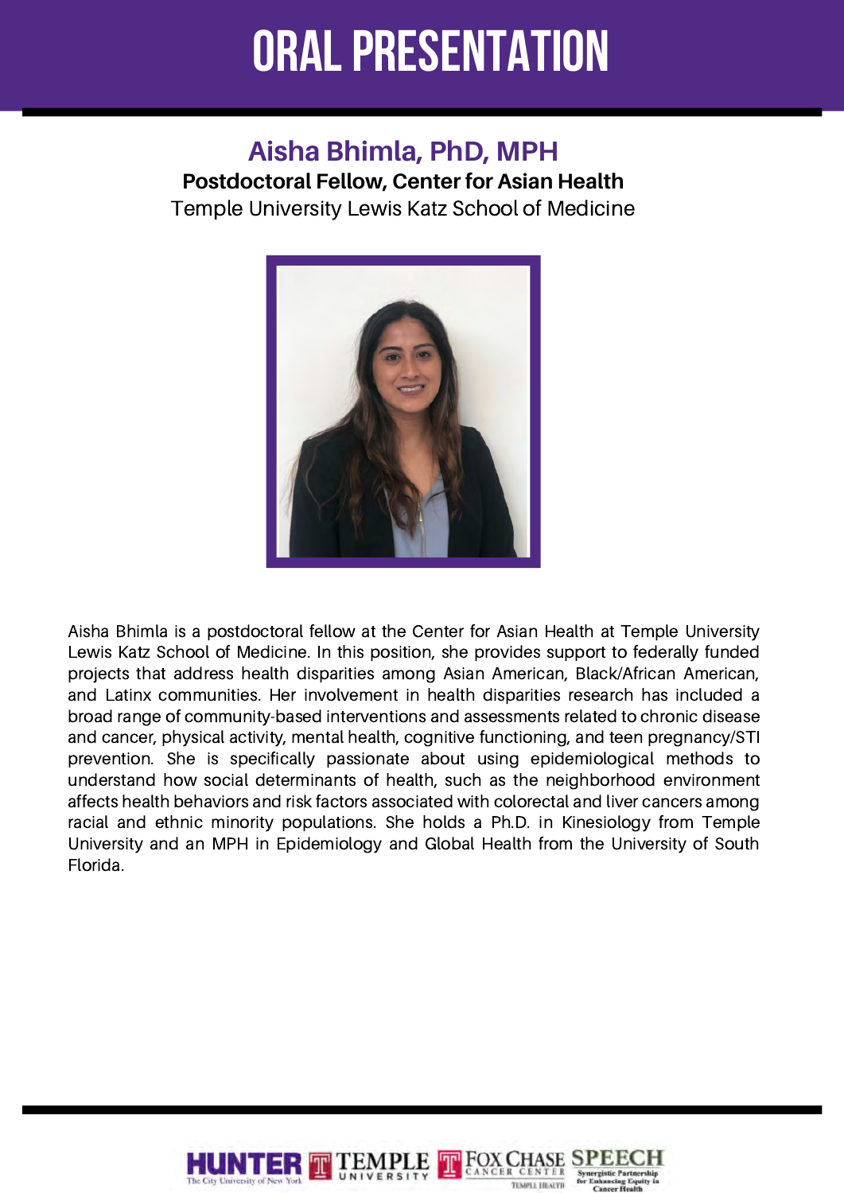# ORAL PRESENTATION

## Aisha Bhimla, PhD, MPH

**Postdoctoral Fellow, Center for Asian Health**

Temple University Lewis Katz School of Medicine

Aisha Bhimla is a postdoctoral fellow at the Center for Asian Health at Temple University Lewis Katz School of Medicine. In this position, she provides support to federally funded projects that address health disparities among Asian American, Black/African American, and Latinx communities. Her involvement in health disparities research has included a broad range of community-based interventions and assessments related to chronic disease and cancer, physical activity, mental health, cognitive functioning, and teen pregnancy/STI prevention. She is specifically passionate about using epidemiological methods to understand how social determinants of health, such as the neighborhood environment affects health behaviors and risk factors associated with colorectal and liver cancers among racial and ethnic minority populations. She holds a Ph.D. in Kinesiology from Temple University and an MPH in Epidemiology and Global Health from the University of South Florida.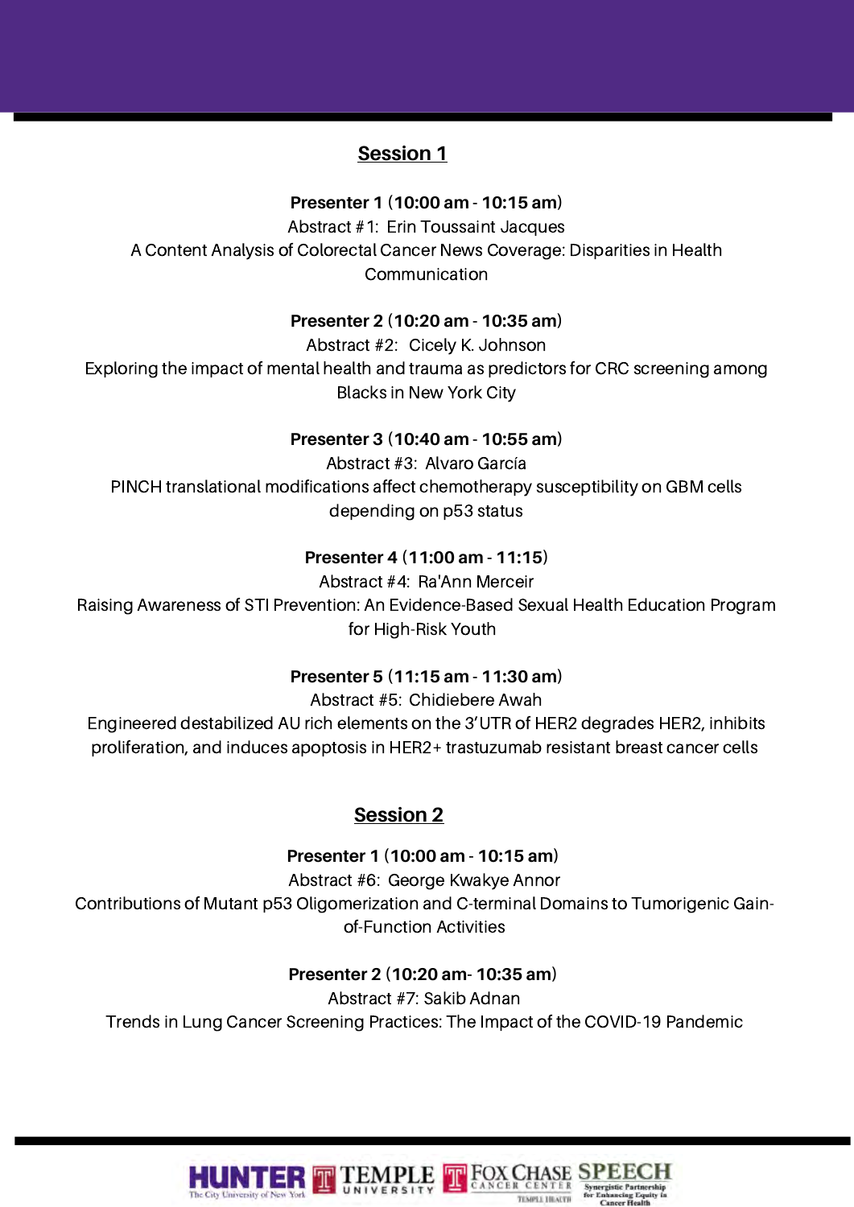## Session 1

**Presenter 1** (**10:00 am** - **10:15 am**)
Abstract #1: Erin Toussaint Jacques
A Content Analysis of Colorectal Cancer News Coverage: Disparities in Health Communication

**Presenter 2** (**10:20 am** - **10:35 am**)
Abstract #2: Cicely K. Johnson
Exploring the impact of mental health and trauma as predictors for CRC screening among Blacks in New York City

**Presenter 3** (**10:40 am** - **10:55 am**)
Abstract #3: Alvaro García
PINCH translational modifications affect chemotherapy susceptibility on GBM cells depending on p53 status

**Presenter 4** (**11:00 am** - **11:15**)
Abstract #4: Ra'Ann Merceir
Raising Awareness of STI Prevention: An Evidence-Based Sexual Health Education Program for High-Risk Youth

**Presenter 5** (**11:15 am** - **11:30 am**)
Abstract #5: Chidiebere Awah
Engineered destabilized AU rich elements on the 3'UTR of HER2 degrades HER2, inhibits proliferation, and induces apoptosis in HER2+ trastuzumab resistant breast cancer cells

## Session 2

**Presenter 1** (**10:00 am** - **10:15 am**)
Abstract #6: George Kwakye Annor
Contributions of Mutant p53 Oligomerization and C-terminal Domains to Tumorigenic Gain-of-Function Activities

**Presenter 2** (**10:20 am**- **10:35 am**)
Abstract #7: Sakib Adnan
Trends in Lung Cancer Screening Practices: The Impact of the COVID-19 Pandemic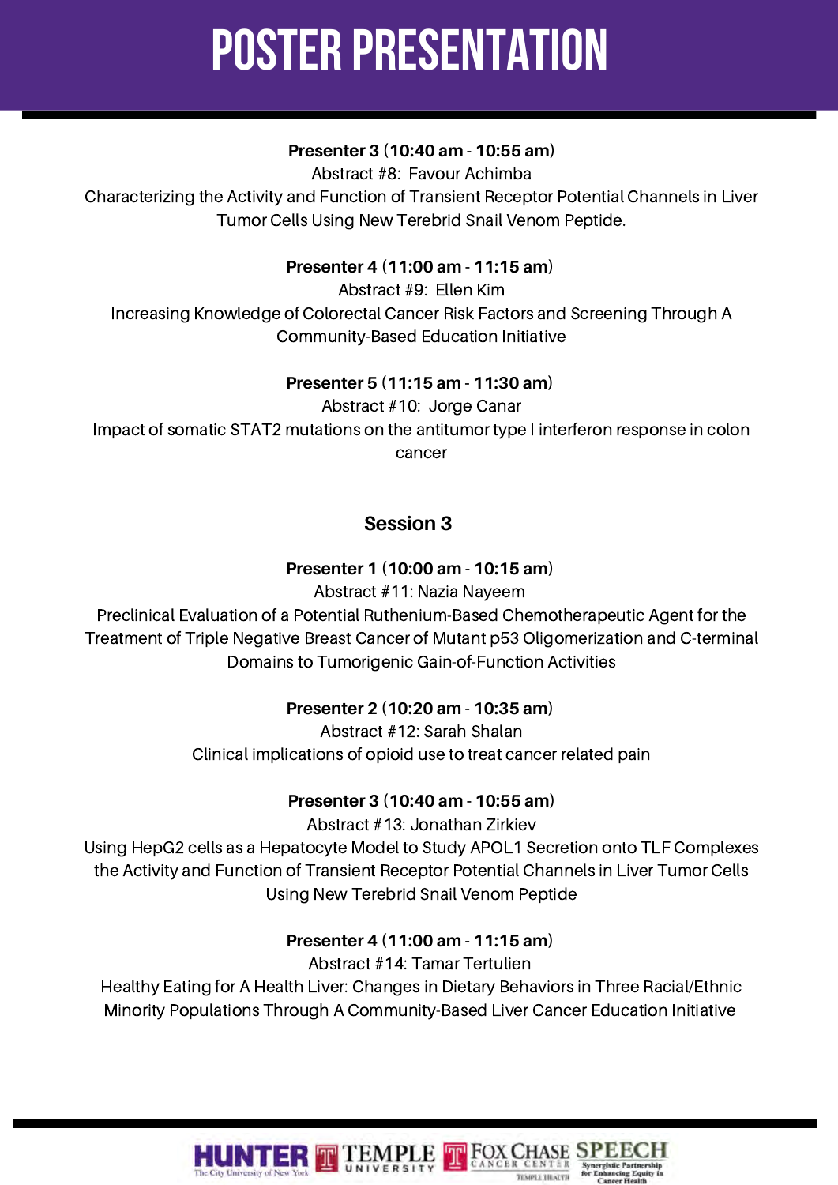# POSTER PRESENTATION

**Presenter 3** (**10:40 am** - **10:55 am**)
Abstract #8: Favour Achimba
Characterizing the Activity and Function of Transient Receptor Potential Channels in Liver Tumor Cells Using New Terebrid Snail Venom Peptide.

**Presenter 4** (**11:00 am** - **11:15 am**)
Abstract #9: Ellen Kim
Increasing Knowledge of Colorectal Cancer Risk Factors and Screening Through A Community-Based Education Initiative

**Presenter 5** (**11:15 am** - **11:30 am**)
Abstract #10: Jorge Canar
Impact of somatic STAT2 mutations on the antitumor type I interferon response in colon cancer

## Session 3

**Presenter 1** (**10:00 am** - **10:15 am**)
Abstract #11: Nazia Nayeem
Preclinical Evaluation of a Potential Ruthenium-Based Chemotherapeutic Agent for the Treatment of Triple Negative Breast Cancer of Mutant p53 Oligomerization and C-terminal Domains to Tumorigenic Gain-of-Function Activities

**Presenter 2** (**10:20 am** - **10:35 am**)
Abstract #12: Sarah Shalan
Clinical implications of opioid use to treat cancer related pain

**Presenter 3** (**10:40 am** - **10:55 am**)
Abstract #13: Jonathan Zirkiev
Using HepG2 cells as a Hepatocyte Model to Study APOL1 Secretion onto TLF Complexes the Activity and Function of Transient Receptor Potential Channels in Liver Tumor Cells Using New Terebrid Snail Venom Peptide

**Presenter 4** (**11:00 am** - **11:15 am**)
Abstract #14: Tamar Tertulien
Healthy Eating for A Health Liver: Changes in Dietary Behaviors in Three Racial/Ethnic Minority Populations Through A Community-Based Liver Cancer Education Initiative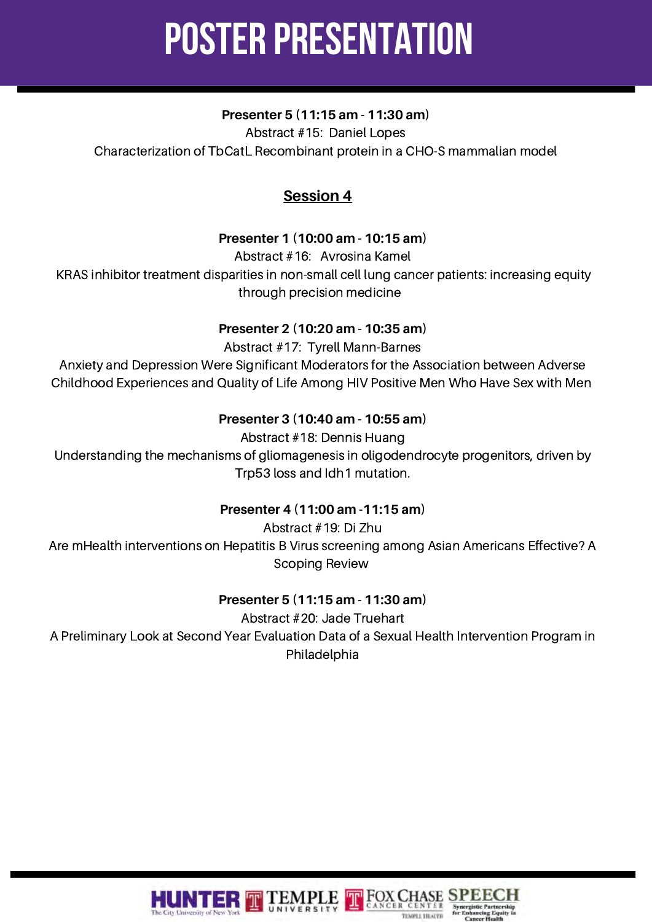# POSTER PRESENTATION

**Presenter 5 (11:15 am - 11:30 am)**
Abstract #15: Daniel Lopes
Characterization of TbCatL Recombinant protein in a CHO-S mammalian model

## Session 4

**Presenter 1 (10:00 am - 10:15 am)**
Abstract #16: Avrosina Kamel
KRAS inhibitor treatment disparities in non-small cell lung cancer patients: increasing equity through precision medicine

**Presenter 2 (10:20 am - 10:35 am)**
Abstract #17: Tyrell Mann-Barnes
Anxiety and Depression Were Significant Moderators for the Association between Adverse Childhood Experiences and Quality of Life Among HIV Positive Men Who Have Sex with Men

**Presenter 3 (10:40 am - 10:55 am)**
Abstract #18: Dennis Huang
Understanding the mechanisms of gliomagenesis in oligodendrocyte progenitors, driven by Trp53 loss and Idh1 mutation.

**Presenter 4 (11:00 am -11:15 am)**
Abstract #19: Di Zhu
Are mHealth interventions on Hepatitis B Virus screening among Asian Americans Effective? A Scoping Review

**Presenter 5 (11:15 am - 11:30 am)**
Abstract #20: Jade Truehart
A Preliminary Look at Second Year Evaluation Data of a Sexual Health Intervention Program in Philadelphia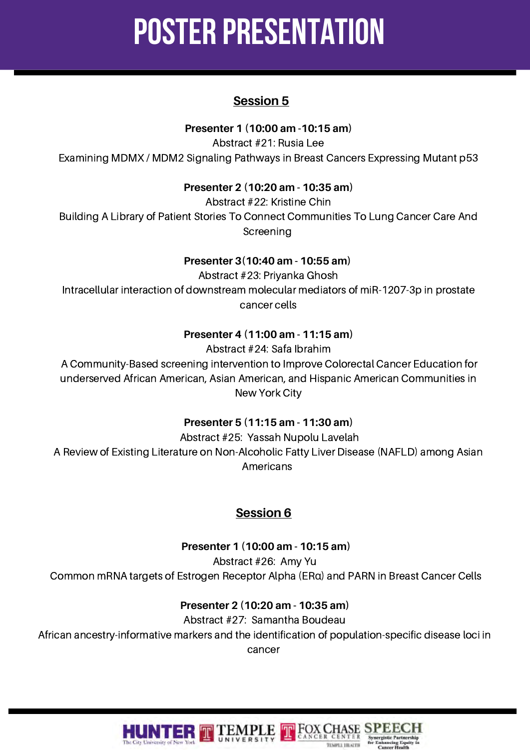# POSTER PRESENTATION

## Session 5

**Presenter 1 (10:00 am -10:15 am)**
Abstract #21: Rusia Lee
Examining MDMX / MDM2 Signaling Pathways in Breast Cancers Expressing Mutant p53

**Presenter 2 (10:20 am - 10:35 am)**
Abstract #22: Kristine Chin
Building A Library of Patient Stories To Connect Communities To Lung Cancer Care And Screening

**Presenter 3 (10:40 am - 10:55 am)**
Abstract #23: Priyanka Ghosh
Intracellular interaction of downstream molecular mediators of miR-1207-3p in prostate cancer cells

**Presenter 4 (11:00 am - 11:15 am)**
Abstract #24: Safa Ibrahim
A Community-Based screening intervention to Improve Colorectal Cancer Education for underserved African American, Asian American, and Hispanic American Communities in New York City

**Presenter 5 (11:15 am - 11:30 am)**
Abstract #25: Yassah Nupolu Lavelah
A Review of Existing Literature on Non-Alcoholic Fatty Liver Disease (NAFLD) among Asian Americans

## Session 6

**Presenter 1 (10:00 am - 10:15 am)**
Abstract #26: Amy Yu
Common mRNA targets of Estrogen Receptor Alpha (ERα) and PARN in Breast Cancer Cells

**Presenter 2 (10:20 am - 10:35 am)**
Abstract #27: Samantha Boudeau
African ancestry-informative markers and the identification of population-specific disease loci in cancer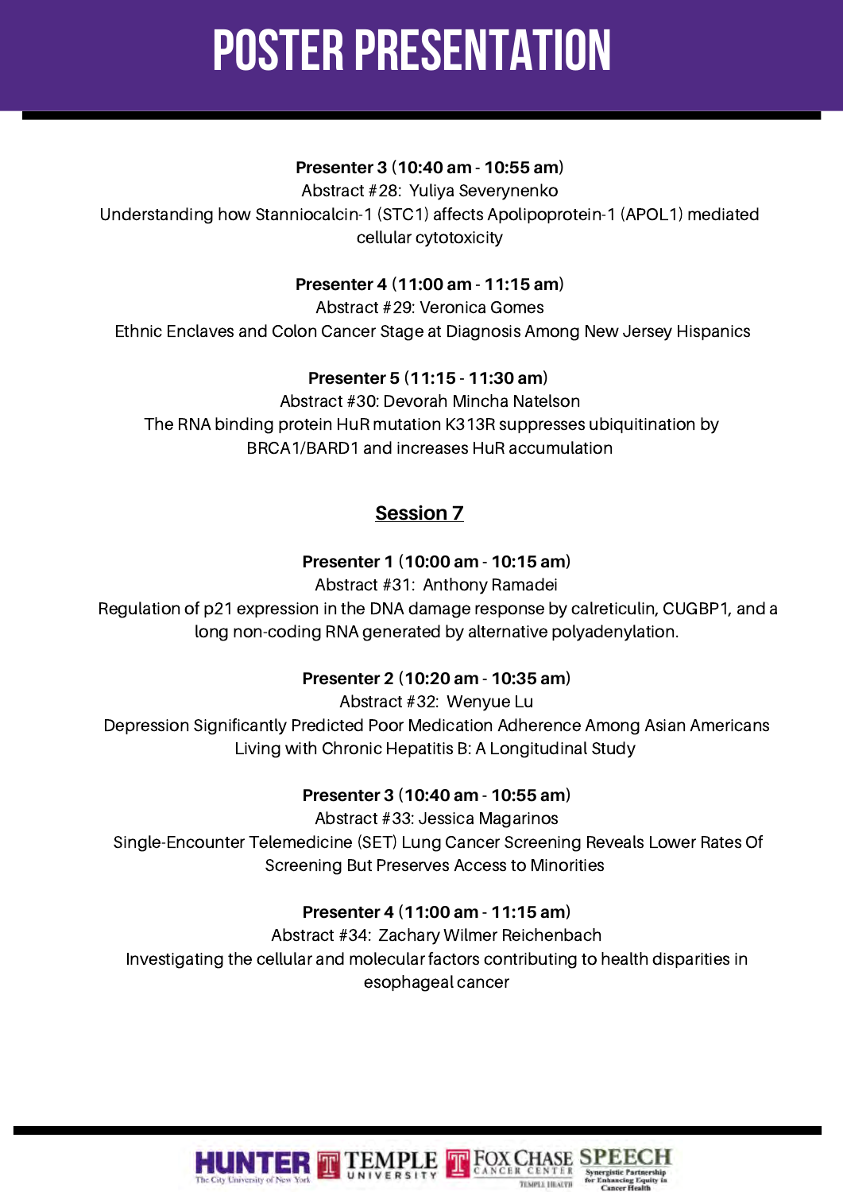# POSTER PRESENTATION

**Presenter 3** (**10:40 am** - **10:55 am**)
Abstract #28: Yuliya Severynenko
Understanding how Stanniocalcin-1 (STC1) affects Apolipoprotein-1 (APOL1) mediated cellular cytotoxicity

**Presenter 4** (**11:00 am** - **11:15 am**)
Abstract #29: Veronica Gomes
Ethnic Enclaves and Colon Cancer Stage at Diagnosis Among New Jersey Hispanics

**Presenter 5** (**11:15** - **11:30 am**)
Abstract #30: Devorah Mincha Natelson
The RNA binding protein HuR mutation K313R suppresses ubiquitination by BRCA1/BARD1 and increases HuR accumulation

## Session 7

**Presenter 1** (**10:00 am** - **10:15 am**)
Abstract #31: Anthony Ramadei
Regulation of p21 expression in the DNA damage response by calreticulin, CUGBP1, and a long non-coding RNA generated by alternative polyadenylation.

**Presenter 2** (**10:20 am** - **10:35 am**)
Abstract #32: Wenyue Lu
Depression Significantly Predicted Poor Medication Adherence Among Asian Americans Living with Chronic Hepatitis B: A Longitudinal Study

**Presenter 3** (**10:40 am** - **10:55 am**)
Abstract #33: Jessica Magarinos
Single-Encounter Telemedicine (SET) Lung Cancer Screening Reveals Lower Rates Of Screening But Preserves Access to Minorities

**Presenter 4** (**11:00 am** - **11:15 am**)
Abstract #34: Zachary Wilmer Reichenbach
Investigating the cellular and molecular factors contributing to health disparities in esophageal cancer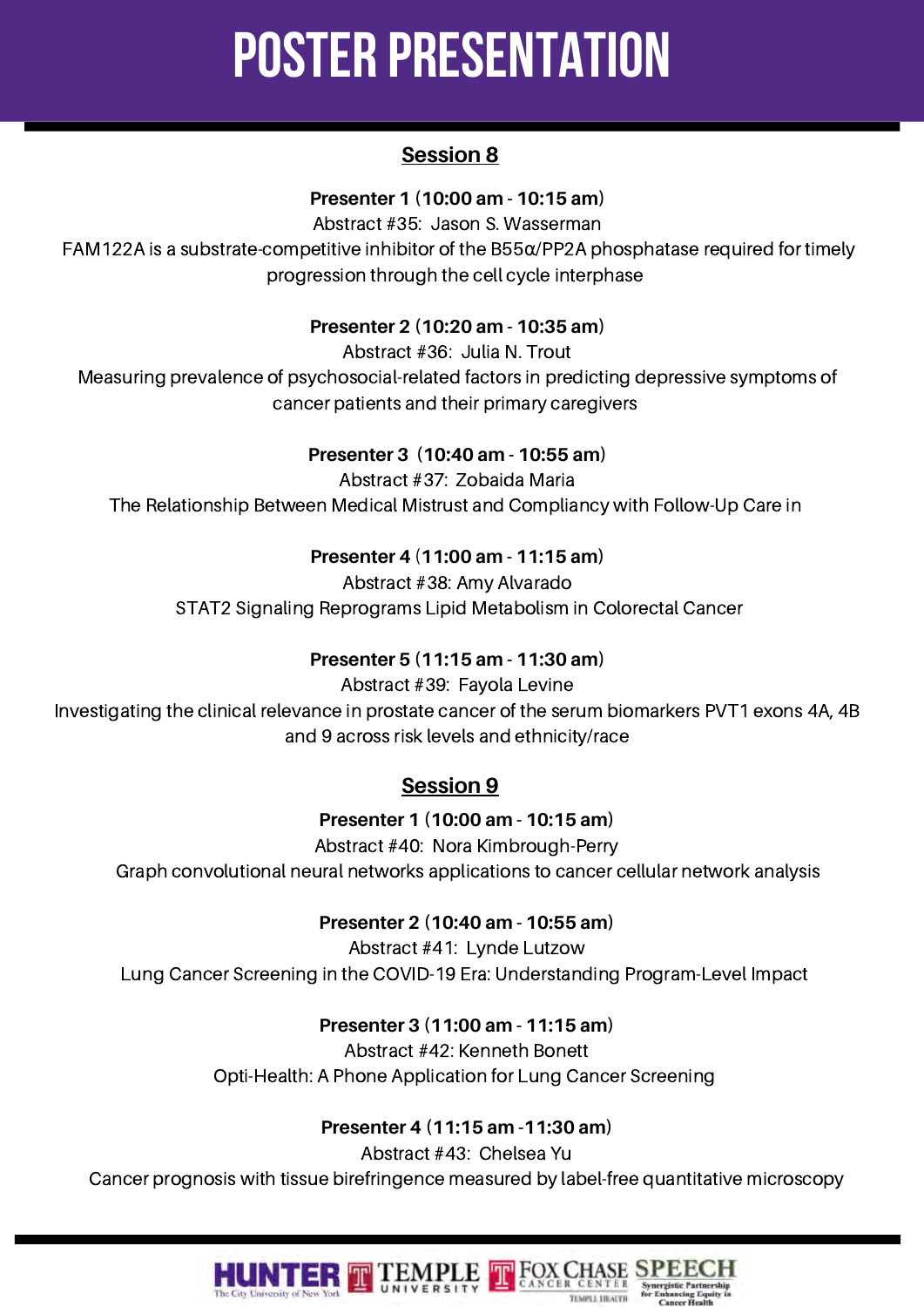# POSTER PRESENTATION

## Session 8

**Presenter 1 (10:00 am - 10:15 am)**
Abstract #35: Jason S. Wasserman
FAM122A is a substrate-competitive inhibitor of the B55α/PP2A phosphatase required for timely progression through the cell cycle interphase

**Presenter 2 (10:20 am - 10:35 am)**
Abstract #36: Julia N. Trout
Measuring prevalence of psychosocial-related factors in predicting depressive symptoms of cancer patients and their primary caregivers

**Presenter 3 (10:40 am - 10:55 am)**
Abstract #37: Zobaida Maria
The Relationship Between Medical Mistrust and Compliancy with Follow-Up Care in

**Presenter 4 (11:00 am - 11:15 am)**
Abstract #38: Amy Alvarado
STAT2 Signaling Reprograms Lipid Metabolism in Colorectal Cancer

**Presenter 5 (11:15 am - 11:30 am)**
Abstract #39: Fayola Levine
Investigating the clinical relevance in prostate cancer of the serum biomarkers PVT1 exons 4A, 4B and 9 across risk levels and ethnicity/race

## Session 9

**Presenter 1 (10:00 am - 10:15 am)**
Abstract #40: Nora Kimbrough-Perry
Graph convolutional neural networks applications to cancer cellular network analysis

**Presenter 2 (10:40 am - 10:55 am)**
Abstract #41: Lynde Lutzow
Lung Cancer Screening in the COVID-19 Era: Understanding Program-Level Impact

**Presenter 3 (11:00 am - 11:15 am)**
Abstract #42: Kenneth Bonett
Opti-Health: A Phone Application for Lung Cancer Screening

**Presenter 4 (11:15 am -11:30 am)**
Abstract #43: Chelsea Yu
Cancer prognosis with tissue birefringence measured by label-free quantitative microscopy

HUNTER The City University of New York | TEMPLE UNIVERSITY | FOX CHASE CANCER CENTER TEMPLE HEALTH | SPEECH Synergistic Partnership for Enhancing Equity in Cancer Health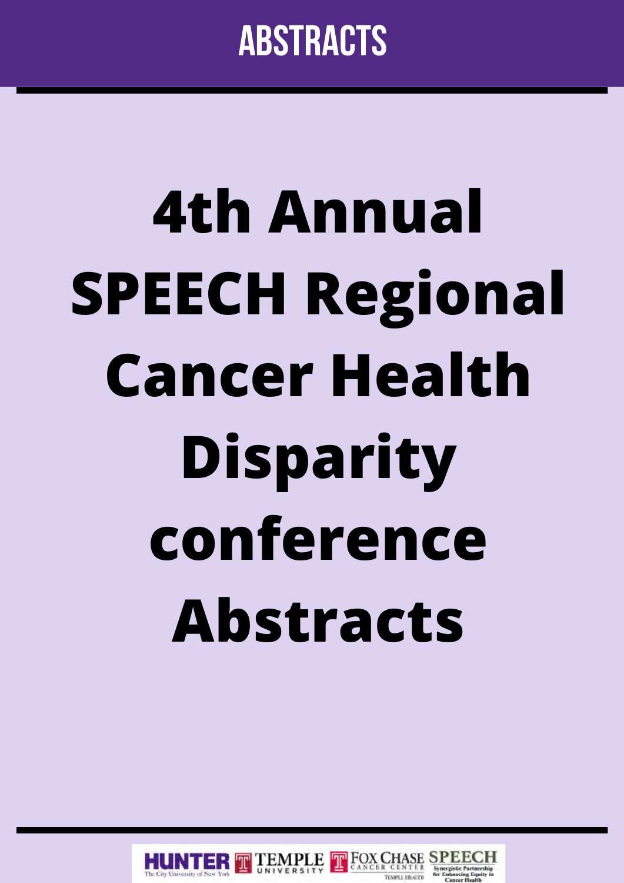# ABSTRACTS

# 4th Annual SPEECH Regional Cancer Health Disparity conference Abstracts

HUNTER The City University of New York | TEMPLE UNIVERSITY | FOX CHASE CANCER CENTER TEMPLE HEALTH | SPEECH Synergistic Partnership for Enhancing Equity in Cancer Health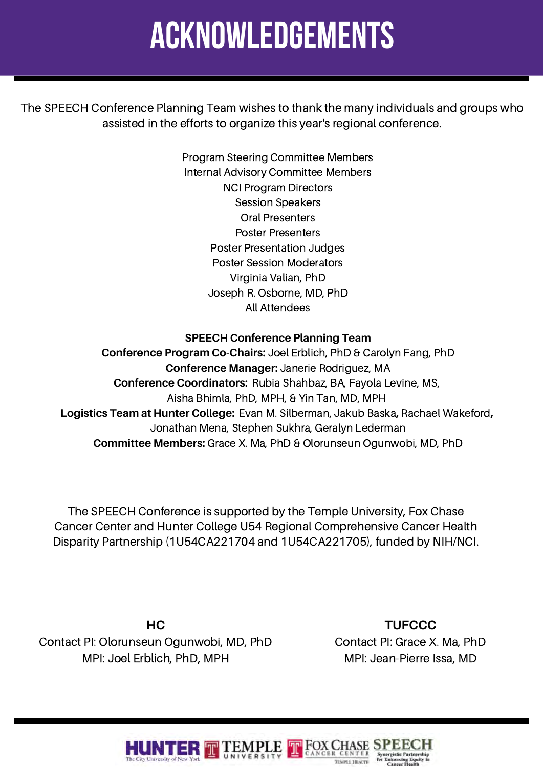# ACKNOWLEDGEMENTS

The SPEECH Conference Planning Team wishes to thank the many individuals and groups who assisted in the efforts to organize this year's regional conference.

Program Steering Committee Members
Internal Advisory Committee Members
NCI Program Directors
Session Speakers
Oral Presenters
Poster Presenters
Poster Presentation Judges
Poster Session Moderators
Virginia Valian, PhD
Joseph R. Osborne, MD, PhD
All Attendees

**SPEECH Conference Planning Team**

**Conference Program Co-Chairs:** Joel Erblich, PhD & Carolyn Fang, PhD
**Conference Manager:** Janerie Rodriguez, MA
**Conference Coordinators:** Rubia Shahbaz, BA, Fayola Levine, MS, Aisha Bhimla, PhD, MPH, & Yin Tan, MD, MPH
**Logistics Team at Hunter College:** Evan M. Silberman, Jakub Baska, Rachael Wakeford, Jonathan Mena, Stephen Sukhra, Geralyn Lederman
**Committee Members:** Grace X. Ma, PhD & Olorunseun Ogunwobi, MD, PhD

The SPEECH Conference is supported by the Temple University, Fox Chase Cancer Center and Hunter College U54 Regional Comprehensive Cancer Health Disparity Partnership (1U54CA221704 and 1U54CA221705), funded by NIH/NCI.

**HC**
Contact PI: Olorunseun Ogunwobi, MD, PhD
MPI: Joel Erblich, PhD, MPH

**TUFCCC**
Contact PI: Grace X. Ma, PhD
MPI: Jean-Pierre Issa, MD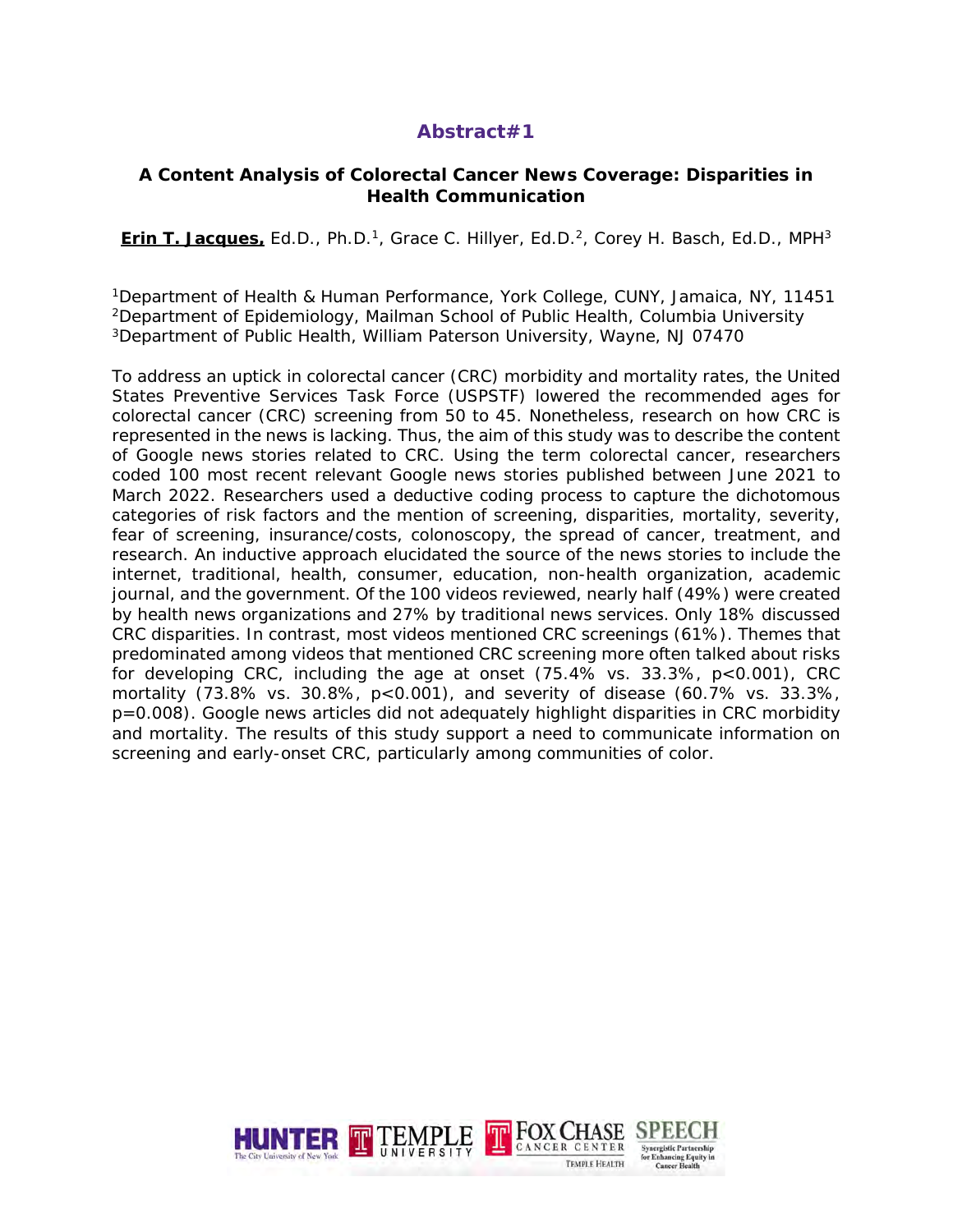## Abstract#1

### A Content Analysis of Colorectal Cancer News Coverage: Disparities in Health Communication

**Erin T. Jacques,** Ed.D., Ph.D.[1], Grace C. Hillyer, Ed.D.[2], Corey H. Basch, Ed.D., MPH[3]

[1]Department of Health & Human Performance, York College, CUNY, Jamaica, NY, 11451
[2]Department of Epidemiology, Mailman School of Public Health, Columbia University
[3]Department of Public Health, William Paterson University, Wayne, NJ 07470

To address an uptick in colorectal cancer (CRC) morbidity and mortality rates, the United States Preventive Services Task Force (USPSTF) lowered the recommended ages for colorectal cancer (CRC) screening from 50 to 45. Nonetheless, research on how CRC is represented in the news is lacking. Thus, the aim of this study was to describe the content of Google news stories related to CRC. Using the term colorectal cancer, researchers coded 100 most recent relevant Google news stories published between June 2021 to March 2022. Researchers used a deductive coding process to capture the dichotomous categories of risk factors and the mention of screening, disparities, mortality, severity, fear of screening, insurance/costs, colonoscopy, the spread of cancer, treatment, and research. An inductive approach elucidated the source of the news stories to include the internet, traditional, health, consumer, education, non-health organization, academic journal, and the government. Of the 100 videos reviewed, nearly half (49%) were created by health news organizations and 27% by traditional news services. Only 18% discussed CRC disparities. In contrast, most videos mentioned CRC screenings (61%). Themes that predominated among videos that mentioned CRC screening more often talked about risks for developing CRC, including the age at onset (75.4% vs. 33.3%, $p<0.001$), CRC mortality (73.8% vs. 30.8%, $p<0.001$), and severity of disease (60.7% vs. 33.3%, $p=0.008$). Google news articles did not adequately highlight disparities in CRC morbidity and mortality. The results of this study support a need to communicate information on screening and early-onset CRC, particularly among communities of color.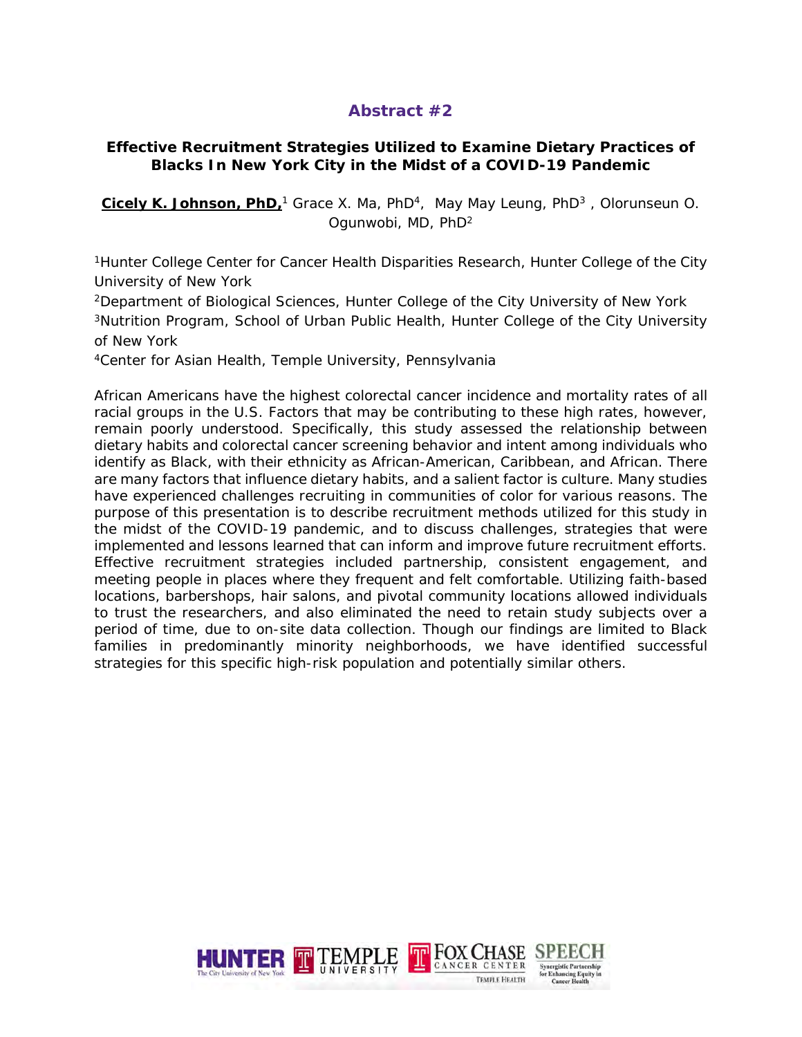## Abstract #2

### Effective Recruitment Strategies Utilized to Examine Dietary Practices of Blacks In New York City in the Midst of a COVID-19 Pandemic

**Cicely K. Johnson, PhD,**[1] Grace X. Ma, PhD[4], May May Leung, PhD[3] , Olorunseun O. Ogunwobi, MD, PhD[2]

[1]Hunter College Center for Cancer Health Disparities Research, Hunter College of the City University of New York

[2]Department of Biological Sciences, Hunter College of the City University of New York

[3]Nutrition Program, School of Urban Public Health, Hunter College of the City University of New York

[4]Center for Asian Health, Temple University, Pennsylvania

African Americans have the highest colorectal cancer incidence and mortality rates of all racial groups in the U.S. Factors that may be contributing to these high rates, however, remain poorly understood. Specifically, this study assessed the relationship between dietary habits and colorectal cancer screening behavior and intent among individuals who identify as Black, with their ethnicity as African-American, Caribbean, and African. There are many factors that influence dietary habits, and a salient factor is culture. Many studies have experienced challenges recruiting in communities of color for various reasons. The purpose of this presentation is to describe recruitment methods utilized for this study in the midst of the COVID-19 pandemic, and to discuss challenges, strategies that were implemented and lessons learned that can inform and improve future recruitment efforts. Effective recruitment strategies included partnership, consistent engagement, and meeting people in places where they frequent and felt comfortable. Utilizing faith-based locations, barbershops, hair salons, and pivotal community locations allowed individuals to trust the researchers, and also eliminated the need to retain study subjects over a period of time, due to on-site data collection. Though our findings are limited to Black families in predominantly minority neighborhoods, we have identified successful strategies for this specific high-risk population and potentially similar others.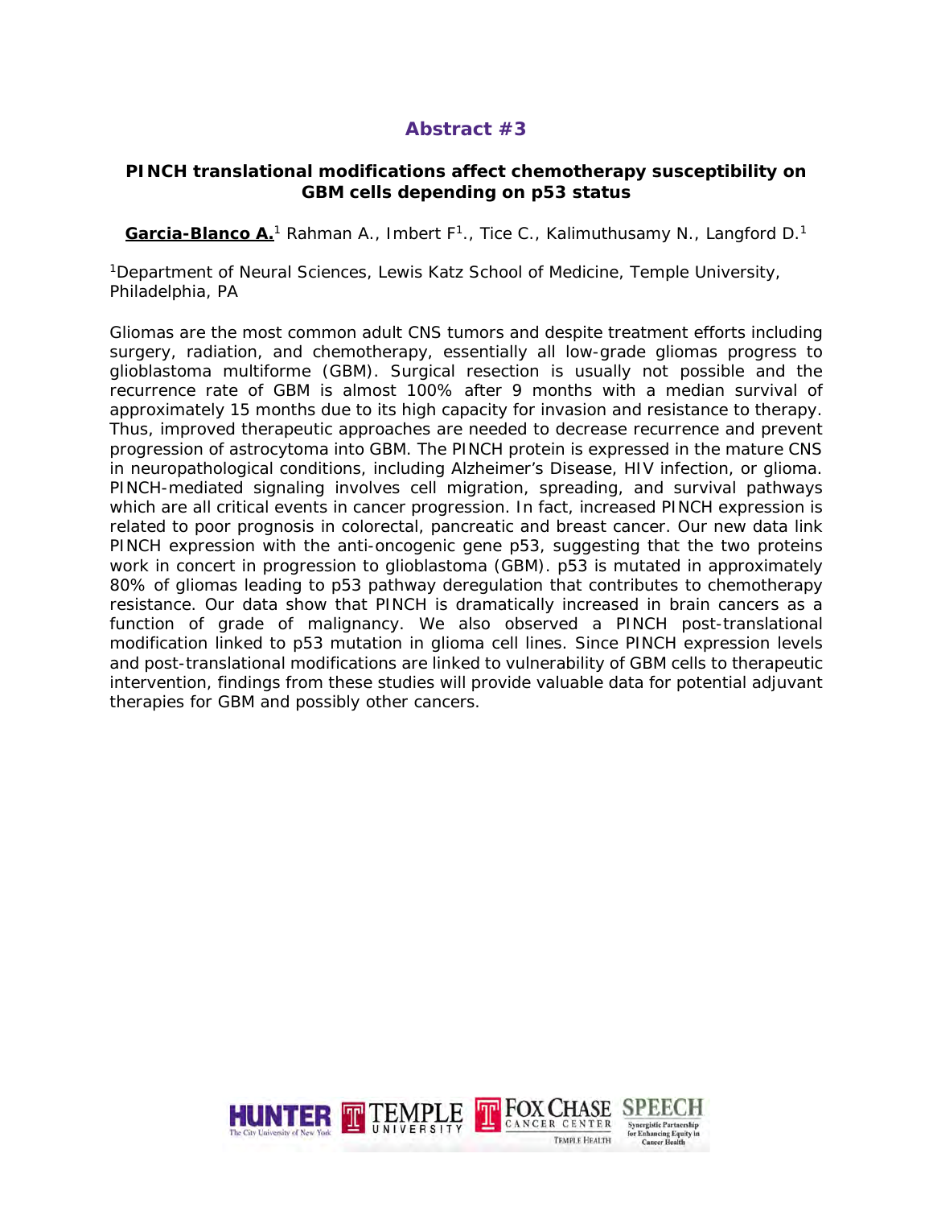## Abstract #3

### PINCH translational modifications affect chemotherapy susceptibility on GBM cells depending on p53 status

**Garcia-Blanco A.**[1] Rahman A., Imbert F[1]., Tice C., Kalimuthusamy N., Langford D.[1]

[1]Department of Neural Sciences, Lewis Katz School of Medicine, Temple University, Philadelphia, PA

Gliomas are the most common adult CNS tumors and despite treatment efforts including surgery, radiation, and chemotherapy, essentially all low-grade gliomas progress to glioblastoma multiforme (GBM). Surgical resection is usually not possible and the recurrence rate of GBM is almost 100% after 9 months with a median survival of approximately 15 months due to its high capacity for invasion and resistance to therapy. Thus, improved therapeutic approaches are needed to decrease recurrence and prevent progression of astrocytoma into GBM. The PINCH protein is expressed in the mature CNS in neuropathological conditions, including Alzheimer's Disease, HIV infection, or glioma. PINCH-mediated signaling involves cell migration, spreading, and survival pathways which are all critical events in cancer progression. In fact, increased PINCH expression is related to poor prognosis in colorectal, pancreatic and breast cancer. Our new data link PINCH expression with the anti-oncogenic gene p53, suggesting that the two proteins work in concert in progression to glioblastoma (GBM). p53 is mutated in approximately 80% of gliomas leading to p53 pathway deregulation that contributes to chemotherapy resistance. Our data show that PINCH is dramatically increased in brain cancers as a function of grade of malignancy. We also observed a PINCH post-translational modification linked to p53 mutation in glioma cell lines. Since PINCH expression levels and post-translational modifications are linked to vulnerability of GBM cells to therapeutic intervention, findings from these studies will provide valuable data for potential adjuvant therapies for GBM and possibly other cancers.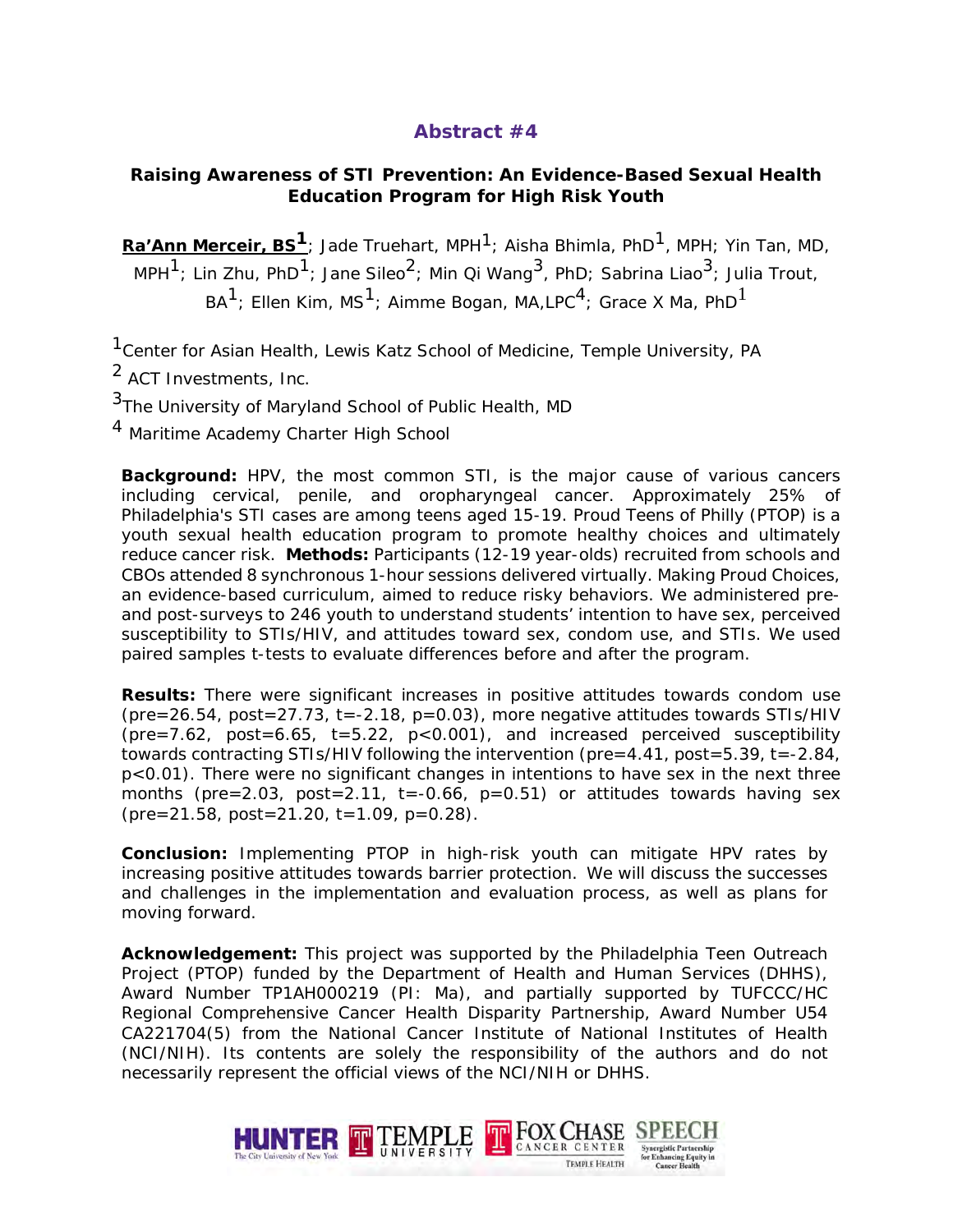## Abstract #4

### Raising Awareness of STI Prevention: An Evidence-Based Sexual Health Education Program for High Risk Youth

**Ra'Ann Merceir, BS[1]**; Jade Truehart, MPH[1]; Aisha Bhimla, PhD[1], MPH; Yin Tan, MD, MPH[1]; Lin Zhu, PhD[1]; Jane Sileo[2]; Min Qi Wang[3], PhD; Sabrina Liao[3]; Julia Trout, BA[1]; Ellen Kim, MS[1]; Aimme Bogan, MA,LPC[4]; Grace X Ma, PhD[1]

[1]Center for Asian Health, Lewis Katz School of Medicine, Temple University, PA

[2] ACT Investments, Inc.

[3]The University of Maryland School of Public Health, MD

[4] Maritime Academy Charter High School

**Background:** HPV, the most common STI, is the major cause of various cancers including cervical, penile, and oropharyngeal cancer. Approximately 25% of Philadelphia's STI cases are among teens aged 15-19. Proud Teens of Philly (PTOP) is a youth sexual health education program to promote healthy choices and ultimately reduce cancer risk. **Methods:** Participants (12-19 year-olds) recruited from schools and CBOs attended 8 synchronous 1-hour sessions delivered virtually. Making Proud Choices, an evidence-based curriculum, aimed to reduce risky behaviors. We administered pre- and post-surveys to 246 youth to understand students' intention to have sex, perceived susceptibility to STIs/HIV, and attitudes toward sex, condom use, and STIs. We used paired samples t-tests to evaluate differences before and after the program.

**Results:** There were significant increases in positive attitudes towards condom use (pre=26.54, post=27.73, t=-2.18, p=0.03), more negative attitudes towards STIs/HIV (pre=7.62, post=6.65, t=5.22, p<0.001), and increased perceived susceptibility towards contracting STIs/HIV following the intervention (pre=4.41, post=5.39, t=-2.84, p<0.01). There were no significant changes in intentions to have sex in the next three months (pre=2.03, post=2.11, t=-0.66, p=0.51) or attitudes towards having sex (pre=21.58, post=21.20, t=1.09, p=0.28).

**Conclusion:** Implementing PTOP in high-risk youth can mitigate HPV rates by increasing positive attitudes towards barrier protection. We will discuss the successes and challenges in the implementation and evaluation process, as well as plans for moving forward.

**Acknowledgement:** This project was supported by the Philadelphia Teen Outreach Project (PTOP) funded by the Department of Health and Human Services (DHHS), Award Number TP1AH000219 (PI: Ma), and partially supported by TUFCCC/HC Regional Comprehensive Cancer Health Disparity Partnership, Award Number U54 CA221704(5) from the National Cancer Institute of National Institutes of Health (NCI/NIH). Its contents are solely the responsibility of the authors and do not necessarily represent the official views of the NCI/NIH or DHHS.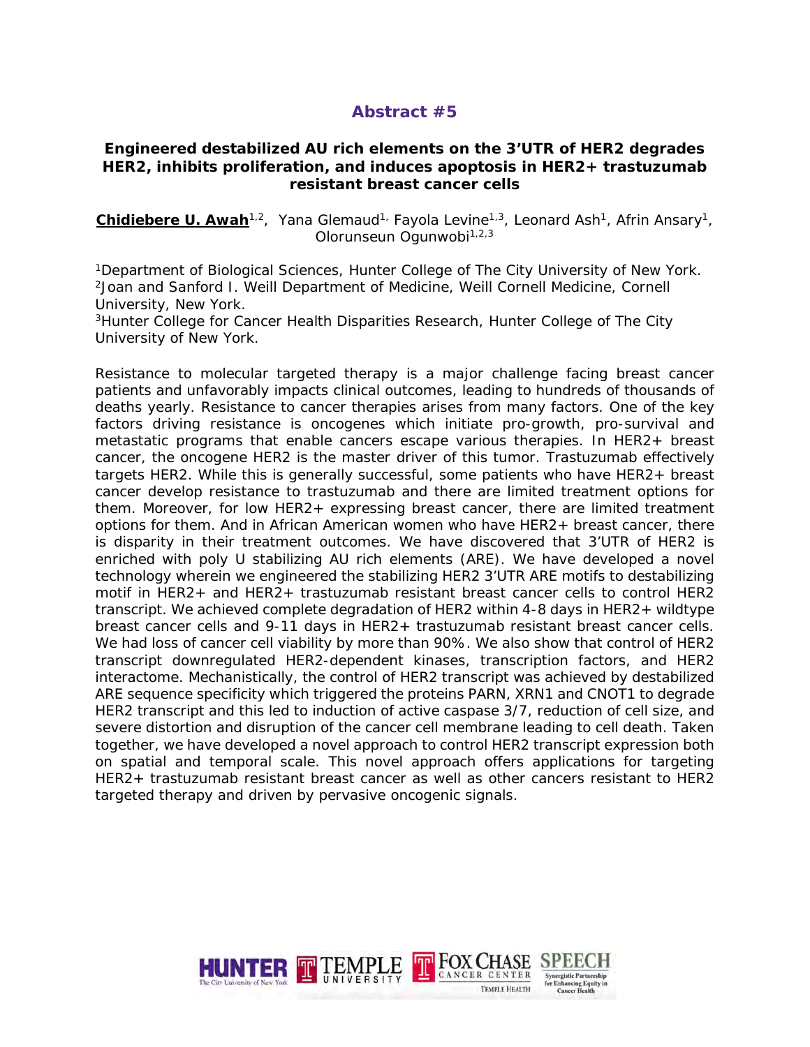## Abstract #5

### Engineered destabilized AU rich elements on the 3'UTR of HER2 degrades HER2, inhibits proliferation, and induces apoptosis in HER2+ trastuzumab resistant breast cancer cells

**Chidiebere U. Awah**[1,2], Yana Glemaud[1], Fayola Levine[1,3], Leonard Ash[1], Afrin Ansary[1], Olorunseun Ogunwobi[1,2,3]

[1]Department of Biological Sciences, Hunter College of The City University of New York.
[2]Joan and Sanford I. Weill Department of Medicine, Weill Cornell Medicine, Cornell University, New York.
[3]Hunter College for Cancer Health Disparities Research, Hunter College of The City University of New York.

Resistance to molecular targeted therapy is a major challenge facing breast cancer patients and unfavorably impacts clinical outcomes, leading to hundreds of thousands of deaths yearly. Resistance to cancer therapies arises from many factors. One of the key factors driving resistance is oncogenes which initiate pro-growth, pro-survival and metastatic programs that enable cancers escape various therapies. In HER2+ breast cancer, the oncogene HER2 is the master driver of this tumor. Trastuzumab effectively targets HER2. While this is generally successful, some patients who have HER2+ breast cancer develop resistance to trastuzumab and there are limited treatment options for them. Moreover, for low HER2+ expressing breast cancer, there are limited treatment options for them. And in African American women who have HER2+ breast cancer, there is disparity in their treatment outcomes. We have discovered that 3'UTR of HER2 is enriched with poly U stabilizing AU rich elements (ARE). We have developed a novel technology wherein we engineered the stabilizing HER2 3'UTR ARE motifs to destabilizing motif in HER2+ and HER2+ trastuzumab resistant breast cancer cells to control HER2 transcript. We achieved complete degradation of HER2 within 4-8 days in HER2+ wildtype breast cancer cells and 9-11 days in HER2+ trastuzumab resistant breast cancer cells. We had loss of cancer cell viability by more than 90%. We also show that control of HER2 transcript downregulated HER2-dependent kinases, transcription factors, and HER2 interactome. Mechanistically, the control of HER2 transcript was achieved by destabilized ARE sequence specificity which triggered the proteins PARN, XRN1 and CNOT1 to degrade HER2 transcript and this led to induction of active caspase 3/7, reduction of cell size, and severe distortion and disruption of the cancer cell membrane leading to cell death. Taken together, we have developed a novel approach to control HER2 transcript expression both on spatial and temporal scale. This novel approach offers applications for targeting HER2+ trastuzumab resistant breast cancer as well as other cancers resistant to HER2 targeted therapy and driven by pervasive oncogenic signals.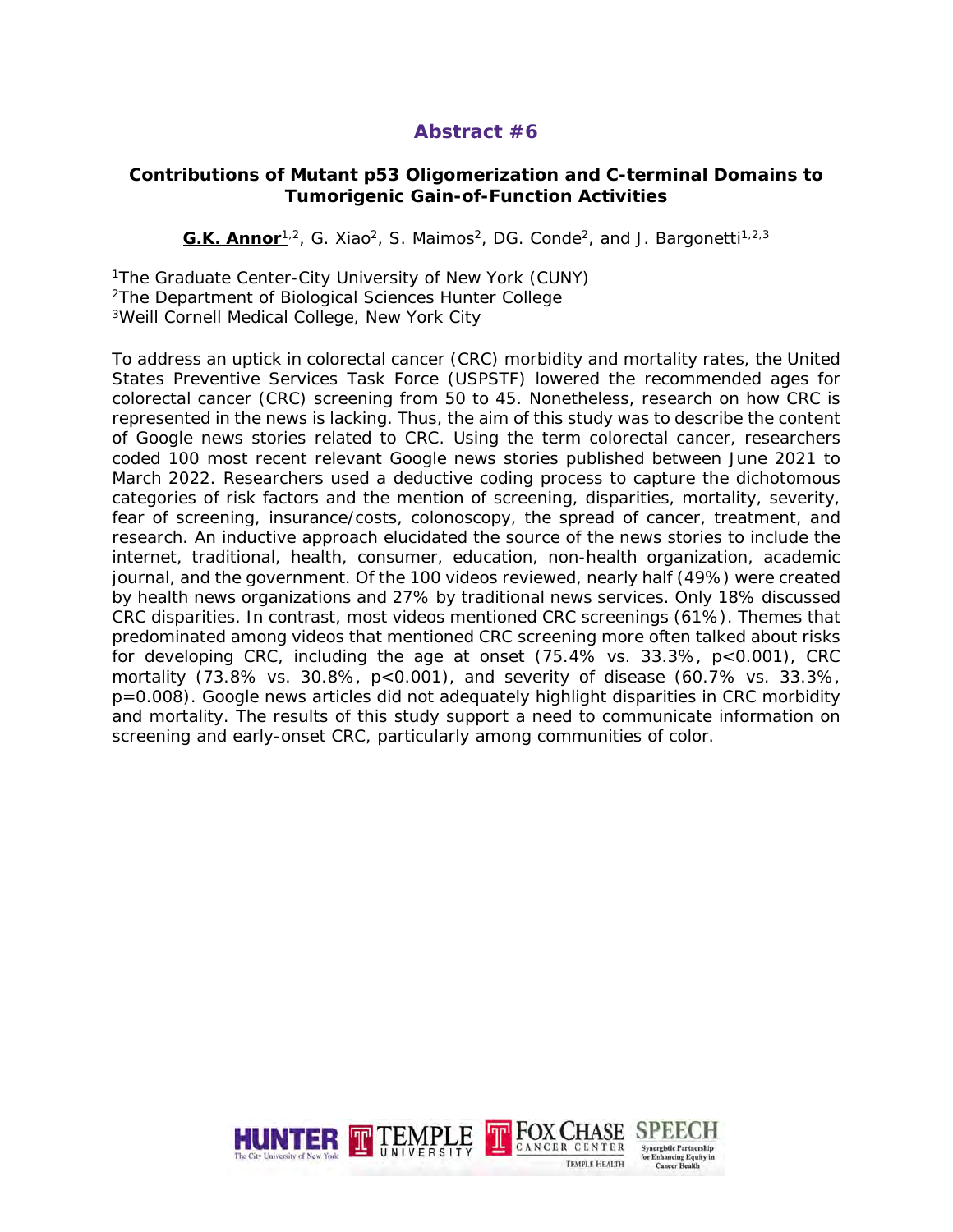## Abstract #6

### Contributions of Mutant p53 Oligomerization and C-terminal Domains to Tumorigenic Gain-of-Function Activities

**G.K. Annor**[1,2], G. Xiao[2], S. Maimos[2], DG. Conde[2], and J. Bargonetti[1,2,3]

[1]The Graduate Center-City University of New York (CUNY)
[2]The Department of Biological Sciences Hunter College
[3]Weill Cornell Medical College, New York City

To address an uptick in colorectal cancer (CRC) morbidity and mortality rates, the United States Preventive Services Task Force (USPSTF) lowered the recommended ages for colorectal cancer (CRC) screening from 50 to 45. Nonetheless, research on how CRC is represented in the news is lacking. Thus, the aim of this study was to describe the content of Google news stories related to CRC. Using the term colorectal cancer, researchers coded 100 most recent relevant Google news stories published between June 2021 to March 2022. Researchers used a deductive coding process to capture the dichotomous categories of risk factors and the mention of screening, disparities, mortality, severity, fear of screening, insurance/costs, colonoscopy, the spread of cancer, treatment, and research. An inductive approach elucidated the source of the news stories to include the internet, traditional, health, consumer, education, non-health organization, academic journal, and the government. Of the 100 videos reviewed, nearly half (49%) were created by health news organizations and 27% by traditional news services. Only 18% discussed CRC disparities. In contrast, most videos mentioned CRC screenings (61%). Themes that predominated among videos that mentioned CRC screening more often talked about risks for developing CRC, including the age at onset (75.4% vs. 33.3%, $p<0.001$), CRC mortality (73.8% vs. 30.8%, $p<0.001$), and severity of disease (60.7% vs. 33.3%, $p=0.008$). Google news articles did not adequately highlight disparities in CRC morbidity and mortality. The results of this study support a need to communicate information on screening and early-onset CRC, particularly among communities of color.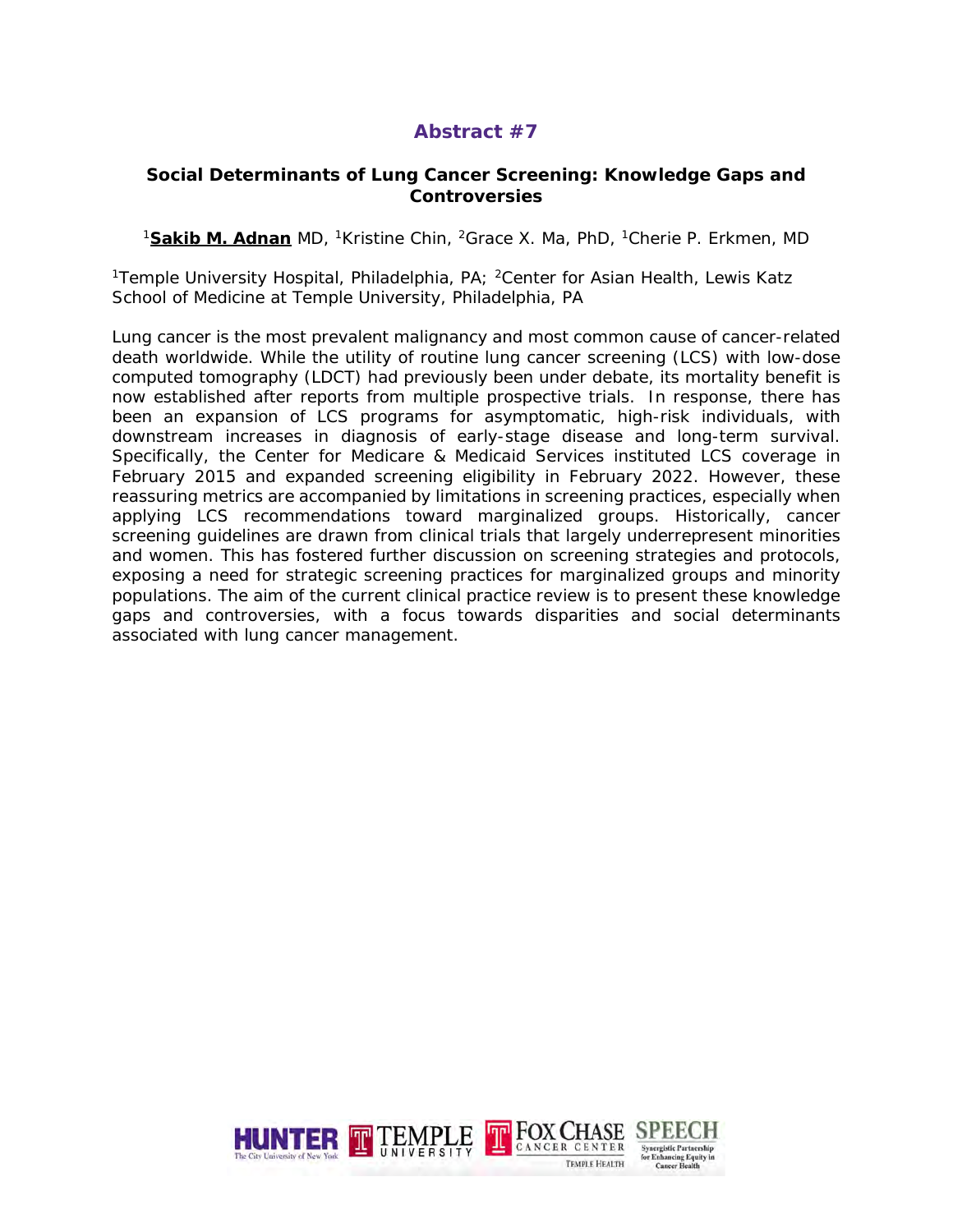## Abstract #7

### Social Determinants of Lung Cancer Screening: Knowledge Gaps and Controversies

[1]**Sakib M. Adnan** MD, [1]Kristine Chin, [2]Grace X. Ma, PhD, [1]Cherie P. Erkmen, MD

[1]Temple University Hospital, Philadelphia, PA; [2]Center for Asian Health, Lewis Katz School of Medicine at Temple University, Philadelphia, PA

Lung cancer is the most prevalent malignancy and most common cause of cancer-related death worldwide. While the utility of routine lung cancer screening (LCS) with low-dose computed tomography (LDCT) had previously been under debate, its mortality benefit is now established after reports from multiple prospective trials. In response, there has been an expansion of LCS programs for asymptomatic, high-risk individuals, with downstream increases in diagnosis of early-stage disease and long-term survival. Specifically, the Center for Medicare & Medicaid Services instituted LCS coverage in February 2015 and expanded screening eligibility in February 2022. However, these reassuring metrics are accompanied by limitations in screening practices, especially when applying LCS recommendations toward marginalized groups. Historically, cancer screening guidelines are drawn from clinical trials that largely underrepresent minorities and women. This has fostered further discussion on screening strategies and protocols, exposing a need for strategic screening practices for marginalized groups and minority populations. The aim of the current clinical practice review is to present these knowledge gaps and controversies, with a focus towards disparities and social determinants associated with lung cancer management.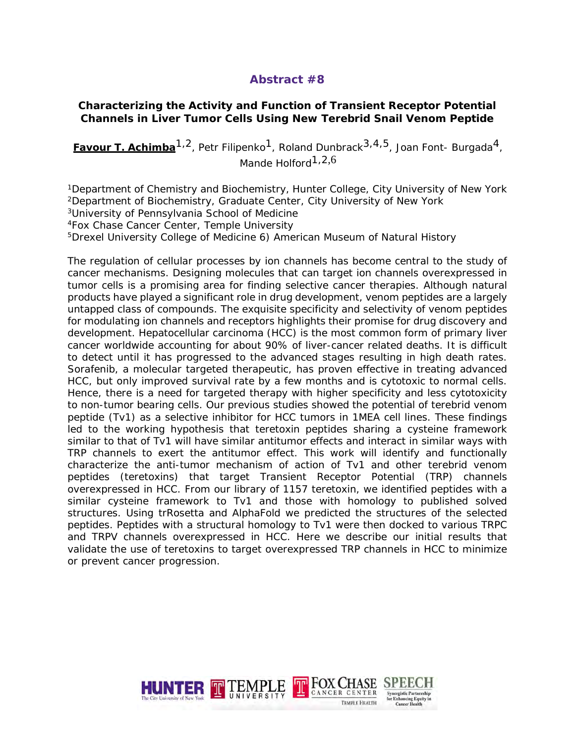## Abstract #8

### Characterizing the Activity and Function of Transient Receptor Potential Channels in Liver Tumor Cells Using New Terebrid Snail Venom Peptide

**Favour T. Achimba**[1,2], Petr Filipenko[1], Roland Dunbrack[3,4,5], Joan Font- Burgada[4], Mande Holford[1,2,6]

[1]Department of Chemistry and Biochemistry, Hunter College, City University of New York
[2]Department of Biochemistry, Graduate Center, City University of New York
[3]University of Pennsylvania School of Medicine
[4]Fox Chase Cancer Center, Temple University
[5]Drexel University College of Medicine 6) American Museum of Natural History

The regulation of cellular processes by ion channels has become central to the study of cancer mechanisms. Designing molecules that can target ion channels overexpressed in tumor cells is a promising area for finding selective cancer therapies. Although natural products have played a significant role in drug development, venom peptides are a largely untapped class of compounds. The exquisite specificity and selectivity of venom peptides for modulating ion channels and receptors highlights their promise for drug discovery and development. Hepatocellular carcinoma (HCC) is the most common form of primary liver cancer worldwide accounting for about 90% of liver-cancer related deaths. It is difficult to detect until it has progressed to the advanced stages resulting in high death rates. Sorafenib, a molecular targeted therapeutic, has proven effective in treating advanced HCC, but only improved survival rate by a few months and is cytotoxic to normal cells. Hence, there is a need for targeted therapy with higher specificity and less cytotoxicity to non-tumor bearing cells. Our previous studies showed the potential of terebrid venom peptide (Tv1) as a selective inhibitor for HCC tumors in 1MEA cell lines. These findings led to the working hypothesis that teretoxin peptides sharing a cysteine framework similar to that of Tv1 will have similar antitumor effects and interact in similar ways with TRP channels to exert the antitumor effect. This work will identify and functionally characterize the anti-tumor mechanism of action of Tv1 and other terebrid venom peptides (teretoxins) that target Transient Receptor Potential (TRP) channels overexpressed in HCC. From our library of 1157 teretoxin, we identified peptides with a similar cysteine framework to Tv1 and those with homology to published solved structures. Using trRosetta and AlphaFold we predicted the structures of the selected peptides. Peptides with a structural homology to Tv1 were then docked to various TRPC and TRPV channels overexpressed in HCC. Here we describe our initial results that validate the use of teretoxins to target overexpressed TRP channels in HCC to minimize or prevent cancer progression.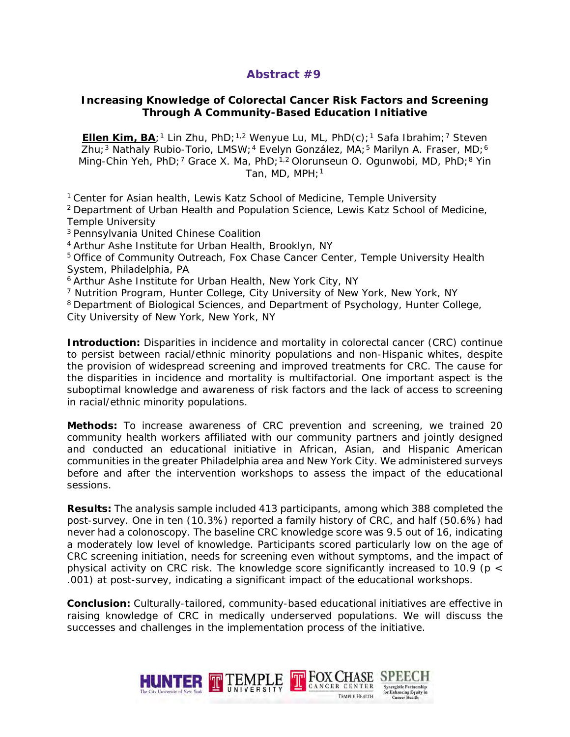## Abstract #9

### Increasing Knowledge of Colorectal Cancer Risk Factors and Screening Through A Community-Based Education Initiative

**Ellen Kim, BA**;[1] Lin Zhu, PhD;[1,2] Wenyue Lu, ML, PhD(c);[1] Safa Ibrahim;[7] Steven Zhu;[3] Nathaly Rubio-Torio, LMSW;[4] Evelyn González, MA;[5] Marilyn A. Fraser, MD;[6] Ming-Chin Yeh, PhD;[7] Grace X. Ma, PhD;[1,2] Olorunseun O. Ogunwobi, MD, PhD;[8] Yin Tan, MD, MPH;[1]

[1] Center for Asian health, Lewis Katz School of Medicine, Temple University
[2] Department of Urban Health and Population Science, Lewis Katz School of Medicine, Temple University
[3] Pennsylvania United Chinese Coalition
[4] Arthur Ashe Institute for Urban Health, Brooklyn, NY
[5] Office of Community Outreach, Fox Chase Cancer Center, Temple University Health System, Philadelphia, PA
[6] Arthur Ashe Institute for Urban Health, New York City, NY
[7] Nutrition Program, Hunter College, City University of New York, New York, NY
[8] Department of Biological Sciences, and Department of Psychology, Hunter College, City University of New York, New York, NY

**Introduction:** Disparities in incidence and mortality in colorectal cancer (CRC) continue to persist between racial/ethnic minority populations and non-Hispanic whites, despite the provision of widespread screening and improved treatments for CRC. The cause for the disparities in incidence and mortality is multifactorial. One important aspect is the suboptimal knowledge and awareness of risk factors and the lack of access to screening in racial/ethnic minority populations.

**Methods:** To increase awareness of CRC prevention and screening, we trained 20 community health workers affiliated with our community partners and jointly designed and conducted an educational initiative in African, Asian, and Hispanic American communities in the greater Philadelphia area and New York City. We administered surveys before and after the intervention workshops to assess the impact of the educational sessions.

**Results:** The analysis sample included 413 participants, among which 388 completed the post-survey. One in ten (10.3%) reported a family history of CRC, and half (50.6%) had never had a colonoscopy. The baseline CRC knowledge score was 9.5 out of 16, indicating a moderately low level of knowledge. Participants scored particularly low on the age of CRC screening initiation, needs for screening even without symptoms, and the impact of physical activity on CRC risk. The knowledge score significantly increased to 10.9 ($p < .001$) at post-survey, indicating a significant impact of the educational workshops.

**Conclusion:** Culturally-tailored, community-based educational initiatives are effective in raising knowledge of CRC in medically underserved populations. We will discuss the successes and challenges in the implementation process of the initiative.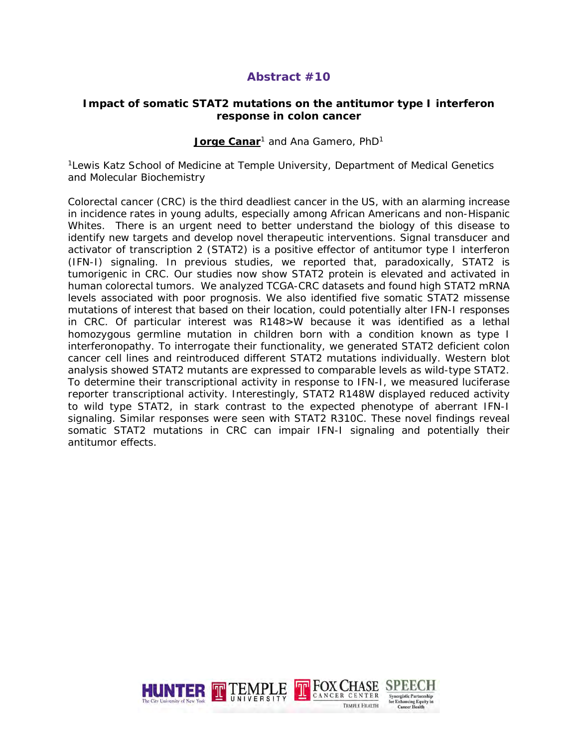## Abstract #10

### Impact of somatic STAT2 mutations on the antitumor type I interferon response in colon cancer

**Jorge Canar**[1] and Ana Gamero, PhD[1]

[1]Lewis Katz School of Medicine at Temple University, Department of Medical Genetics and Molecular Biochemistry

Colorectal cancer (CRC) is the third deadliest cancer in the US, with an alarming increase in incidence rates in young adults, especially among African Americans and non-Hispanic Whites. There is an urgent need to better understand the biology of this disease to identify new targets and develop novel therapeutic interventions. Signal transducer and activator of transcription 2 (STAT2) is a positive effector of antitumor type I interferon (IFN-I) signaling. In previous studies, we reported that, paradoxically, STAT2 is tumorigenic in CRC. Our studies now show STAT2 protein is elevated and activated in human colorectal tumors. We analyzed TCGA-CRC datasets and found high STAT2 mRNA levels associated with poor prognosis. We also identified five somatic STAT2 missense mutations of interest that based on their location, could potentially alter IFN-I responses in CRC. Of particular interest was R148>W because it was identified as a lethal homozygous germline mutation in children born with a condition known as type I interferonopathy. To interrogate their functionality, we generated STAT2 deficient colon cancer cell lines and reintroduced different STAT2 mutations individually. Western blot analysis showed STAT2 mutants are expressed to comparable levels as wild-type STAT2. To determine their transcriptional activity in response to IFN-I, we measured luciferase reporter transcriptional activity. Interestingly, STAT2 R148W displayed reduced activity to wild type STAT2, in stark contrast to the expected phenotype of aberrant IFN-I signaling. Similar responses were seen with STAT2 R310C. These novel findings reveal somatic STAT2 mutations in CRC can impair IFN-I signaling and potentially their antitumor effects.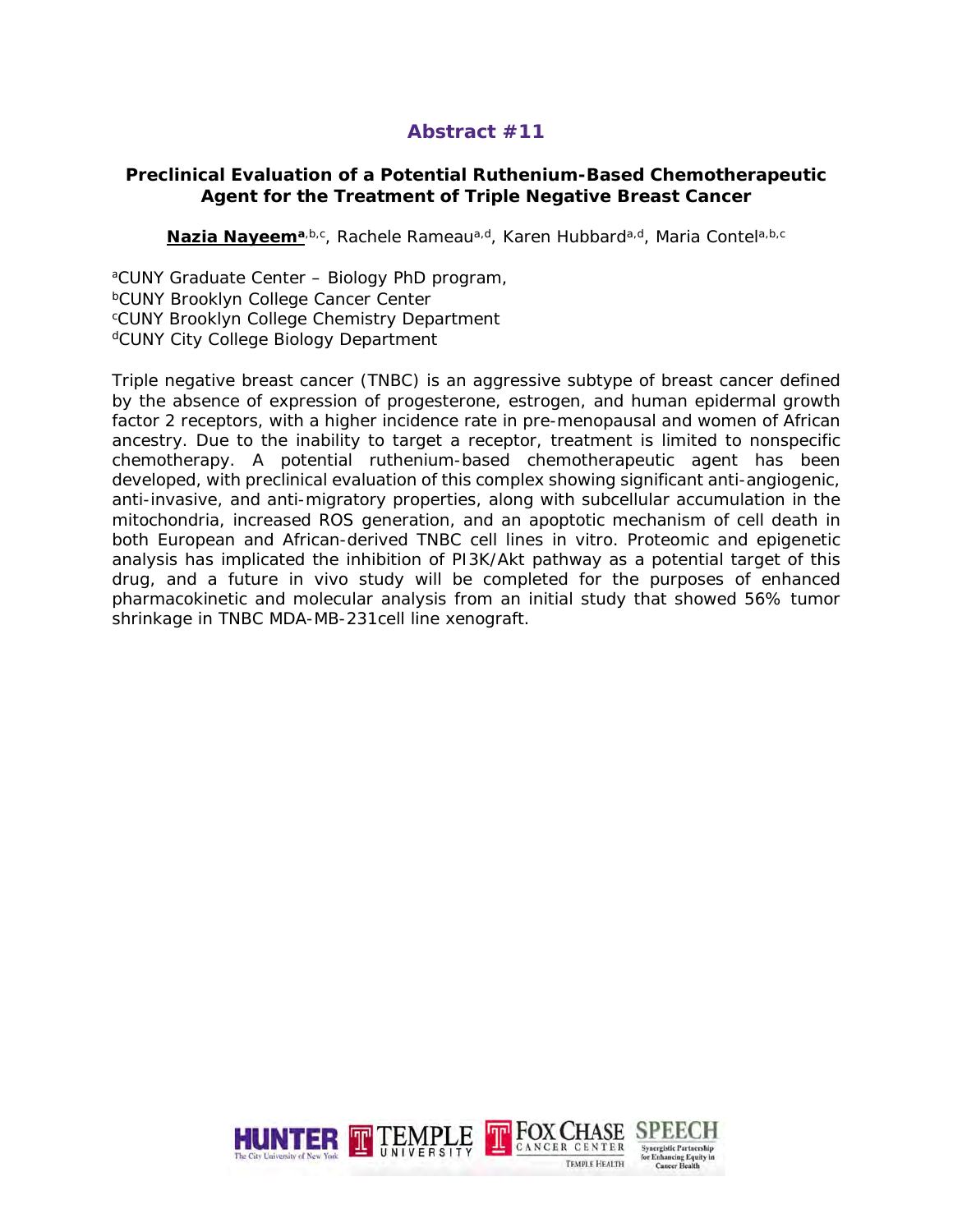## Abstract #11

### Preclinical Evaluation of a Potential Ruthenium-Based Chemotherapeutic Agent for the Treatment of Triple Negative Breast Cancer

**Nazia Nayeem**[a,b,c], Rachele Rameau[a,d], Karen Hubbard[a,d], Maria Contel[a,b,c]

[a]CUNY Graduate Center – Biology PhD program,
[b]CUNY Brooklyn College Cancer Center
[c]CUNY Brooklyn College Chemistry Department
[d]CUNY City College Biology Department

Triple negative breast cancer (TNBC) is an aggressive subtype of breast cancer defined by the absence of expression of progesterone, estrogen, and human epidermal growth factor 2 receptors, with a higher incidence rate in pre-menopausal and women of African ancestry. Due to the inability to target a receptor, treatment is limited to nonspecific chemotherapy. A potential ruthenium-based chemotherapeutic agent has been developed, with preclinical evaluation of this complex showing significant anti-angiogenic, anti-invasive, and anti-migratory properties, along with subcellular accumulation in the mitochondria, increased ROS generation, and an apoptotic mechanism of cell death in both European and African-derived TNBC cell lines in vitro. Proteomic and epigenetic analysis has implicated the inhibition of PI3K/Akt pathway as a potential target of this drug, and a future in vivo study will be completed for the purposes of enhanced pharmacokinetic and molecular analysis from an initial study that showed 56% tumor shrinkage in TNBC MDA-MB-231cell line xenograft.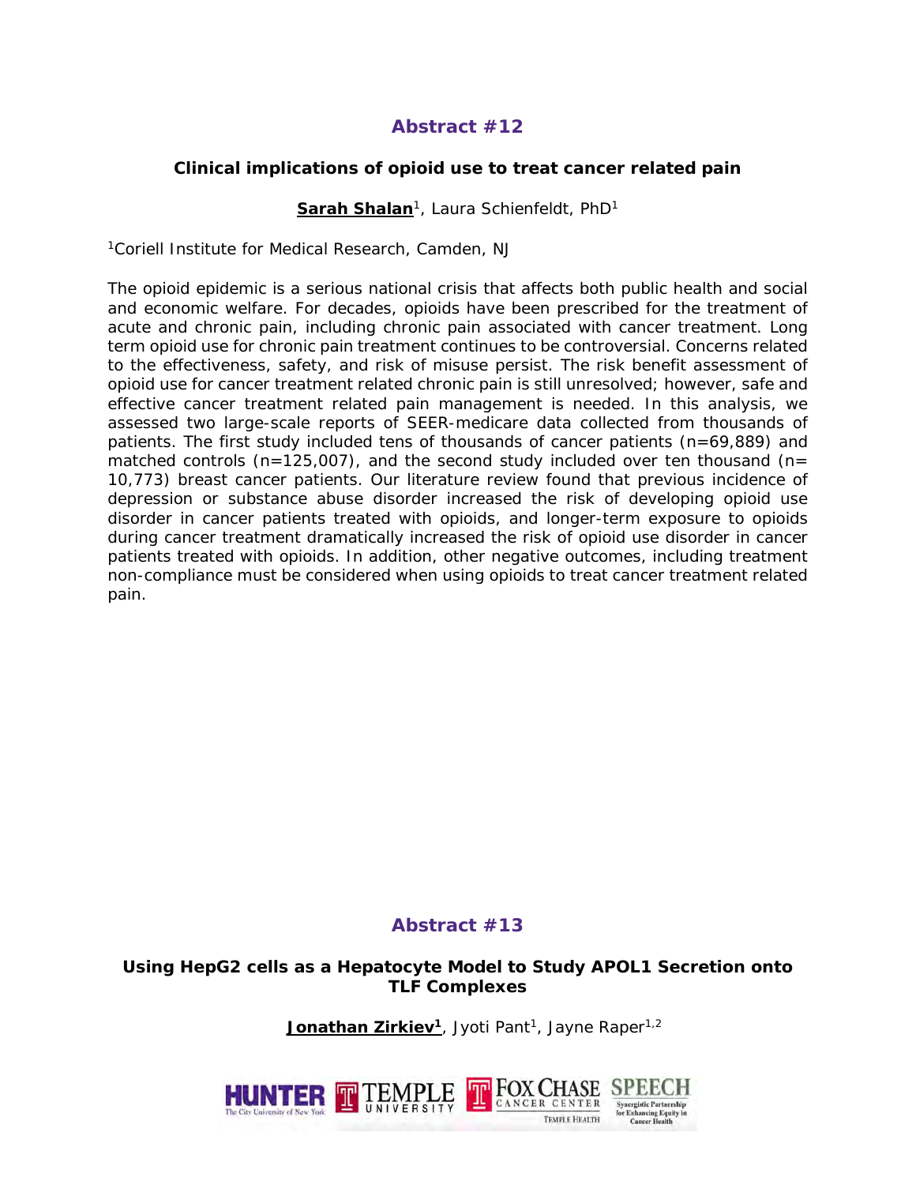## Abstract #12

### Clinical implications of opioid use to treat cancer related pain

**Sarah Shalan**[1], Laura Schienfeldt, PhD[1]

[1]Coriell Institute for Medical Research, Camden, NJ

The opioid epidemic is a serious national crisis that affects both public health and social and economic welfare. For decades, opioids have been prescribed for the treatment of acute and chronic pain, including chronic pain associated with cancer treatment. Long term opioid use for chronic pain treatment continues to be controversial. Concerns related to the effectiveness, safety, and risk of misuse persist. The risk benefit assessment of opioid use for cancer treatment related chronic pain is still unresolved; however, safe and effective cancer treatment related pain management is needed. In this analysis, we assessed two large-scale reports of SEER-medicare data collected from thousands of patients. The first study included tens of thousands of cancer patients (n=69,889) and matched controls (n=125,007), and the second study included over ten thousand (n= 10,773) breast cancer patients. Our literature review found that previous incidence of depression or substance abuse disorder increased the risk of developing opioid use disorder in cancer patients treated with opioids, and longer-term exposure to opioids during cancer treatment dramatically increased the risk of opioid use disorder in cancer patients treated with opioids. In addition, other negative outcomes, including treatment non-compliance must be considered when using opioids to treat cancer treatment related pain.

## Abstract #13

### Using HepG2 cells as a Hepatocyte Model to Study APOL1 Secretion onto TLF Complexes

**Jonathan Zirkiev[1]**, Jyoti Pant[1], Jayne Raper[1,2]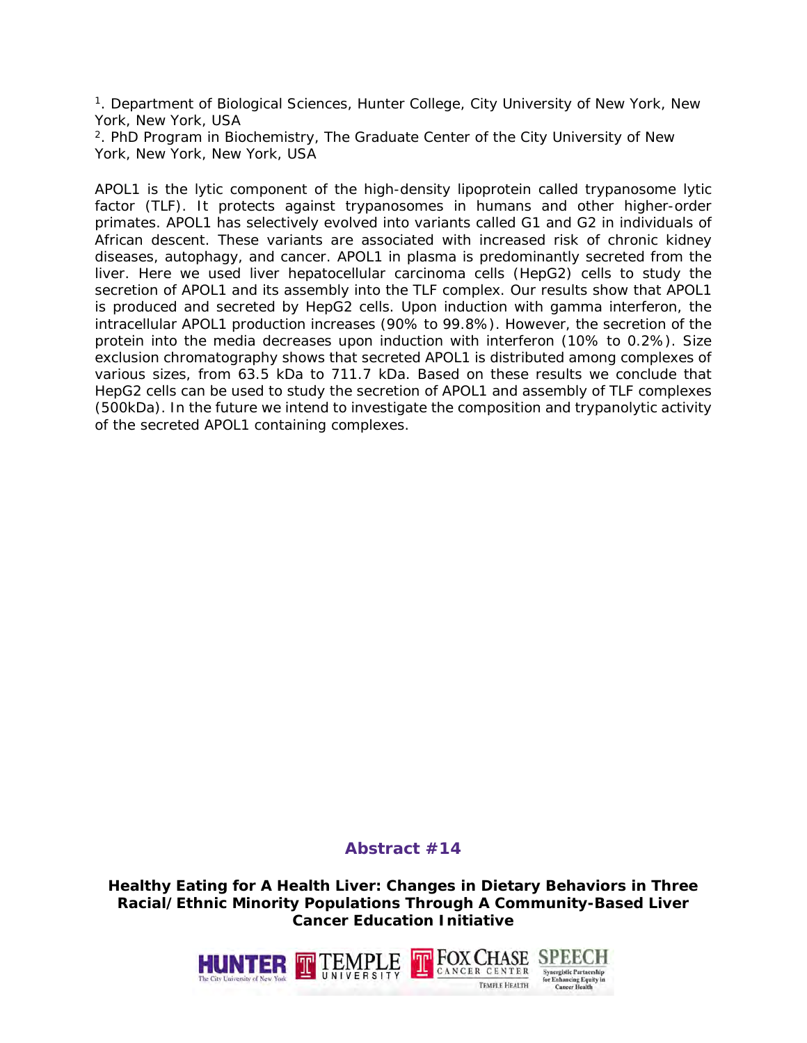[1]. Department of Biological Sciences, Hunter College, City University of New York, New York, New York, USA

[2]. PhD Program in Biochemistry, The Graduate Center of the City University of New York, New York, New York, USA

APOL1 is the lytic component of the high-density lipoprotein called trypanosome lytic factor (TLF). It protects against trypanosomes in humans and other higher-order primates. APOL1 has selectively evolved into variants called G1 and G2 in individuals of African descent. These variants are associated with increased risk of chronic kidney diseases, autophagy, and cancer. APOL1 in plasma is predominantly secreted from the liver. Here we used liver hepatocellular carcinoma cells (HepG2) cells to study the secretion of APOL1 and its assembly into the TLF complex. Our results show that APOL1 is produced and secreted by HepG2 cells. Upon induction with gamma interferon, the intracellular APOL1 production increases (90% to 99.8%). However, the secretion of the protein into the media decreases upon induction with interferon (10% to 0.2%). Size exclusion chromatography shows that secreted APOL1 is distributed among complexes of various sizes, from 63.5 kDa to 711.7 kDa. Based on these results we conclude that HepG2 cells can be used to study the secretion of APOL1 and assembly of TLF complexes (500kDa). In the future we intend to investigate the composition and trypanolytic activity of the secreted APOL1 containing complexes.

## Abstract #14

**Healthy Eating for A Health Liver: Changes in Dietary Behaviors in Three Racial/Ethnic Minority Populations Through A Community-Based Liver Cancer Education Initiative**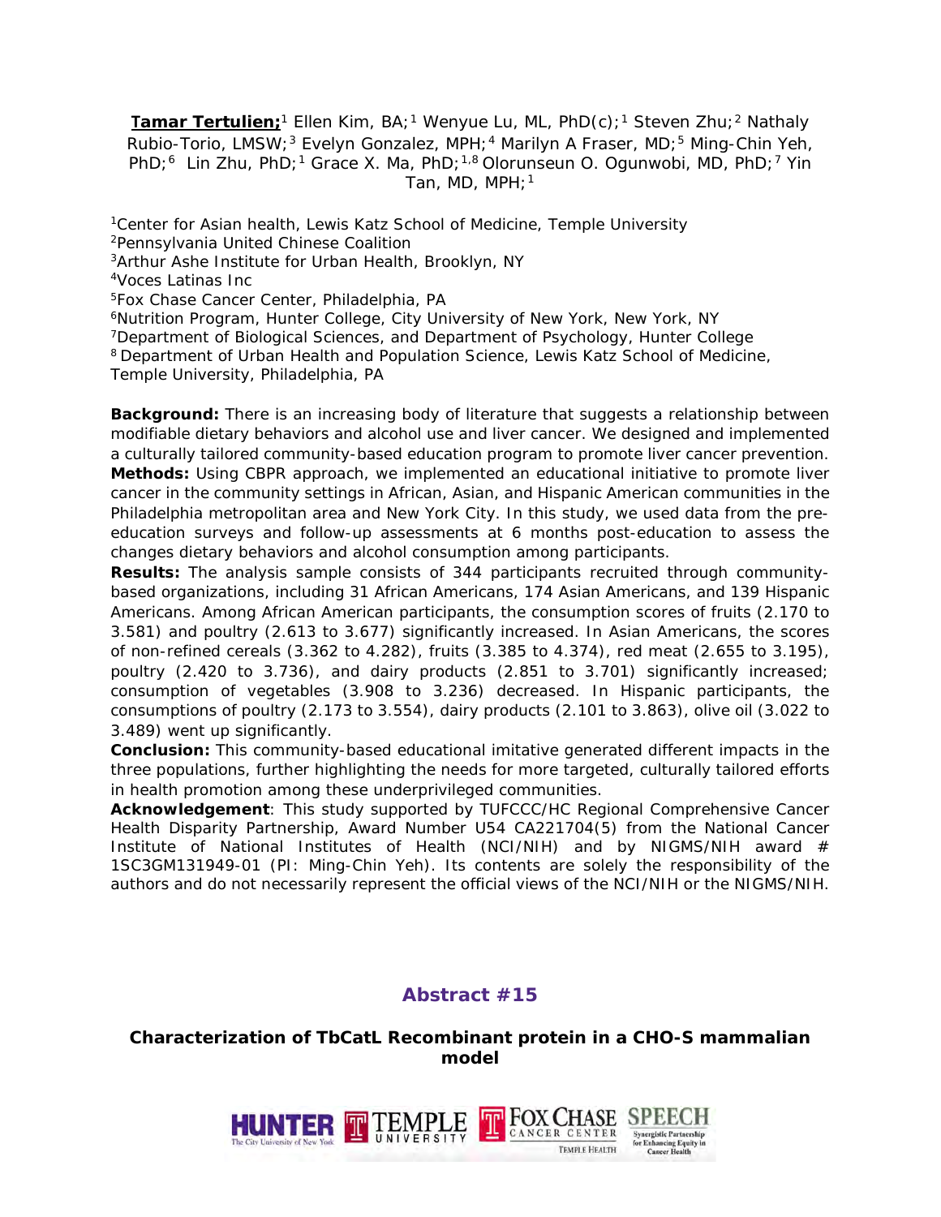**Tamar Tertulien;**[1] Ellen Kim, BA;[1] Wenyue Lu, ML, PhD(c);[1] Steven Zhu;[2] Nathaly Rubio-Torio, LMSW;[3] Evelyn Gonzalez, MPH;[4] Marilyn A Fraser, MD;[5] Ming-Chin Yeh, PhD;[6] Lin Zhu, PhD;[1] Grace X. Ma, PhD;[1,8] Olorunseun O. Ogunwobi, MD, PhD;[7] Yin Tan, MD, MPH;[1]

[1]Center for Asian health, Lewis Katz School of Medicine, Temple University
[2]Pennsylvania United Chinese Coalition
[3]Arthur Ashe Institute for Urban Health, Brooklyn, NY
[4]Voces Latinas Inc
[5]Fox Chase Cancer Center, Philadelphia, PA
[6]Nutrition Program, Hunter College, City University of New York, New York, NY
[7]Department of Biological Sciences, and Department of Psychology, Hunter College
[8] Department of Urban Health and Population Science, Lewis Katz School of Medicine, Temple University, Philadelphia, PA

**Background:** There is an increasing body of literature that suggests a relationship between modifiable dietary behaviors and alcohol use and liver cancer. We designed and implemented a culturally tailored community-based education program to promote liver cancer prevention.
**Methods:** Using CBPR approach, we implemented an educational initiative to promote liver cancer in the community settings in African, Asian, and Hispanic American communities in the Philadelphia metropolitan area and New York City. In this study, we used data from the pre-education surveys and follow-up assessments at 6 months post-education to assess the changes dietary behaviors and alcohol consumption among participants.
**Results:** The analysis sample consists of 344 participants recruited through community-based organizations, including 31 African Americans, 174 Asian Americans, and 139 Hispanic Americans. Among African American participants, the consumption scores of fruits (2.170 to 3.581) and poultry (2.613 to 3.677) significantly increased. In Asian Americans, the scores of non-refined cereals (3.362 to 4.282), fruits (3.385 to 4.374), red meat (2.655 to 3.195), poultry (2.420 to 3.736), and dairy products (2.851 to 3.701) significantly increased; consumption of vegetables (3.908 to 3.236) decreased. In Hispanic participants, the consumptions of poultry (2.173 to 3.554), dairy products (2.101 to 3.863), olive oil (3.022 to 3.489) went up significantly.
**Conclusion:** This community-based educational imitative generated different impacts in the three populations, further highlighting the needs for more targeted, culturally tailored efforts in health promotion among these underprivileged communities.
**Acknowledgement**: This study supported by TUFCCC/HC Regional Comprehensive Cancer Health Disparity Partnership, Award Number U54 CA221704(5) from the National Cancer Institute of National Institutes of Health (NCI/NIH) and by NIGMS/NIH award # 1SC3GM131949-01 (PI: Ming-Chin Yeh). Its contents are solely the responsibility of the authors and do not necessarily represent the official views of the NCI/NIH or the NIGMS/NIH.

## Abstract #15

### Characterization of TbCatL Recombinant protein in a CHO-S mammalian model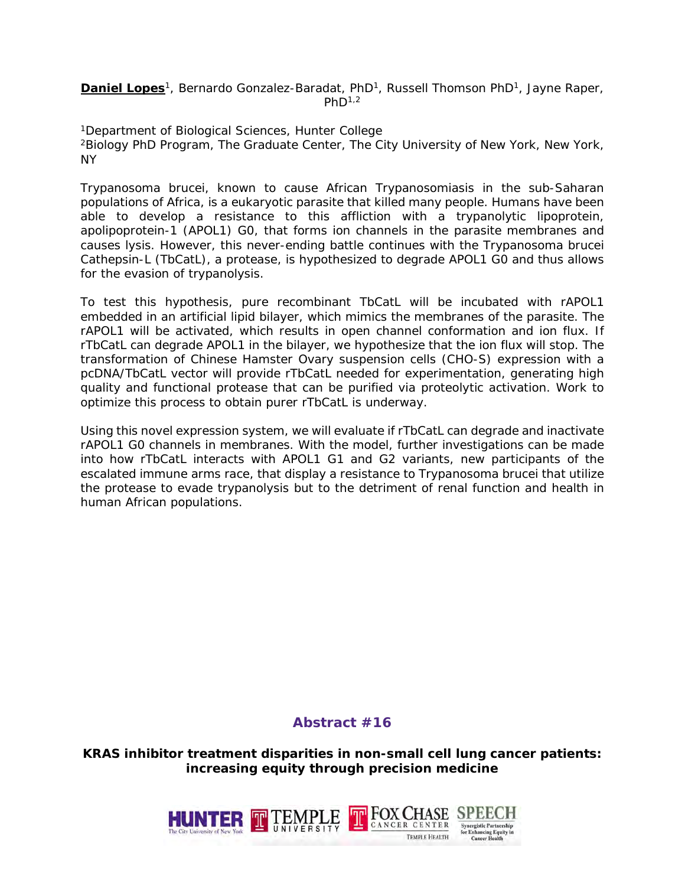**Daniel Lopes**[1], Bernardo Gonzalez-Baradat, PhD[1], Russell Thomson PhD[1], Jayne Raper, PhD[1,2]

[1]Department of Biological Sciences, Hunter College
[2]Biology PhD Program, The Graduate Center, The City University of New York, New York, NY

Trypanosoma brucei, known to cause African Trypanosomiasis in the sub-Saharan populations of Africa, is a eukaryotic parasite that killed many people. Humans have been able to develop a resistance to this affliction with a trypanolytic lipoprotein, apolipoprotein-1 (APOL1) G0, that forms ion channels in the parasite membranes and causes lysis. However, this never-ending battle continues with the Trypanosoma brucei Cathepsin-L (TbCatL), a protease, is hypothesized to degrade APOL1 G0 and thus allows for the evasion of trypanolysis.

To test this hypothesis, pure recombinant TbCatL will be incubated with rAPOL1 embedded in an artificial lipid bilayer, which mimics the membranes of the parasite. The rAPOL1 will be activated, which results in open channel conformation and ion flux. If rTbCatL can degrade APOL1 in the bilayer, we hypothesize that the ion flux will stop. The transformation of Chinese Hamster Ovary suspension cells (CHO-S) expression with a pcDNA/TbCatL vector will provide rTbCatL needed for experimentation, generating high quality and functional protease that can be purified via proteolytic activation. Work to optimize this process to obtain purer rTbCatL is underway.

Using this novel expression system, we will evaluate if rTbCatL can degrade and inactivate rAPOL1 G0 channels in membranes. With the model, further investigations can be made into how rTbCatL interacts with APOL1 G1 and G2 variants, new participants of the escalated immune arms race, that display a resistance to Trypanosoma brucei that utilize the protease to evade trypanolysis but to the detriment of renal function and health in human African populations.

## Abstract #16

**KRAS inhibitor treatment disparities in non-small cell lung cancer patients: increasing equity through precision medicine**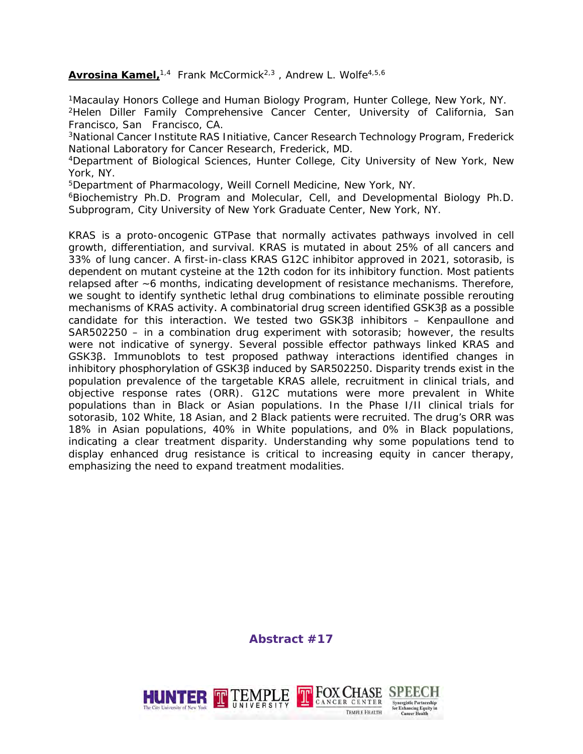**Avrosina Kamel,**[1,4] Frank McCormick[2,3], Andrew L. Wolfe[4,5,6]

[1]Macaulay Honors College and Human Biology Program, Hunter College, New York, NY.
[2]Helen Diller Family Comprehensive Cancer Center, University of California, San Francisco, San Francisco, CA.
[3]National Cancer Institute RAS Initiative, Cancer Research Technology Program, Frederick National Laboratory for Cancer Research, Frederick, MD.
[4]Department of Biological Sciences, Hunter College, City University of New York, New York, NY.
[5]Department of Pharmacology, Weill Cornell Medicine, New York, NY.
[6]Biochemistry Ph.D. Program and Molecular, Cell, and Developmental Biology Ph.D. Subprogram, City University of New York Graduate Center, New York, NY.

KRAS is a proto-oncogenic GTPase that normally activates pathways involved in cell growth, differentiation, and survival. KRAS is mutated in about 25% of all cancers and 33% of lung cancer. A first-in-class KRAS G12C inhibitor approved in 2021, sotorasib, is dependent on mutant cysteine at the 12th codon for its inhibitory function. Most patients relapsed after ~6 months, indicating development of resistance mechanisms. Therefore, we sought to identify synthetic lethal drug combinations to eliminate possible rerouting mechanisms of KRAS activity. A combinatorial drug screen identified GSK3β as a possible candidate for this interaction. We tested two GSK3β inhibitors – Kenpaullone and SAR502250 – in a combination drug experiment with sotorasib; however, the results were not indicative of synergy. Several possible effector pathways linked KRAS and GSK3β. Immunoblots to test proposed pathway interactions identified changes in inhibitory phosphorylation of GSK3β induced by SAR502250. Disparity trends exist in the population prevalence of the targetable KRAS allele, recruitment in clinical trials, and objective response rates (ORR). G12C mutations were more prevalent in White populations than in Black or Asian populations. In the Phase I/II clinical trials for sotorasib, 102 White, 18 Asian, and 2 Black patients were recruited. The drug's ORR was 18% in Asian populations, 40% in White populations, and 0% in Black populations, indicating a clear treatment disparity. Understanding why some populations tend to display enhanced drug resistance is critical to increasing equity in cancer therapy, emphasizing the need to expand treatment modalities.

**Abstract #17**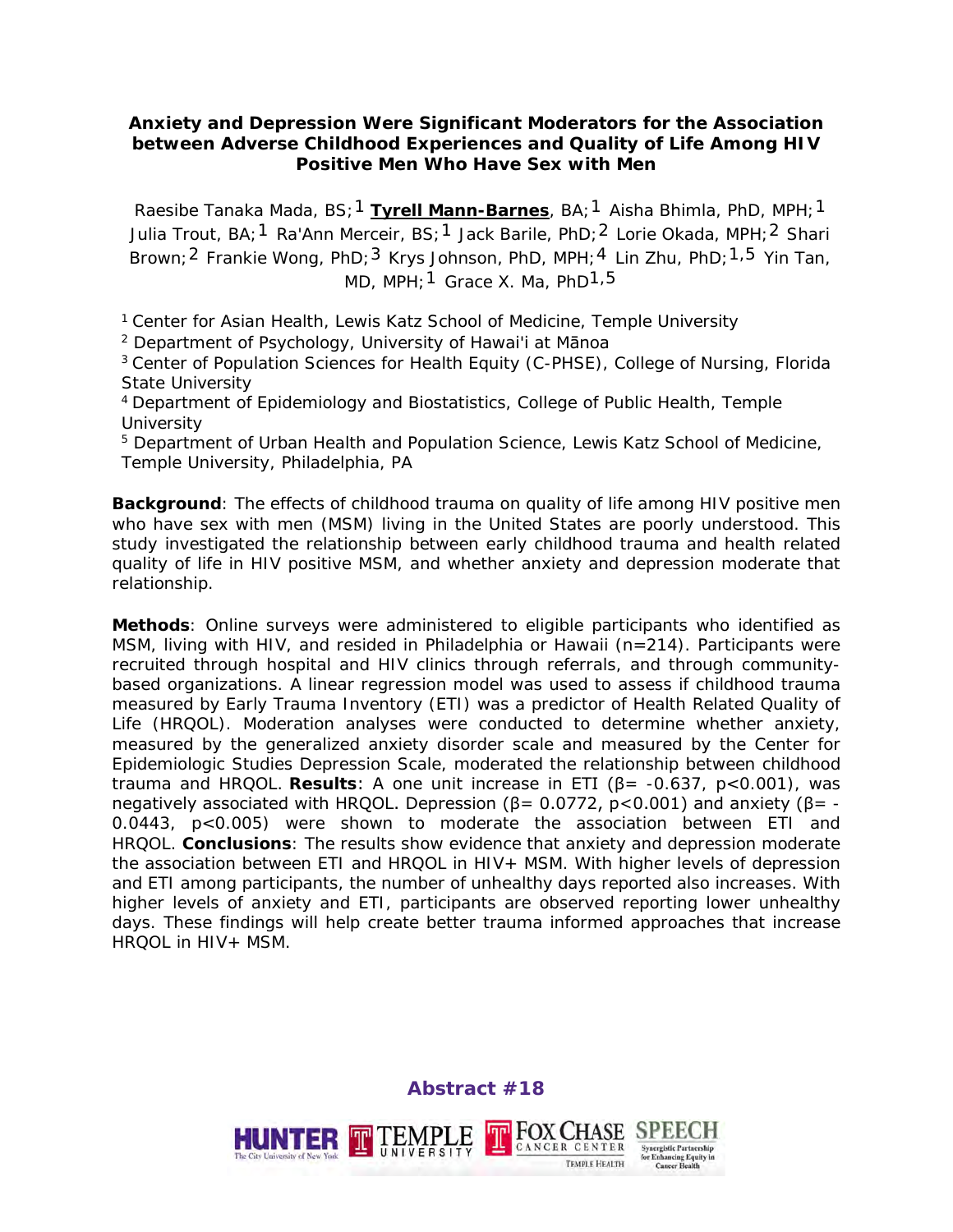### Anxiety and Depression Were Significant Moderators for the Association between Adverse Childhood Experiences and Quality of Life Among HIV Positive Men Who Have Sex with Men

Raesibe Tanaka Mada, BS;[1] **Tyrell Mann-Barnes**, BA;[1] Aisha Bhimla, PhD, MPH;[1] Julia Trout, BA;[1] Ra'Ann Merceir, BS;[1] Jack Barile, PhD;[2] Lorie Okada, MPH;[2] Shari Brown;[2] Frankie Wong, PhD;[3] Krys Johnson, PhD, MPH;[4] Lin Zhu, PhD;[1,5] Yin Tan, MD, MPH;[1] Grace X. Ma, PhD[1,5]

[1] Center for Asian Health, Lewis Katz School of Medicine, Temple University
[2] Department of Psychology, University of Hawai'i at Mānoa
[3] Center of Population Sciences for Health Equity (C-PHSE), College of Nursing, Florida State University
[4] Department of Epidemiology and Biostatistics, College of Public Health, Temple University
[5] Department of Urban Health and Population Science, Lewis Katz School of Medicine, Temple University, Philadelphia, PA

**Background**: The effects of childhood trauma on quality of life among HIV positive men who have sex with men (MSM) living in the United States are poorly understood. This study investigated the relationship between early childhood trauma and health related quality of life in HIV positive MSM, and whether anxiety and depression moderate that relationship.

**Methods**: Online surveys were administered to eligible participants who identified as MSM, living with HIV, and resided in Philadelphia or Hawaii (n=214). Participants were recruited through hospital and HIV clinics through referrals, and through community-based organizations. A linear regression model was used to assess if childhood trauma measured by Early Trauma Inventory (ETI) was a predictor of Health Related Quality of Life (HRQOL). Moderation analyses were conducted to determine whether anxiety, measured by the generalized anxiety disorder scale and measured by the Center for Epidemiologic Studies Depression Scale, moderated the relationship between childhood trauma and HRQOL. **Results**: A one unit increase in ETI ($\beta = -0.637$, $p<0.001$), was negatively associated with HRQOL. Depression ($\beta = 0.0772$, $p<0.001$) and anxiety ($\beta = -0.0443$, $p<0.005$) were shown to moderate the association between ETI and HRQOL. **Conclusions**: The results show evidence that anxiety and depression moderate the association between ETI and HRQOL in HIV+ MSM. With higher levels of depression and ETI among participants, the number of unhealthy days reported also increases. With higher levels of anxiety and ETI, participants are observed reporting lower unhealthy days. These findings will help create better trauma informed approaches that increase HRQOL in HIV+ MSM.

**Abstract #18**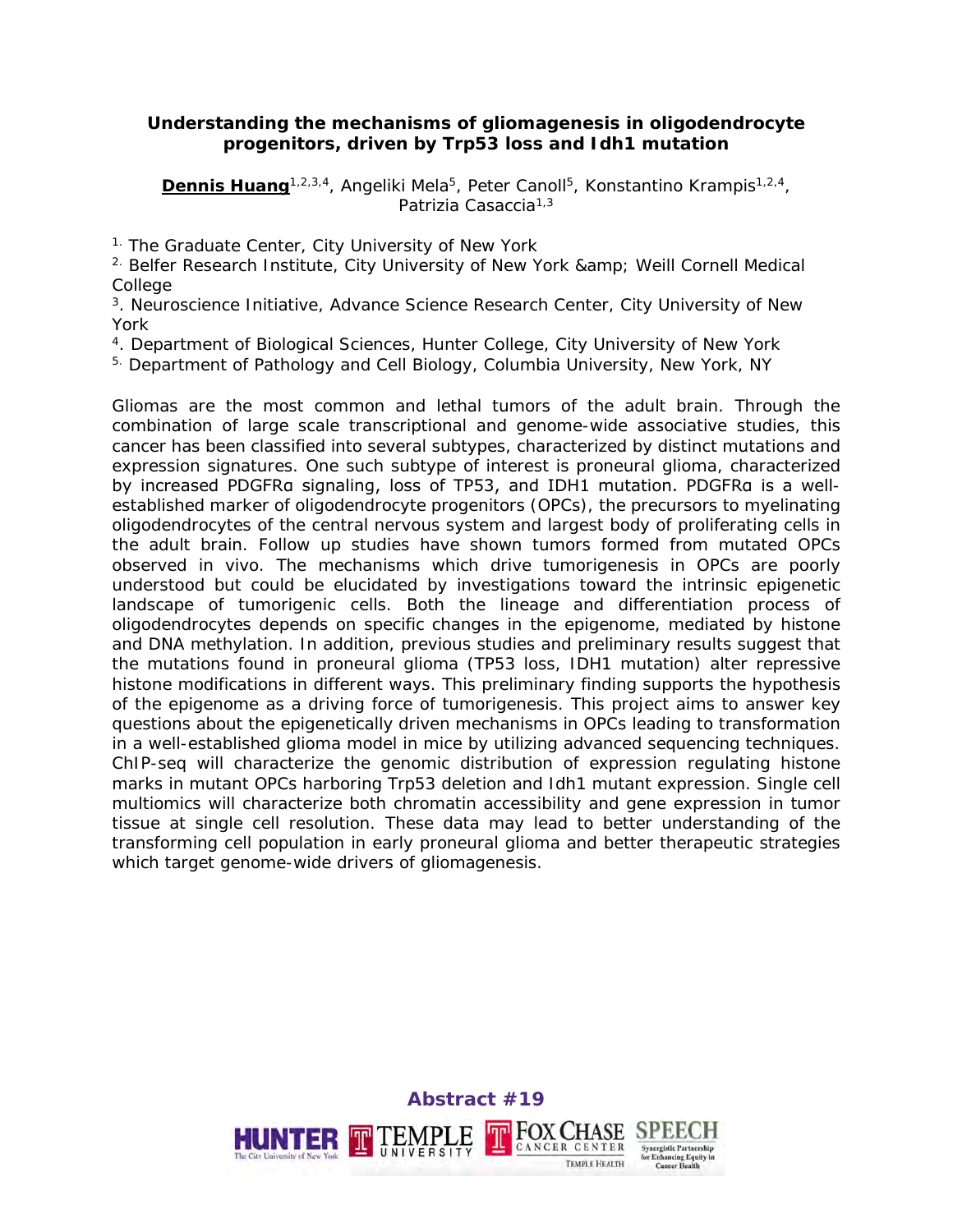### Understanding the mechanisms of gliomagenesis in oligodendrocyte progenitors, driven by Trp53 loss and Idh1 mutation

**Dennis Huang**[1,2,3,4], Angeliki Mela[5], Peter Canoll[5], Konstantinos Krampis[1,2,4], Patrizia Casaccia[1,3]

[1] The Graduate Center, City University of New York
[2] Belfer Research Institute, City University of New York &amp; Weill Cornell Medical College
[3]. Neuroscience Initiative, Advance Science Research Center, City University of New York
[4]. Department of Biological Sciences, Hunter College, City University of New York
[5] Department of Pathology and Cell Biology, Columbia University, New York, NY

Gliomas are the most common and lethal tumors of the adult brain. Through the combination of large scale transcriptional and genome-wide associative studies, this cancer has been classified into several subtypes, characterized by distinct mutations and expression signatures. One such subtype of interest is proneural glioma, characterized by increased PDGFRα signaling, loss of TP53, and IDH1 mutation. PDGFRα is a well-established marker of oligodendrocyte progenitors (OPCs), the precursors to myelinating oligodendrocytes of the central nervous system and largest body of proliferating cells in the adult brain. Follow up studies have shown tumors formed from mutated OPCs observed in vivo. The mechanisms which drive tumorigenesis in OPCs are poorly understood but could be elucidated by investigations toward the intrinsic epigenetic landscape of tumorigenic cells. Both the lineage and differentiation process of oligodendrocytes depends on specific changes in the epigenome, mediated by histone and DNA methylation. In addition, previous studies and preliminary results suggest that the mutations found in proneural glioma (TP53 loss, IDH1 mutation) alter repressive histone modifications in different ways. This preliminary finding supports the hypothesis of the epigenome as a driving force of tumorigenesis. This project aims to answer key questions about the epigenetically driven mechanisms in OPCs leading to transformation in a well-established glioma model in mice by utilizing advanced sequencing techniques. ChIP-seq will characterize the genomic distribution of expression regulating histone marks in mutant OPCs harboring Trp53 deletion and Idh1 mutant expression. Single cell multiomics will characterize both chromatin accessibility and gene expression in tumor tissue at single cell resolution. These data may lead to better understanding of the transforming cell population in early proneural glioma and better therapeutic strategies which target genome-wide drivers of gliomagenesis.

**Abstract #19**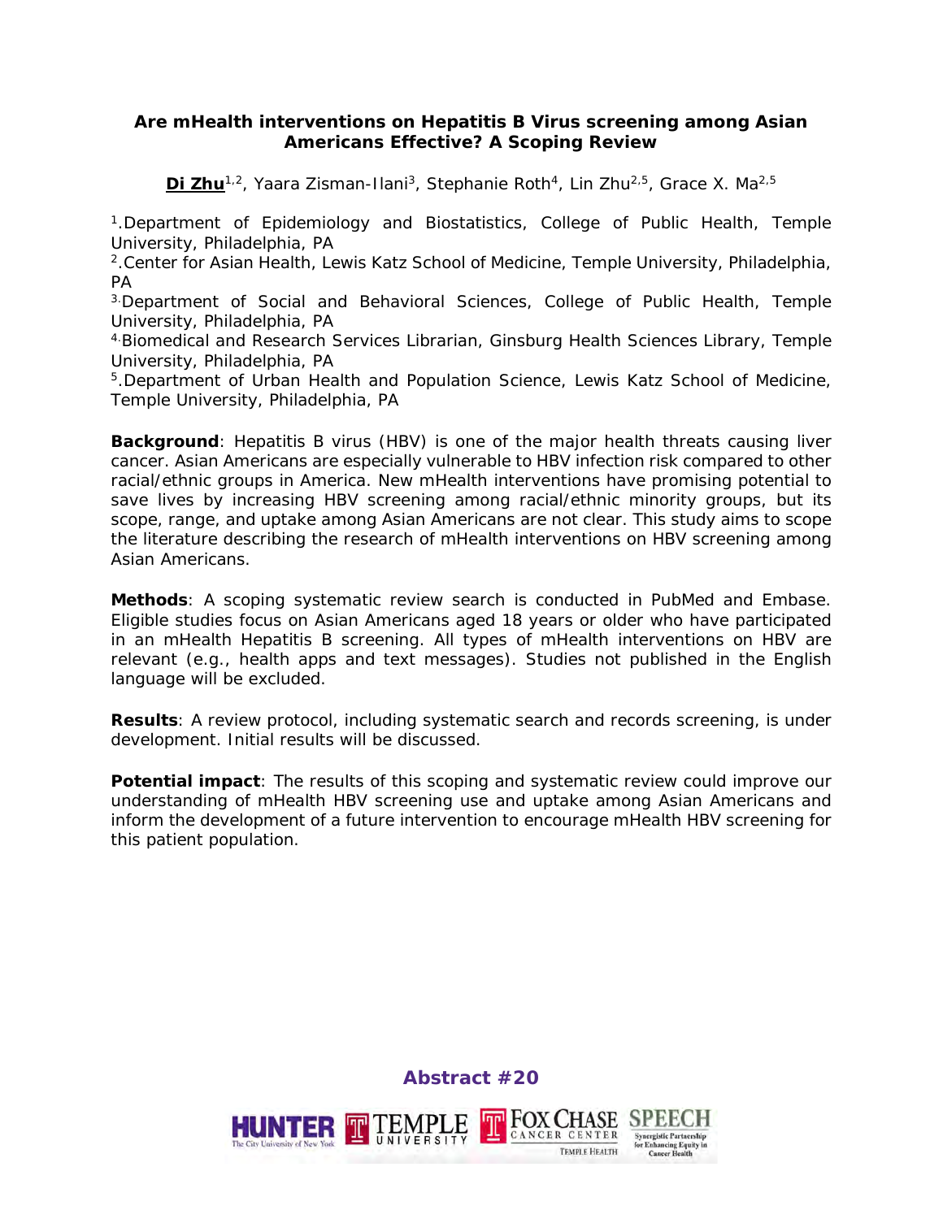## Are mHealth interventions on Hepatitis B Virus screening among Asian Americans Effective? A Scoping Review

**Di Zhu**[1,2], Yaara Zisman-Ilani[3], Stephanie Roth[4], Lin Zhu[2,5], Grace X. Ma[2,5]

[1]. Department of Epidemiology and Biostatistics, College of Public Health, Temple University, Philadelphia, PA
[2]. Center for Asian Health, Lewis Katz School of Medicine, Temple University, Philadelphia, PA
[3]. Department of Social and Behavioral Sciences, College of Public Health, Temple University, Philadelphia, PA
[4]. Biomedical and Research Services Librarian, Ginsburg Health Sciences Library, Temple University, Philadelphia, PA
[5]. Department of Urban Health and Population Science, Lewis Katz School of Medicine, Temple University, Philadelphia, PA

**Background**: Hepatitis B virus (HBV) is one of the major health threats causing liver cancer. Asian Americans are especially vulnerable to HBV infection risk compared to other racial/ethnic groups in America. New mHealth interventions have promising potential to save lives by increasing HBV screening among racial/ethnic minority groups, but its scope, range, and uptake among Asian Americans are not clear. This study aims to scope the literature describing the research of mHealth interventions on HBV screening among Asian Americans.

**Methods**: A scoping systematic review search is conducted in PubMed and Embase. Eligible studies focus on Asian Americans aged 18 years or older who have participated in an mHealth Hepatitis B screening. All types of mHealth interventions on HBV are relevant (e.g., health apps and text messages). Studies not published in the English language will be excluded.

**Results**: A review protocol, including systematic search and records screening, is under development. Initial results will be discussed.

**Potential impact**: The results of this scoping and systematic review could improve our understanding of mHealth HBV screening use and uptake among Asian Americans and inform the development of a future intervention to encourage mHealth HBV screening for this patient population.

**Abstract #20**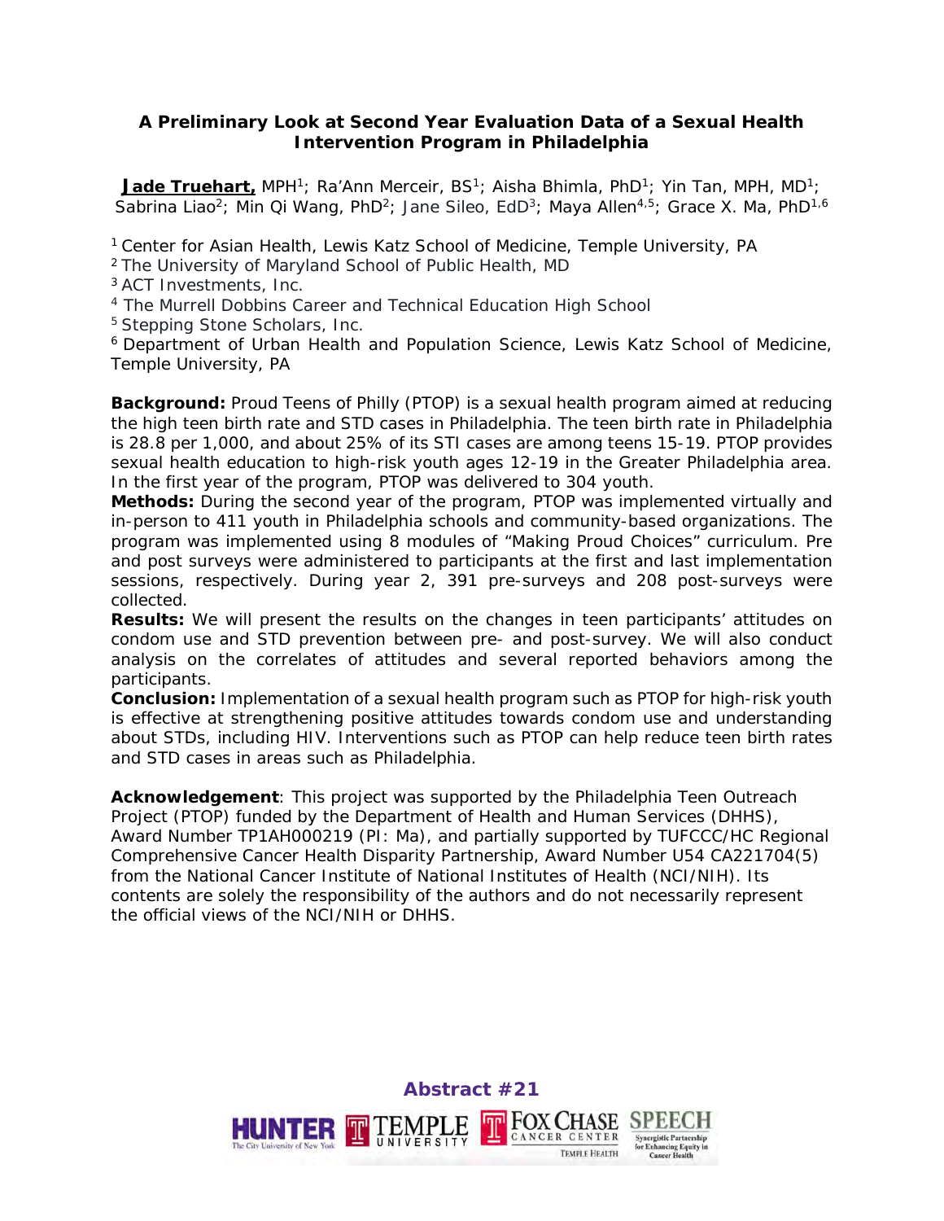## A Preliminary Look at Second Year Evaluation Data of a Sexual Health Intervention Program in Philadelphia

**Jade Truehart,** MPH[1]; Ra'Ann Merceir, BS[1]; Aisha Bhimla, PhD[1]; Yin Tan, MPH, MD[1]; Sabrina Liao[2]; Min Qi Wang, PhD[2]; Jane Sileo, EdD[3]; Maya Allen[4,5]; Grace X. Ma, PhD[1,6]

[1] Center for Asian Health, Lewis Katz School of Medicine, Temple University, PA
[2] The University of Maryland School of Public Health, MD
[3] ACT Investments, Inc.
[4] The Murrell Dobbins Career and Technical Education High School
[5] Stepping Stone Scholars, Inc.
[6] Department of Urban Health and Population Science, Lewis Katz School of Medicine, Temple University, PA

**Background:** Proud Teens of Philly (PTOP) is a sexual health program aimed at reducing the high teen birth rate and STD cases in Philadelphia. The teen birth rate in Philadelphia is 28.8 per 1,000, and about 25% of its STI cases are among teens 15-19. PTOP provides sexual health education to high-risk youth ages 12-19 in the Greater Philadelphia area. In the first year of the program, PTOP was delivered to 304 youth.

**Methods:** During the second year of the program, PTOP was implemented virtually and in-person to 411 youth in Philadelphia schools and community-based organizations. The program was implemented using 8 modules of "Making Proud Choices" curriculum. Pre and post surveys were administered to participants at the first and last implementation sessions, respectively. During year 2, 391 pre-surveys and 208 post-surveys were collected.

**Results:** We will present the results on the changes in teen participants' attitudes on condom use and STD prevention between pre- and post-survey. We will also conduct analysis on the correlates of attitudes and several reported behaviors among the participants.

**Conclusion:** Implementation of a sexual health program such as PTOP for high-risk youth is effective at strengthening positive attitudes towards condom use and understanding about STDs, including HIV. Interventions such as PTOP can help reduce teen birth rates and STD cases in areas such as Philadelphia.

**Acknowledgement**: This project was supported by the Philadelphia Teen Outreach Project (PTOP) funded by the Department of Health and Human Services (DHHS), Award Number TP1AH000219 (PI: Ma), and partially supported by TUFCCC/HC Regional Comprehensive Cancer Health Disparity Partnership, Award Number U54 CA221704(5) from the National Cancer Institute of National Institutes of Health (NCI/NIH). Its contents are solely the responsibility of the authors and do not necessarily represent the official views of the NCI/NIH or DHHS.

**Abstract #21**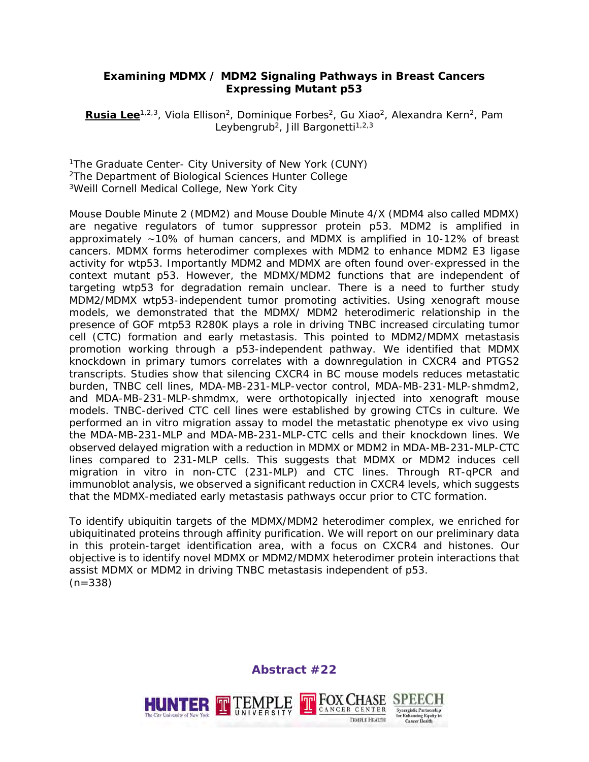### Examining MDMX / MDM2 Signaling Pathways in Breast Cancers Expressing Mutant p53

**Rusia Lee**[1,2,3], Viola Ellison[2], Dominique Forbes[2], Gu Xiao[2], Alexandra Kern[2], Pam Leybengrub[2], Jill Bargonetti[1,2,3]

[1]The Graduate Center- City University of New York (CUNY)
[2]The Department of Biological Sciences Hunter College
[3]Weill Cornell Medical College, New York City

Mouse Double Minute 2 (MDM2) and Mouse Double Minute 4/X (MDM4 also called MDMX) are negative regulators of tumor suppressor protein p53. MDM2 is amplified in approximately ~10% of human cancers, and MDMX is amplified in 10-12% of breast cancers. MDMX forms heterodimer complexes with MDM2 to enhance MDM2 E3 ligase activity for wtp53. Importantly MDM2 and MDMX are often found over-expressed in the context mutant p53. However, the MDMX/MDM2 functions that are independent of targeting wtp53 for degradation remain unclear. There is a need to further study MDM2/MDMX wtp53-independent tumor promoting activities. Using xenograft mouse models, we demonstrated that the MDMX/ MDM2 heterodimeric relationship in the presence of GOF mtp53 R280K plays a role in driving TNBC increased circulating tumor cell (CTC) formation and early metastasis. This pointed to MDM2/MDMX metastasis promotion working through a p53-independent pathway. We identified that MDMX knockdown in primary tumors correlates with a downregulation in CXCR4 and PTGS2 transcripts. Studies show that silencing CXCR4 in BC mouse models reduces metastatic burden, TNBC cell lines, MDA-MB-231-MLP-vector control, MDA-MB-231-MLP-shmdm2, and MDA-MB-231-MLP-shmdmx, were orthotopically injected into xenograft mouse models. TNBC-derived CTC cell lines were established by growing CTCs in culture. We performed an in vitro migration assay to model the metastatic phenotype ex vivo using the MDA-MB-231-MLP and MDA-MB-231-MLP-CTC cells and their knockdown lines. We observed delayed migration with a reduction in MDMX or MDM2 in MDA-MB-231-MLP-CTC lines compared to 231-MLP cells. This suggests that MDMX or MDM2 induces cell migration in vitro in non-CTC (231-MLP) and CTC lines. Through RT-qPCR and immunoblot analysis, we observed a significant reduction in CXCR4 levels, which suggests that the MDMX-mediated early metastasis pathways occur prior to CTC formation.

To identify ubiquitin targets of the MDMX/MDM2 heterodimer complex, we enriched for ubiquitinated proteins through affinity purification. We will report on our preliminary data in this protein-target identification area, with a focus on CXCR4 and histones. Our objective is to identify novel MDMX or MDM2/MDMX heterodimer protein interactions that assist MDMX or MDM2 in driving TNBC metastasis independent of p53.
(n=338)

**Abstract #22**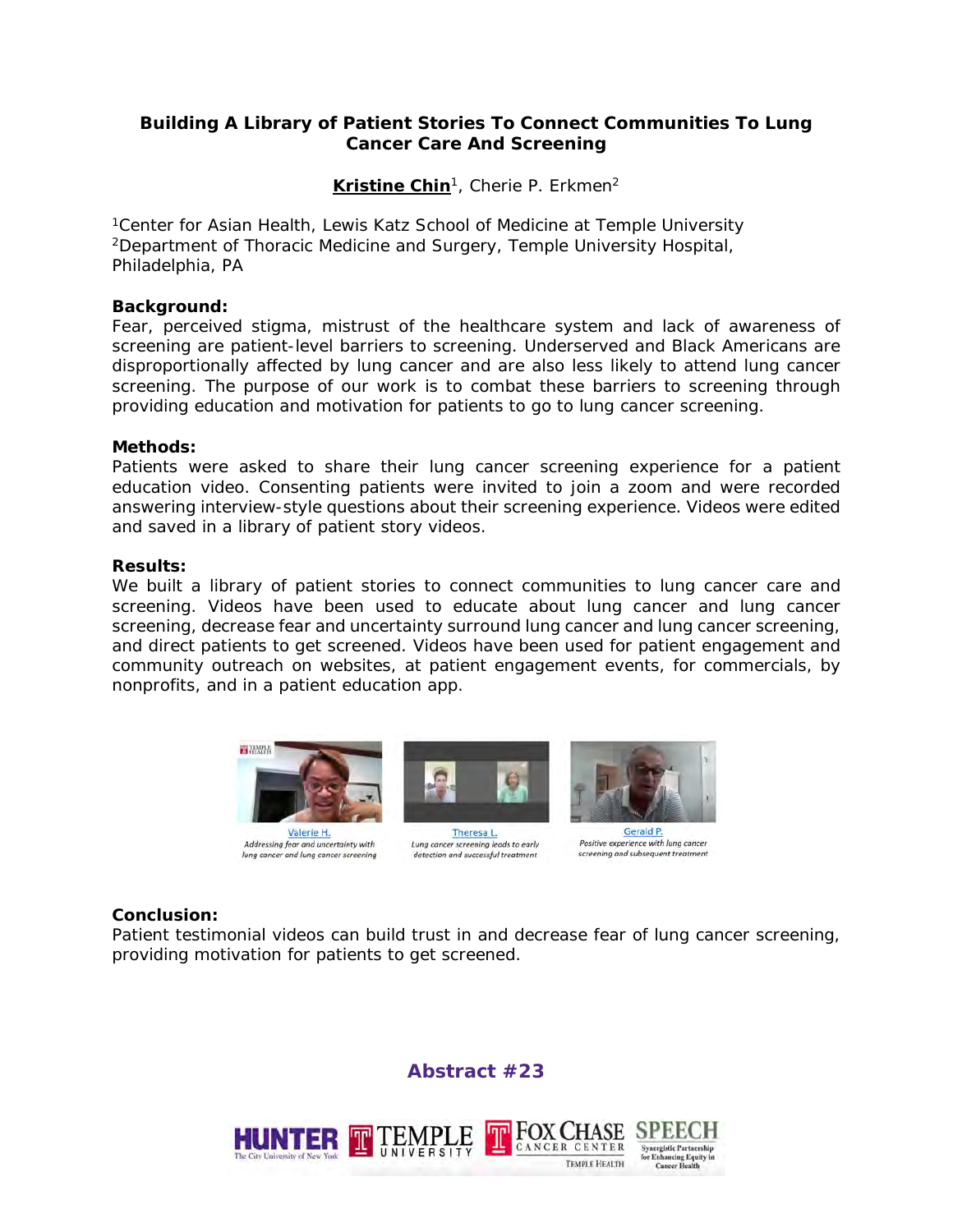## Building A Library of Patient Stories To Connect Communities To Lung Cancer Care And Screening

**Kristine Chin**[1], Cherie P. Erkmen[2]

[1]Center for Asian Health, Lewis Katz School of Medicine at Temple University
[2]Department of Thoracic Medicine and Surgery, Temple University Hospital, Philadelphia, PA

**Background:**
Fear, perceived stigma, mistrust of the healthcare system and lack of awareness of screening are patient-level barriers to screening. Underserved and Black Americans are disproportionally affected by lung cancer and are also less likely to attend lung cancer screening. The purpose of our work is to combat these barriers to screening through providing education and motivation for patients to go to lung cancer screening.

**Methods:**
Patients were asked to share their lung cancer screening experience for a patient education video. Consenting patients were invited to join a zoom and were recorded answering interview-style questions about their screening experience. Videos were edited and saved in a library of patient story videos.

**Results:**
We built a library of patient stories to connect communities to lung cancer care and screening. Videos have been used to educate about lung cancer and lung cancer screening, decrease fear and uncertainty surround lung cancer and lung cancer screening, and direct patients to get screened. Videos have been used for patient engagement and community outreach on websites, at patient engagement events, for commercials, by nonprofits, and in a patient education app.

Valerie H. — *Addressing fear and uncertainty with lung cancer and lung cancer screening*

Theresa L. — *Lung cancer screening leads to early detection and successful treatment*

Gerald P. — *Positive experience with lung cancer screening and subsequent treatment*

**Conclusion:**
Patient testimonial videos can build trust in and decrease fear of lung cancer screening, providing motivation for patients to get screened.

**Abstract #23**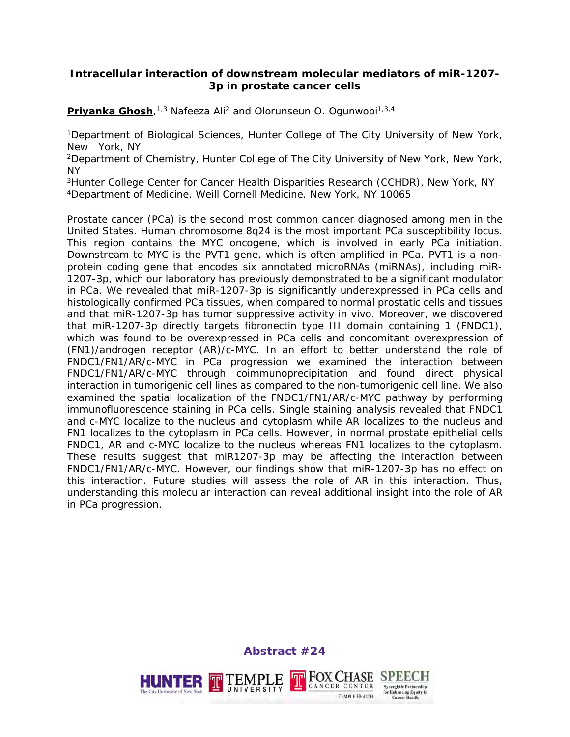**Intracellular interaction of downstream molecular mediators of miR-1207-3p in prostate cancer cells**

**Priyanka Ghosh**,[1,3] Nafeeza Ali[2] and Olorunseun O. Ogunwobi[1,3,4]

[1]Department of Biological Sciences, Hunter College of The City University of New York, New York, NY
[2]Department of Chemistry, Hunter College of The City University of New York, New York, NY
[3]Hunter College Center for Cancer Health Disparities Research (CCHDR), New York, NY
[4]Department of Medicine, Weill Cornell Medicine, New York, NY 10065

Prostate cancer (PCa) is the second most common cancer diagnosed among men in the United States. Human chromosome 8q24 is the most important PCa susceptibility locus. This region contains the MYC oncogene, which is involved in early PCa initiation. Downstream to MYC is the PVT1 gene, which is often amplified in PCa. PVT1 is a non-protein coding gene that encodes six annotated microRNAs (miRNAs), including miR-1207-3p, which our laboratory has previously demonstrated to be a significant modulator in PCa. We revealed that miR-1207-3p is significantly underexpressed in PCa cells and histologically confirmed PCa tissues, when compared to normal prostatic cells and tissues and that miR-1207-3p has tumor suppressive activity in vivo. Moreover, we discovered that miR-1207-3p directly targets fibronectin type III domain containing 1 (FNDC1), which was found to be overexpressed in PCa cells and concomitant overexpression of (FN1)/androgen receptor (AR)/c-MYC. In an effort to better understand the role of FNDC1/FN1/AR/c-MYC in PCa progression we examined the interaction between FNDC1/FN1/AR/c-MYC through coimmunoprecipitation and found direct physical interaction in tumorigenic cell lines as compared to the non-tumorigenic cell line. We also examined the spatial localization of the FNDC1/FN1/AR/c-MYC pathway by performing immunofluorescence staining in PCa cells. Single staining analysis revealed that FNDC1 and c-MYC localize to the nucleus and cytoplasm while AR localizes to the nucleus and FN1 localizes to the cytoplasm in PCa cells. However, in normal prostate epithelial cells FNDC1, AR and c-MYC localize to the nucleus whereas FN1 localizes to the cytoplasm. These results suggest that miR1207-3p may be affecting the interaction between FNDC1/FN1/AR/c-MYC. However, our findings show that miR-1207-3p has no effect on this interaction. Future studies will assess the role of AR in this interaction. Thus, understanding this molecular interaction can reveal additional insight into the role of AR in PCa progression.

**Abstract #24**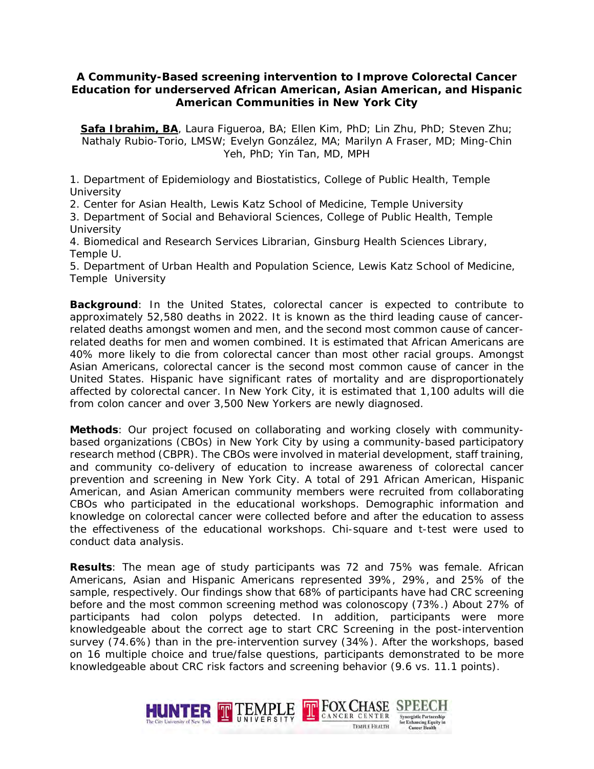# A Community-Based screening intervention to Improve Colorectal Cancer Education for underserved African American, Asian American, and Hispanic American Communities in New York City

**Safa Ibrahim, BA**, Laura Figueroa, BA; Ellen Kim, PhD; Lin Zhu, PhD; Steven Zhu; Nathaly Rubio-Torio, LMSW; Evelyn González, MA; Marilyn A Fraser, MD; Ming-Chin Yeh, PhD; Yin Tan, MD, MPH

1. Department of Epidemiology and Biostatistics, College of Public Health, Temple University
2. Center for Asian Health, Lewis Katz School of Medicine, Temple University
3. Department of Social and Behavioral Sciences, College of Public Health, Temple University
4. Biomedical and Research Services Librarian, Ginsburg Health Sciences Library, Temple U.
5. Department of Urban Health and Population Science, Lewis Katz School of Medicine, Temple University

**Background**: In the United States, colorectal cancer is expected to contribute to approximately 52,580 deaths in 2022. It is known as the third leading cause of cancer-related deaths amongst women and men, and the second most common cause of cancer-related deaths for men and women combined. It is estimated that African Americans are 40% more likely to die from colorectal cancer than most other racial groups. Amongst Asian Americans, colorectal cancer is the second most common cause of cancer in the United States. Hispanic have significant rates of mortality and are disproportionately affected by colorectal cancer. In New York City, it is estimated that 1,100 adults will die from colon cancer and over 3,500 New Yorkers are newly diagnosed.

**Methods**: Our project focused on collaborating and working closely with community-based organizations (CBOs) in New York City by using a community-based participatory research method (CBPR). The CBOs were involved in material development, staff training, and community co-delivery of education to increase awareness of colorectal cancer prevention and screening in New York City. A total of 291 African American, Hispanic American, and Asian American community members were recruited from collaborating CBOs who participated in the educational workshops. Demographic information and knowledge on colorectal cancer were collected before and after the education to assess the effectiveness of the educational workshops. Chi-square and t-test were used to conduct data analysis.

**Results**: The mean age of study participants was 72 and 75% was female. African Americans, Asian and Hispanic Americans represented 39%, 29%, and 25% of the sample, respectively. Our findings show that 68% of participants have had CRC screening before and the most common screening method was colonoscopy (73%.) About 27% of participants had colon polyps detected. In addition, participants were more knowledgeable about the correct age to start CRC Screening in the post-intervention survey (74.6%) than in the pre-intervention survey (34%). After the workshops, based on 16 multiple choice and true/false questions, participants demonstrated to be more knowledgeable about CRC risk factors and screening behavior (9.6 vs. 11.1 points).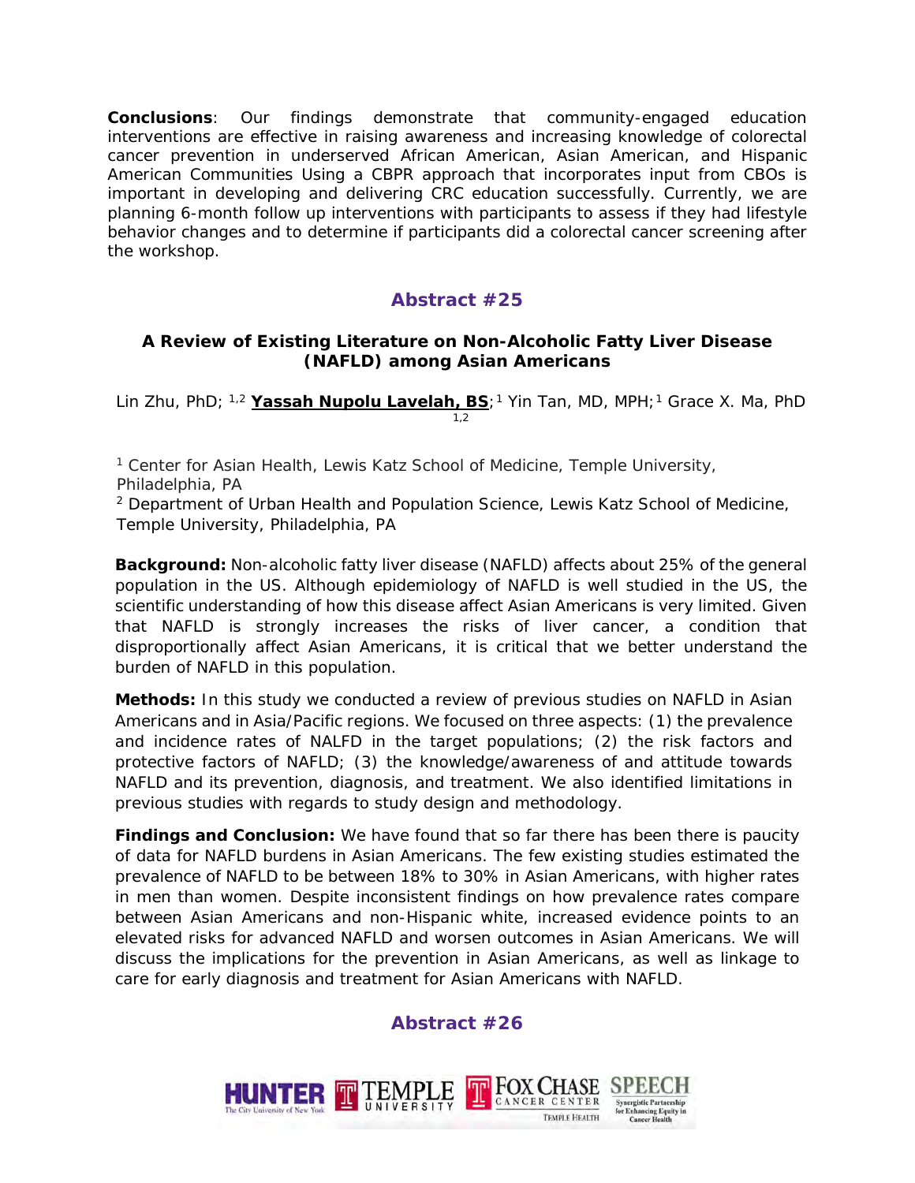**Conclusions**: Our findings demonstrate that community-engaged education interventions are effective in raising awareness and increasing knowledge of colorectal cancer prevention in underserved African American, Asian American, and Hispanic American Communities Using a CBPR approach that incorporates input from CBOs is important in developing and delivering CRC education successfully. Currently, we are planning 6-month follow up interventions with participants to assess if they had lifestyle behavior changes and to determine if participants did a colorectal cancer screening after the workshop.

## Abstract #25

### A Review of Existing Literature on Non-Alcoholic Fatty Liver Disease (NAFLD) among Asian Americans

Lin Zhu, PhD; [1,2] **Yassah Nupolu Lavelah, BS**;[1] Yin Tan, MD, MPH;[1] Grace X. Ma, PhD [1,2]

[1] Center for Asian Health, Lewis Katz School of Medicine, Temple University, Philadelphia, PA
[2] Department of Urban Health and Population Science, Lewis Katz School of Medicine, Temple University, Philadelphia, PA

**Background:** Non-alcoholic fatty liver disease (NAFLD) affects about 25% of the general population in the US. Although epidemiology of NAFLD is well studied in the US, the scientific understanding of how this disease affect Asian Americans is very limited. Given that NAFLD is strongly increases the risks of liver cancer, a condition that disproportionally affect Asian Americans, it is critical that we better understand the burden of NAFLD in this population.

**Methods:** In this study we conducted a review of previous studies on NAFLD in Asian Americans and in Asia/Pacific regions. We focused on three aspects: (1) the prevalence and incidence rates of NALFD in the target populations; (2) the risk factors and protective factors of NAFLD; (3) the knowledge/awareness of and attitude towards NAFLD and its prevention, diagnosis, and treatment. We also identified limitations in previous studies with regards to study design and methodology.

**Findings and Conclusion:** We have found that so far there has been there is paucity of data for NAFLD burdens in Asian Americans. The few existing studies estimated the prevalence of NAFLD to be between 18% to 30% in Asian Americans, with higher rates in men than women. Despite inconsistent findings on how prevalence rates compare between Asian Americans and non-Hispanic white, increased evidence points to an elevated risks for advanced NAFLD and worsen outcomes in Asian Americans. We will discuss the implications for the prevention in Asian Americans, as well as linkage to care for early diagnosis and treatment for Asian Americans with NAFLD.

## Abstract #26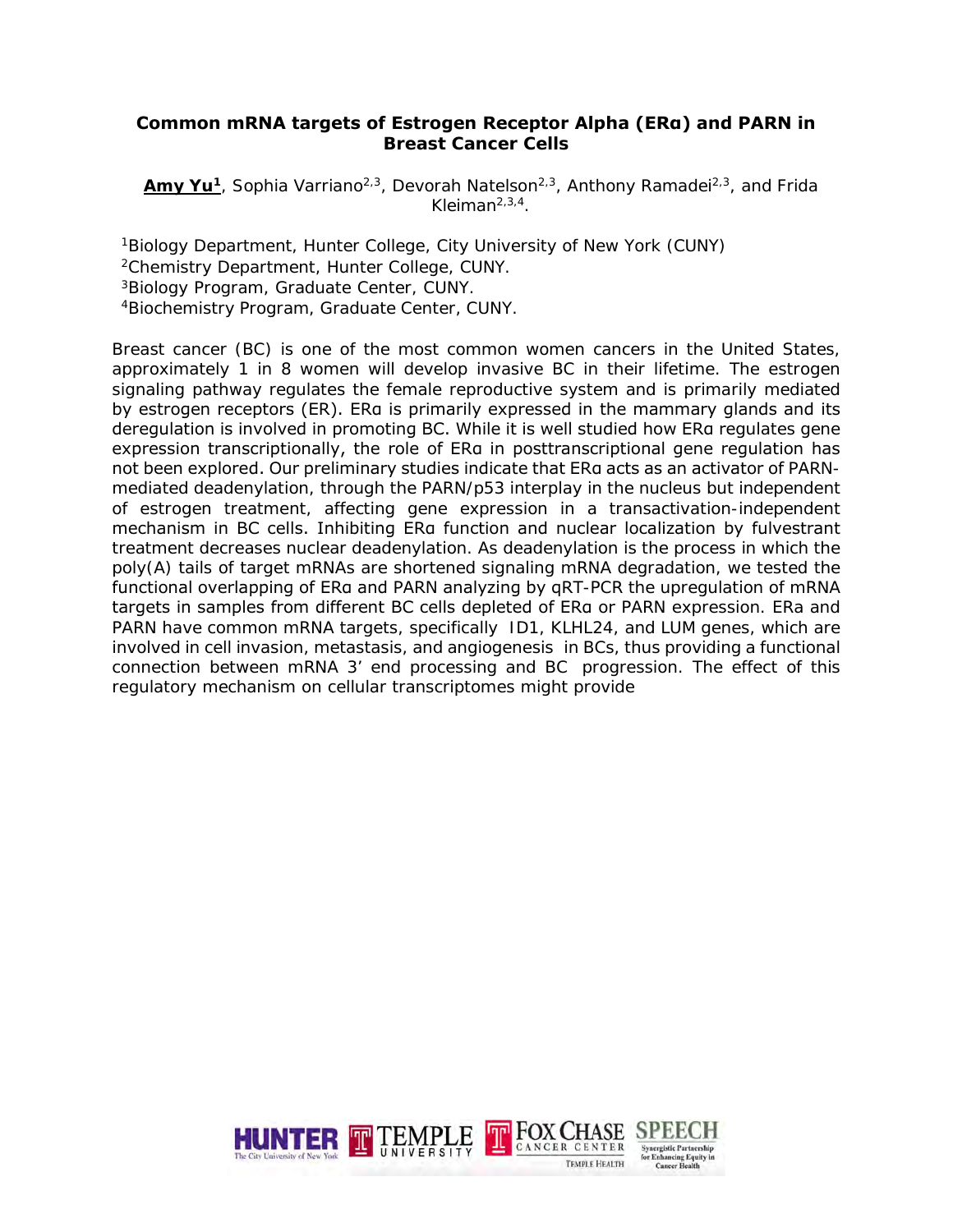### Common mRNA targets of Estrogen Receptor Alpha (ERα) and PARN in Breast Cancer Cells

**Amy Yu[1]**, Sophia Varriano[2,3], Devorah Natelson[2,3], Anthony Ramadei[2,3], and Frida Kleiman[2,3,4].

[1]Biology Department, Hunter College, City University of New York (CUNY)
[2]Chemistry Department, Hunter College, CUNY.
[3]Biology Program, Graduate Center, CUNY.
[4]Biochemistry Program, Graduate Center, CUNY.

Breast cancer (BC) is one of the most common women cancers in the United States, approximately 1 in 8 women will develop invasive BC in their lifetime. The estrogen signaling pathway regulates the female reproductive system and is primarily mediated by estrogen receptors (ER). ERα is primarily expressed in the mammary glands and its deregulation is involved in promoting BC. While it is well studied how ERα regulates gene expression transcriptionally, the role of ERα in posttranscriptional gene regulation has not been explored. Our preliminary studies indicate that ERα acts as an activator of PARN-mediated deadenylation, through the PARN/p53 interplay in the nucleus but independent of estrogen treatment, affecting gene expression in a transactivation-independent mechanism in BC cells. Inhibiting ERα function and nuclear localization by fulvestrant treatment decreases nuclear deadenylation. As deadenylation is the process in which the poly(A) tails of target mRNAs are shortened signaling mRNA degradation, we tested the functional overlapping of ERα and PARN analyzing by qRT-PCR the upregulation of mRNA targets in samples from different BC cells depleted of ERα or PARN expression. ERa and PARN have common mRNA targets, specifically *ID1*, *KLHL24*, and *LUM* genes, which are involved in cell invasion, metastasis, and angiogenesis in BCs, thus providing a functional connection between mRNA 3' end processing and BC progression. The effect of this regulatory mechanism on cellular transcriptomes might provide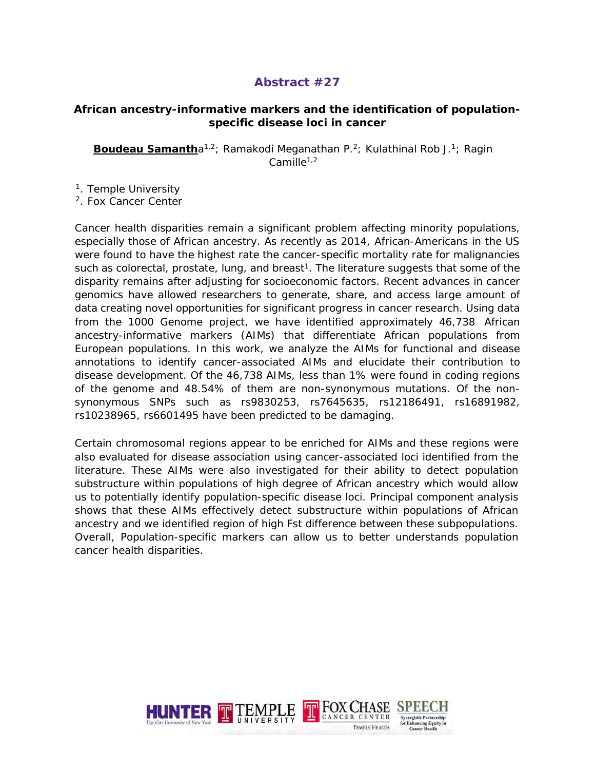## Abstract #27

### African ancestry-informative markers and the identification of population-specific disease loci in cancer

**Boudeau Samantha**[1,2]; Ramakodi Meganathan P.[2]; Kulathinal Rob J.[1]; Ragin Camille[1,2]

[1]. Temple University
[2]. Fox Cancer Center

Cancer health disparities remain a significant problem affecting minority populations, especially those of African ancestry. As recently as 2014, African-Americans in the US were found to have the highest rate the cancer-specific mortality rate for malignancies such as colorectal, prostate, lung, and breast[1]. The literature suggests that some of the disparity remains after adjusting for socioeconomic factors. Recent advances in cancer genomics have allowed researchers to generate, share, and access large amount of data creating novel opportunities for significant progress in cancer research. Using data from the 1000 Genome project, we have identified approximately 46,738 African ancestry-informative markers (AIMs) that differentiate African populations from European populations. In this work, we analyze the AIMs for functional and disease annotations to identify cancer-associated AIMs and elucidate their contribution to disease development. Of the 46,738 AIMs, less than 1% were found in coding regions of the genome and 48.54% of them are non-synonymous mutations. Of the non-synonymous SNPs such as rs9830253, rs7645635, rs12186491, rs16891982, rs10238965, rs6601495 have been predicted to be damaging.

Certain chromosomal regions appear to be enriched for AIMs and these regions were also evaluated for disease association using cancer-associated loci identified from the literature. These AIMs were also investigated for their ability to detect population substructure within populations of high degree of African ancestry which would allow us to potentially identify population-specific disease loci. Principal component analysis shows that these AIMs effectively detect substructure within populations of African ancestry and we identified region of high Fst difference between these subpopulations. Overall, Population-specific markers can allow us to better understands population cancer health disparities.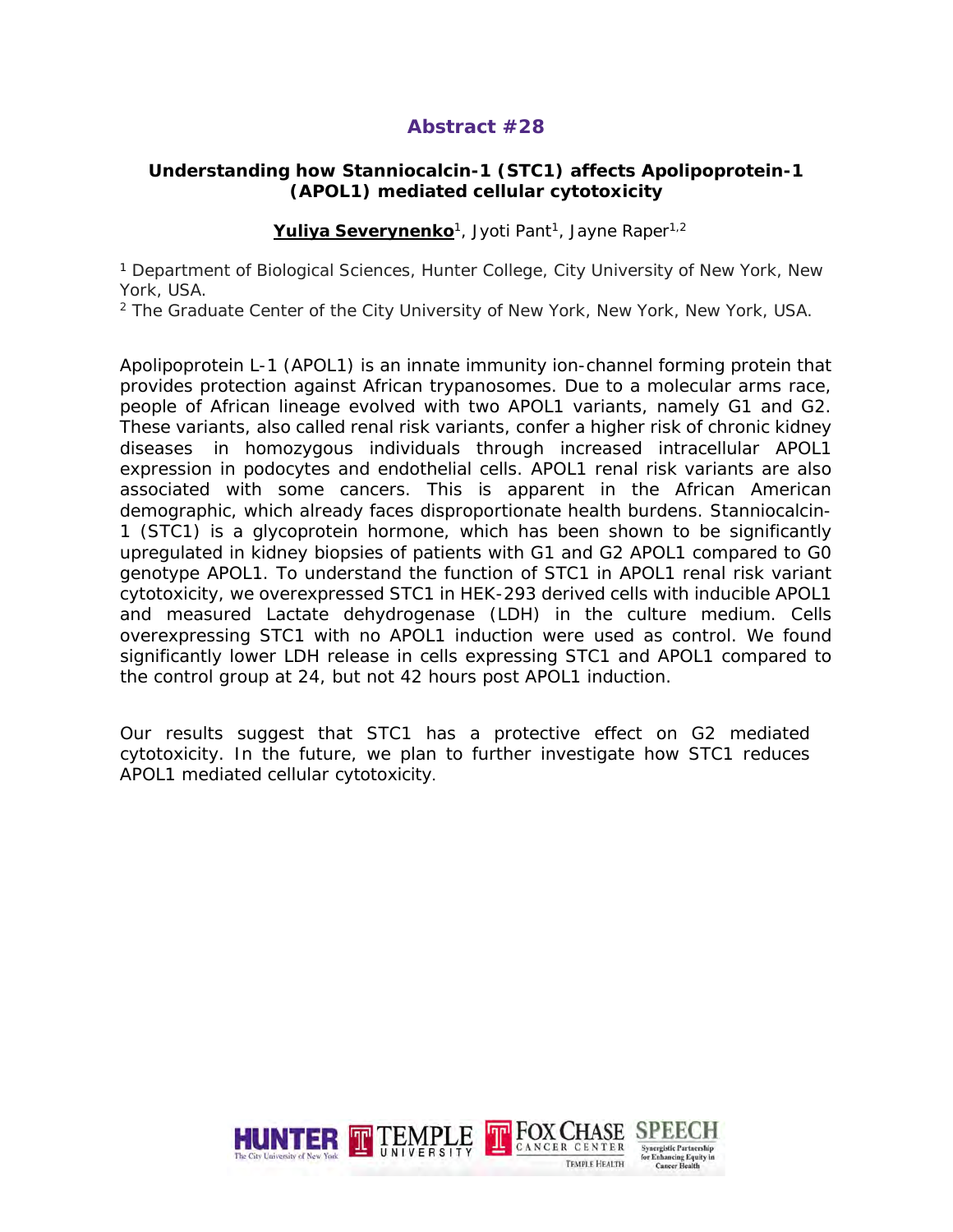## Abstract #28

### Understanding how Stanniocalcin-1 (STC1) affects Apolipoprotein-1 (APOL1) mediated cellular cytotoxicity

**Yuliya Severynenko**[1], Jyoti Pant[1], Jayne Raper[1,2]

[1] Department of Biological Sciences, Hunter College, City University of New York, New York, USA.

[2] The Graduate Center of the City University of New York, New York, New York, USA.

Apolipoprotein L-1 (APOL1) is an innate immunity ion-channel forming protein that provides protection against African trypanosomes. Due to a molecular arms race, people of African lineage evolved with two APOL1 variants, namely G1 and G2. These variants, also called renal risk variants, confer a higher risk of chronic kidney diseases in homozygous individuals through increased intracellular APOL1 expression in podocytes and endothelial cells. APOL1 renal risk variants are also associated with some cancers. This is apparent in the African American demographic, which already faces disproportionate health burdens. Stanniocalcin-1 (STC1) is a glycoprotein hormone, which has been shown to be significantly upregulated in kidney biopsies of patients with G1 and G2 APOL1 compared to G0 genotype APOL1. To understand the function of STC1 in APOL1 renal risk variant cytotoxicity, we overexpressed STC1 in HEK-293 derived cells with inducible APOL1 and measured Lactate dehydrogenase (LDH) in the culture medium. Cells overexpressing STC1 with no APOL1 induction were used as control. We found significantly lower LDH release in cells expressing STC1 and APOL1 compared to the control group at 24, but not 42 hours post APOL1 induction.

Our results suggest that STC1 has a protective effect on G2 mediated cytotoxicity. In the future, we plan to further investigate how STC1 reduces APOL1 mediated cellular cytotoxicity.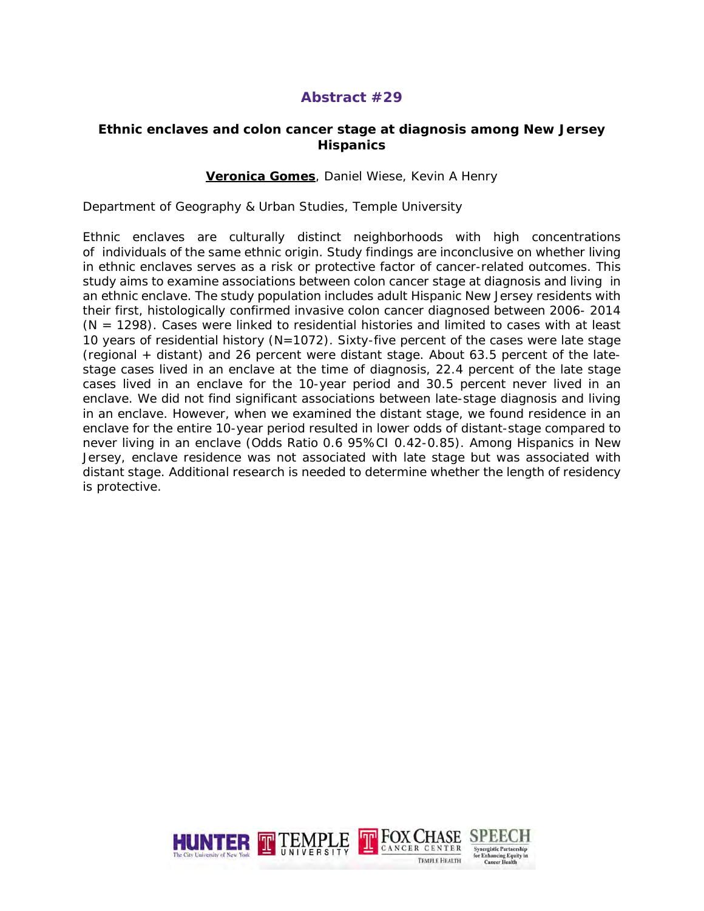## Abstract #29

### Ethnic enclaves and colon cancer stage at diagnosis among New Jersey Hispanics

**Veronica Gomes**, Daniel Wiese, Kevin A Henry

Department of Geography & Urban Studies, Temple University

Ethnic enclaves are culturally distinct neighborhoods with high concentrations of individuals of the same ethnic origin. Study findings are inconclusive on whether living in ethnic enclaves serves as a risk or protective factor of cancer-related outcomes. This study aims to examine associations between colon cancer stage at diagnosis and living in an ethnic enclave. The study population includes adult Hispanic New Jersey residents with their first, histologically confirmed invasive colon cancer diagnosed between 2006- 2014 (N = 1298). Cases were linked to residential histories and limited to cases with at least 10 years of residential history (N=1072). Sixty-five percent of the cases were late stage (regional + distant) and 26 percent were distant stage. About 63.5 percent of the late-stage cases lived in an enclave at the time of diagnosis, 22.4 percent of the late stage cases lived in an enclave for the 10-year period and 30.5 percent never lived in an enclave. We did not find significant associations between late-stage diagnosis and living in an enclave. However, when we examined the distant stage, we found residence in an enclave for the entire 10-year period resulted in lower odds of distant-stage compared to never living in an enclave (Odds Ratio 0.6 95%CI 0.42-0.85). Among Hispanics in New Jersey, enclave residence was not associated with late stage but was associated with distant stage. Additional research is needed to determine whether the length of residency is protective.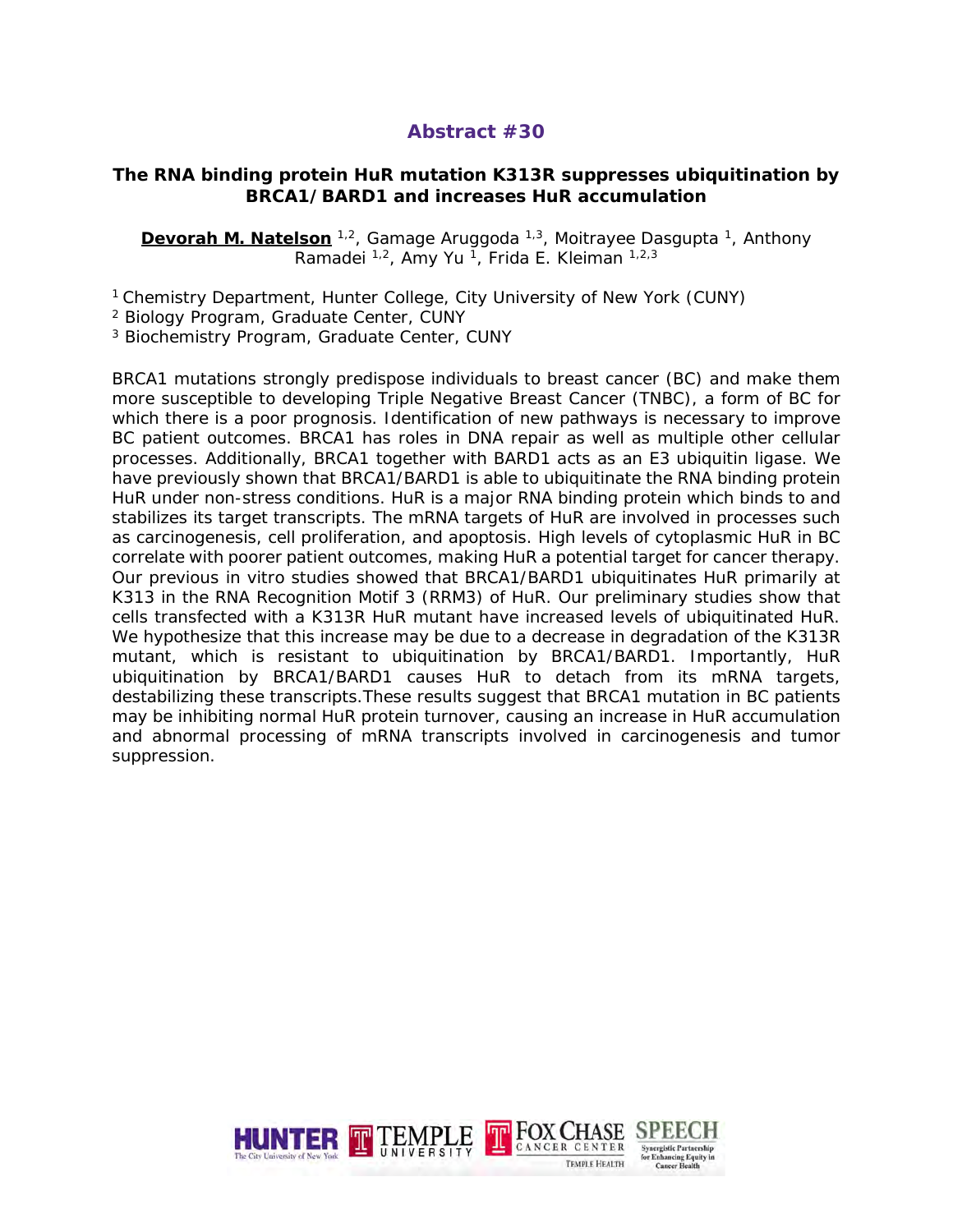## Abstract #30

### The RNA binding protein HuR mutation K313R suppresses ubiquitination by BRCA1/BARD1 and increases HuR accumulation

**Devorah M. Natelson** [1,2], Gamage Aruggoda [1,3], Moitrayee Dasgupta [1], Anthony Ramadei [1,2], Amy Yu [1], Frida E. Kleiman [1,2,3]

[1] Chemistry Department, Hunter College, City University of New York (CUNY)
[2] Biology Program, Graduate Center, CUNY
[3] Biochemistry Program, Graduate Center, CUNY

BRCA1 mutations strongly predispose individuals to breast cancer (BC) and make them more susceptible to developing Triple Negative Breast Cancer (TNBC), a form of BC for which there is a poor prognosis. Identification of new pathways is necessary to improve BC patient outcomes. BRCA1 has roles in DNA repair as well as multiple other cellular processes. Additionally, BRCA1 together with BARD1 acts as an E3 ubiquitin ligase. We have previously shown that BRCA1/BARD1 is able to ubiquitinate the RNA binding protein HuR under non-stress conditions. HuR is a major RNA binding protein which binds to and stabilizes its target transcripts. The mRNA targets of HuR are involved in processes such as carcinogenesis, cell proliferation, and apoptosis. High levels of cytoplasmic HuR in BC correlate with poorer patient outcomes, making HuR a potential target for cancer therapy. Our previous in vitro studies showed that BRCA1/BARD1 ubiquitinates HuR primarily at K313 in the RNA Recognition Motif 3 (RRM3) of HuR. Our preliminary studies show that cells transfected with a K313R HuR mutant have increased levels of ubiquitinated HuR. We hypothesize that this increase may be due to a decrease in degradation of the K313R mutant, which is resistant to ubiquitination by BRCA1/BARD1. Importantly, HuR ubiquitination by BRCA1/BARD1 causes HuR to detach from its mRNA targets, destabilizing these transcripts.These results suggest that BRCA1 mutation in BC patients may be inhibiting normal HuR protein turnover, causing an increase in HuR accumulation and abnormal processing of mRNA transcripts involved in carcinogenesis and tumor suppression.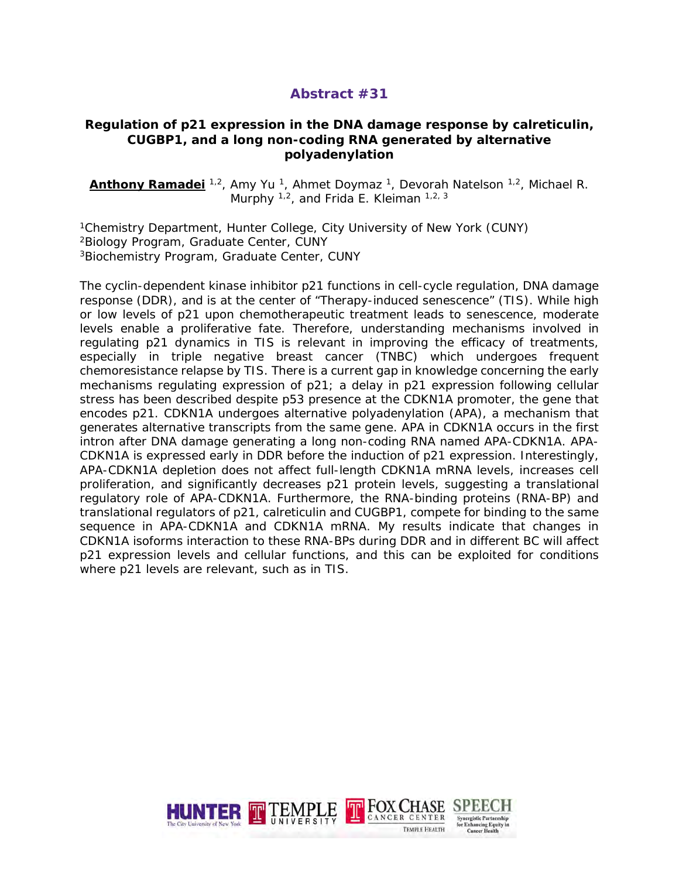## Abstract #31

### Regulation of p21 expression in the DNA damage response by calreticulin, CUGBP1, and a long non-coding RNA generated by alternative polyadenylation

**Anthony Ramadei** [1,2], Amy Yu [1], Ahmet Doymaz [1], Devorah Natelson [1,2], Michael R. Murphy [1,2], and Frida E. Kleiman [1,2,3]

[1]Chemistry Department, Hunter College, City University of New York (CUNY)
[2]Biology Program, Graduate Center, CUNY
[3]Biochemistry Program, Graduate Center, CUNY

The cyclin-dependent kinase inhibitor p21 functions in cell-cycle regulation, DNA damage response (DDR), and is at the center of "Therapy-induced senescence" (TIS). While high or low levels of p21 upon chemotherapeutic treatment leads to senescence, moderate levels enable a proliferative fate. Therefore, understanding mechanisms involved in regulating p21 dynamics in TIS is relevant in improving the efficacy of treatments, especially in triple negative breast cancer (TNBC) which undergoes frequent chemoresistance relapse by TIS. There is a current gap in knowledge concerning the early mechanisms regulating expression of p21; a delay in p21 expression following cellular stress has been described despite p53 presence at the CDKN1A promoter, the gene that encodes p21. CDKN1A undergoes alternative polyadenylation (APA), a mechanism that generates alternative transcripts from the same gene. APA in CDKN1A occurs in the first intron after DNA damage generating a long non-coding RNA named APA-CDKN1A. APA-CDKN1A is expressed early in DDR before the induction of p21 expression. Interestingly, APA-CDKN1A depletion does not affect full-length CDKN1A mRNA levels, increases cell proliferation, and significantly decreases p21 protein levels, suggesting a translational regulatory role of APA-CDKN1A. Furthermore, the RNA-binding proteins (RNA-BP) and translational regulators of p21, calreticulin and CUGBP1, compete for binding to the same sequence in APA-CDKN1A and CDKN1A mRNA. My results indicate that changes in CDKN1A isoforms interaction to these RNA-BPs during DDR and in different BC will affect p21 expression levels and cellular functions, and this can be exploited for conditions where p21 levels are relevant, such as in TIS.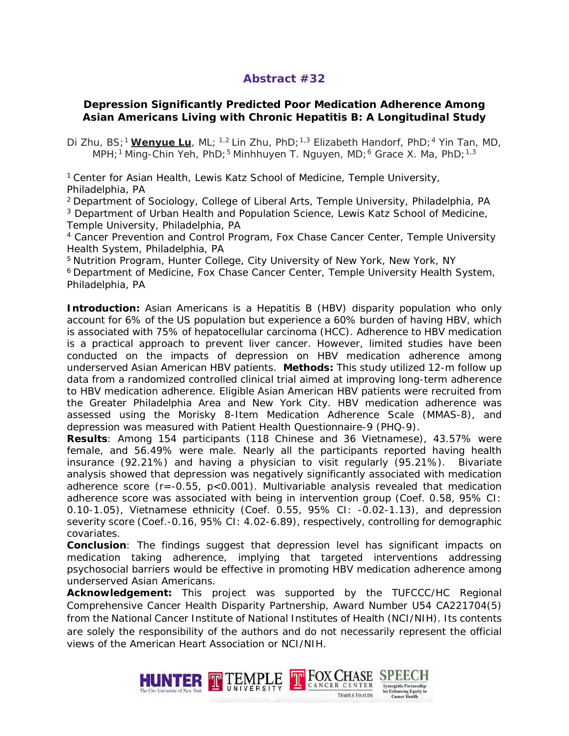## Abstract #32

### Depression Significantly Predicted Poor Medication Adherence Among Asian Americans Living with Chronic Hepatitis B: A Longitudinal Study

Di Zhu, BS;[1] **Wenyue Lu**, ML; [1,2] Lin Zhu, PhD;[1,3] Elizabeth Handorf, PhD;[4] Yin Tan, MD, MPH;[1] Ming-Chin Yeh, PhD;[5] Minhhuyen T. Nguyen, MD;[6] Grace X. Ma, PhD;[1,3]

[1] Center for Asian Health, Lewis Katz School of Medicine, Temple University, Philadelphia, PA
[2] Department of Sociology, College of Liberal Arts, Temple University, Philadelphia, PA
[3] Department of Urban Health and Population Science, Lewis Katz School of Medicine, Temple University, Philadelphia, PA
[4] Cancer Prevention and Control Program, Fox Chase Cancer Center, Temple University Health System, Philadelphia, PA
[5] Nutrition Program, Hunter College, City University of New York, New York, NY
[6] Department of Medicine, Fox Chase Cancer Center, Temple University Health System, Philadelphia, PA

**Introduction:** Asian Americans is a Hepatitis B (HBV) disparity population who only account for 6% of the US population but experience a 60% burden of having HBV, which is associated with 75% of hepatocellular carcinoma (HCC). Adherence to HBV medication is a practical approach to prevent liver cancer. However, limited studies have been conducted on the impacts of depression on HBV medication adherence among underserved Asian American HBV patients. **Methods:** This study utilized 12-m follow up data from a randomized controlled clinical trial aimed at improving long-term adherence to HBV medication adherence. Eligible Asian American HBV patients were recruited from the Greater Philadelphia Area and New York City. HBV medication adherence was assessed using the Morisky 8-Item Medication Adherence Scale (MMAS-8), and depression was measured with Patient Health Questionnaire-9 (PHQ-9).
**Results**: Among 154 participants (118 Chinese and 36 Vietnamese), 43.57% were female, and 56.49% were male. Nearly all the participants reported having health insurance (92.21%) and having a physician to visit regularly (95.21%). Bivariate analysis showed that depression was negatively significantly associated with medication adherence score ($r=-0.55$, $p<0.001$). Multivariable analysis revealed that medication adherence score was associated with being in intervention group (Coef. 0.58, 95% CI: 0.10-1.05), Vietnamese ethnicity (Coef. 0.55, 95% CI: -0.02-1.13), and depression severity score (Coef.-0.16, 95% CI: 4.02-6.89), respectively, controlling for demographic covariates.
**Conclusion**: The findings suggest that depression level has significant impacts on medication taking adherence, implying that targeted interventions addressing psychosocial barriers would be effective in promoting HBV medication adherence among underserved Asian Americans.
**Acknowledgement:** This project was supported by the TUFCCC/HC Regional Comprehensive Cancer Health Disparity Partnership, Award Number U54 CA221704(5) from the National Cancer Institute of National Institutes of Health (NCI/NIH). Its contents are solely the responsibility of the authors and do not necessarily represent the official views of the American Heart Association or NCI/NIH.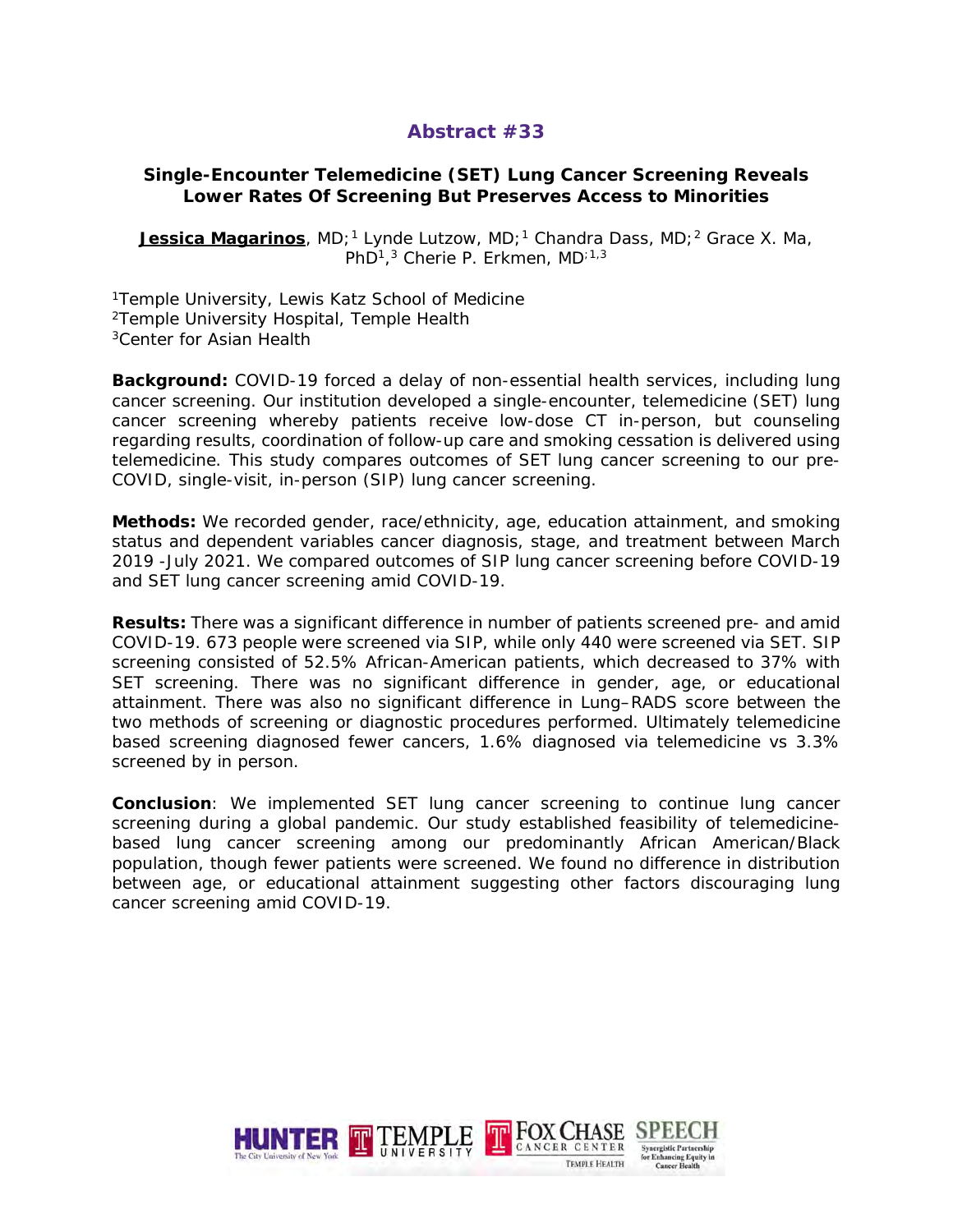## Abstract #33

### Single-Encounter Telemedicine (SET) Lung Cancer Screening Reveals Lower Rates Of Screening But Preserves Access to Minorities

**Jessica Magarinos**, MD;[1] Lynde Lutzow, MD;[1] Chandra Dass, MD;[2] Grace X. Ma, PhD[1],[3] Cherie P. Erkmen, MD[1,3]

[1]Temple University, Lewis Katz School of Medicine
[2]Temple University Hospital, Temple Health
[3]Center for Asian Health

**Background:** COVID-19 forced a delay of non-essential health services, including lung cancer screening. Our institution developed a single-encounter, telemedicine (SET) lung cancer screening whereby patients receive low-dose CT in-person, but counseling regarding results, coordination of follow-up care and smoking cessation is delivered using telemedicine. This study compares outcomes of SET lung cancer screening to our pre-COVID, single-visit, in-person (SIP) lung cancer screening.

**Methods:** We recorded gender, race/ethnicity, age, education attainment, and smoking status and dependent variables cancer diagnosis, stage, and treatment between March 2019 -July 2021. We compared outcomes of SIP lung cancer screening before COVID-19 and SET lung cancer screening amid COVID-19.

**Results:** There was a significant difference in number of patients screened pre- and amid COVID-19. 673 people were screened via SIP, while only 440 were screened via SET. SIP screening consisted of 52.5% African-American patients, which decreased to 37% with SET screening. There was no significant difference in gender, age, or educational attainment. There was also no significant difference in Lung–RADS score between the two methods of screening or diagnostic procedures performed. Ultimately telemedicine based screening diagnosed fewer cancers, 1.6% diagnosed via telemedicine vs 3.3% screened by in person.

**Conclusion**: We implemented SET lung cancer screening to continue lung cancer screening during a global pandemic. Our study established feasibility of telemedicine-based lung cancer screening among our predominantly African American/Black population, though fewer patients were screened. We found no difference in distribution between age, or educational attainment suggesting other factors discouraging lung cancer screening amid COVID-19.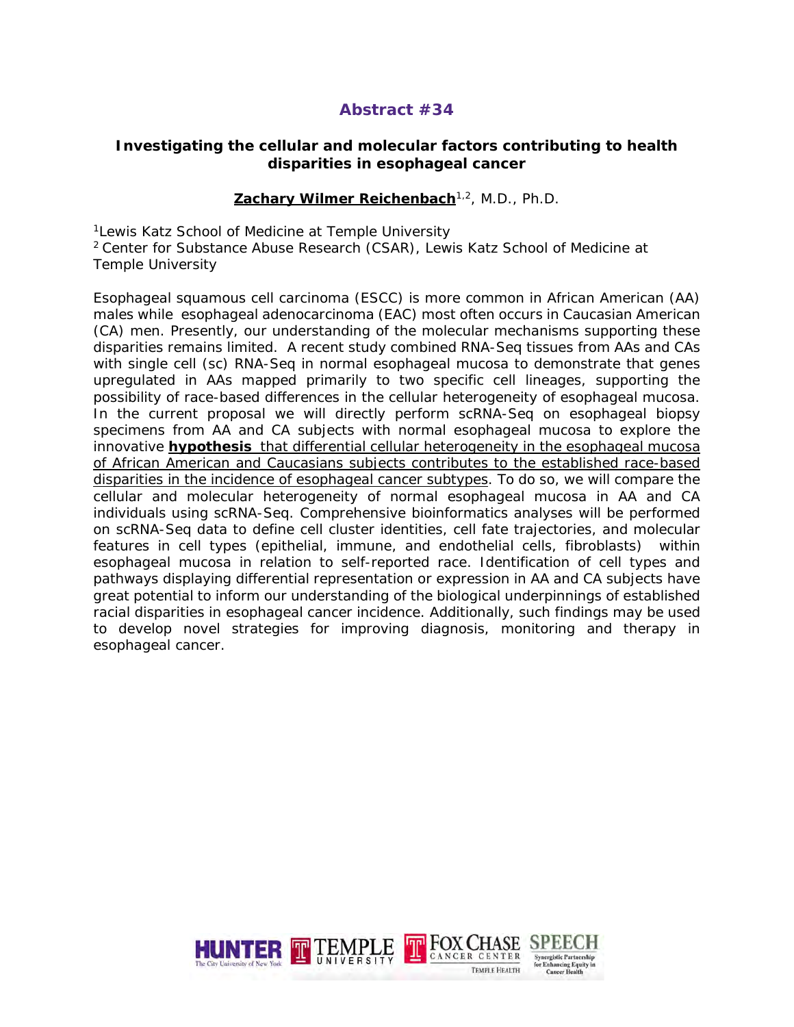## Abstract #34

### Investigating the cellular and molecular factors contributing to health disparities in esophageal cancer

**Zachary Wilmer Reichenbach**[1,2], M.D., Ph.D.

[1]Lewis Katz School of Medicine at Temple University
[2] Center for Substance Abuse Research (CSAR), Lewis Katz School of Medicine at Temple University

Esophageal squamous cell carcinoma (ESCC) is more common in African American (AA) males while esophageal adenocarcinoma (EAC) most often occurs in Caucasian American (CA) men. Presently, our understanding of the molecular mechanisms supporting these disparities remains limited. A recent study combined RNA-Seq tissues from AAs and CAs with single cell (sc) RNA-Seq in normal esophageal mucosa to demonstrate that genes upregulated in AAs mapped primarily to two specific cell lineages, supporting the possibility of race-based differences in the cellular heterogeneity of esophageal mucosa. In the current proposal we will directly perform scRNA-Seq on esophageal biopsy specimens from AA and CA subjects with normal esophageal mucosa to explore the innovative **hypothesis** that differential cellular heterogeneity in the esophageal mucosa of African American and Caucasians subjects contributes to the established race-based disparities in the incidence of esophageal cancer subtypes. To do so, we will compare the cellular and molecular heterogeneity of normal esophageal mucosa in AA and CA individuals using scRNA-Seq. Comprehensive bioinformatics analyses will be performed on scRNA-Seq data to define cell cluster identities, cell fate trajectories, and molecular features in cell types (epithelial, immune, and endothelial cells, fibroblasts) within esophageal mucosa in relation to self-reported race. Identification of cell types and pathways displaying differential representation or expression in AA and CA subjects have great potential to inform our understanding of the biological underpinnings of established racial disparities in esophageal cancer incidence. Additionally, such findings may be used to develop novel strategies for improving diagnosis, monitoring and therapy in esophageal cancer.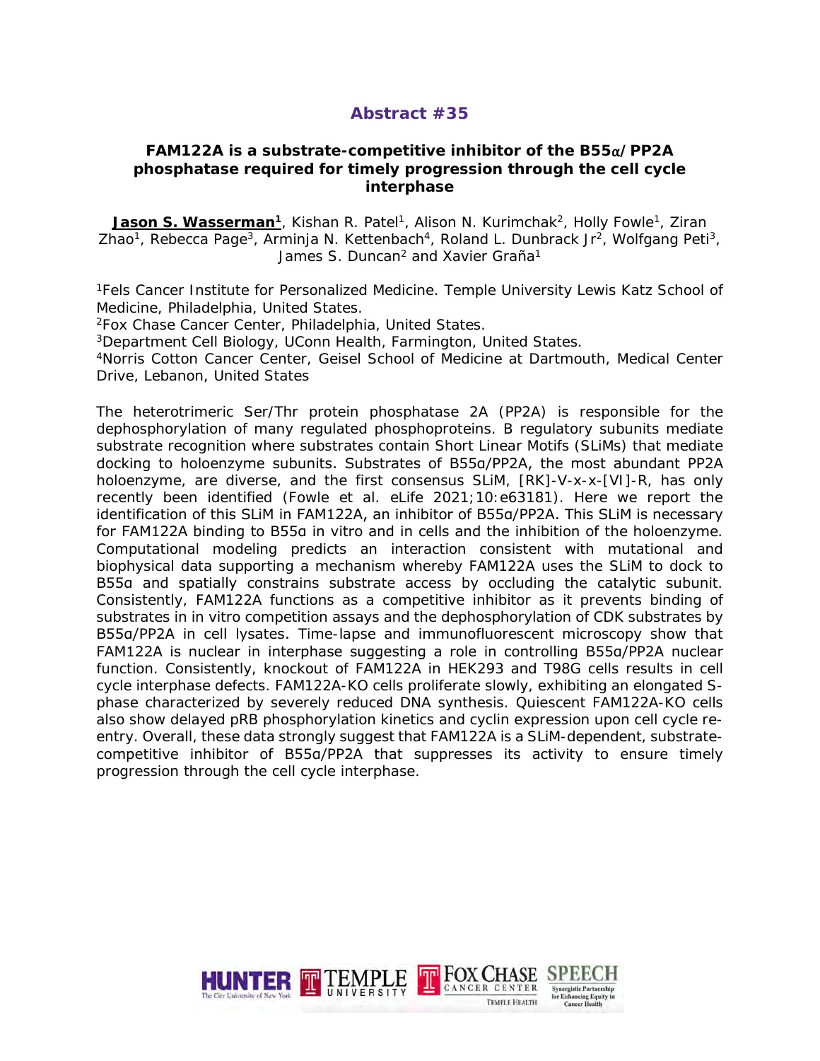# Abstract #35

## FAM122A is a substrate-competitive inhibitor of the B55α/PP2A phosphatase required for timely progression through the cell cycle interphase

**Jason S. Wasserman[1]**, Kishan R. Patel[1], Alison N. Kurimchak[2], Holly Fowle[1], Ziran Zhao[1], Rebecca Page[3], Arminja N. Kettenbach[4], Roland L. Dunbrack Jr[2], Wolfgang Peti[3], James S. Duncan[2] and Xavier Graña[1]

[1]Fels Cancer Institute for Personalized Medicine. Temple University Lewis Katz School of Medicine, Philadelphia, United States.
[2]Fox Chase Cancer Center, Philadelphia, United States.
[3]Department Cell Biology, UConn Health, Farmington, United States.
[4]Norris Cotton Cancer Center, Geisel School of Medicine at Dartmouth, Medical Center Drive, Lebanon, United States

The heterotrimeric Ser/Thr protein phosphatase 2A (PP2A) is responsible for the dephosphorylation of many regulated phosphoproteins. B regulatory subunits mediate substrate recognition where substrates contain Short Linear Motifs (SLiMs) that mediate docking to holoenzyme subunits. Substrates of B55α/PP2A, the most abundant PP2A holoenzyme, are diverse, and the first consensus SLiM, [RK]-V-x-x-[VI]-R, has only recently been identified (Fowle et al. eLife 2021;10:e63181). Here we report the identification of this SLiM in FAM122A, an inhibitor of B55α/PP2A. This SLiM is necessary for FAM122A binding to B55α in vitro and in cells and the inhibition of the holoenzyme. Computational modeling predicts an interaction consistent with mutational and biophysical data supporting a mechanism whereby FAM122A uses the SLiM to dock to B55α and spatially constrains substrate access by occluding the catalytic subunit. Consistently, FAM122A functions as a competitive inhibitor as it prevents binding of substrates in in vitro competition assays and the dephosphorylation of CDK substrates by B55α/PP2A in cell lysates. Time-lapse and immunofluorescent microscopy show that FAM122A is nuclear in interphase suggesting a role in controlling B55α/PP2A nuclear function. Consistently, knockout of FAM122A in HEK293 and T98G cells results in cell cycle interphase defects. FAM122A-KO cells proliferate slowly, exhibiting an elongated S-phase characterized by severely reduced DNA synthesis. Quiescent FAM122A-KO cells also show delayed pRB phosphorylation kinetics and cyclin expression upon cell cycle re-entry. Overall, these data strongly suggest that FAM122A is a SLiM-dependent, substrate-competitive inhibitor of B55α/PP2A that suppresses its activity to ensure timely progression through the cell cycle interphase.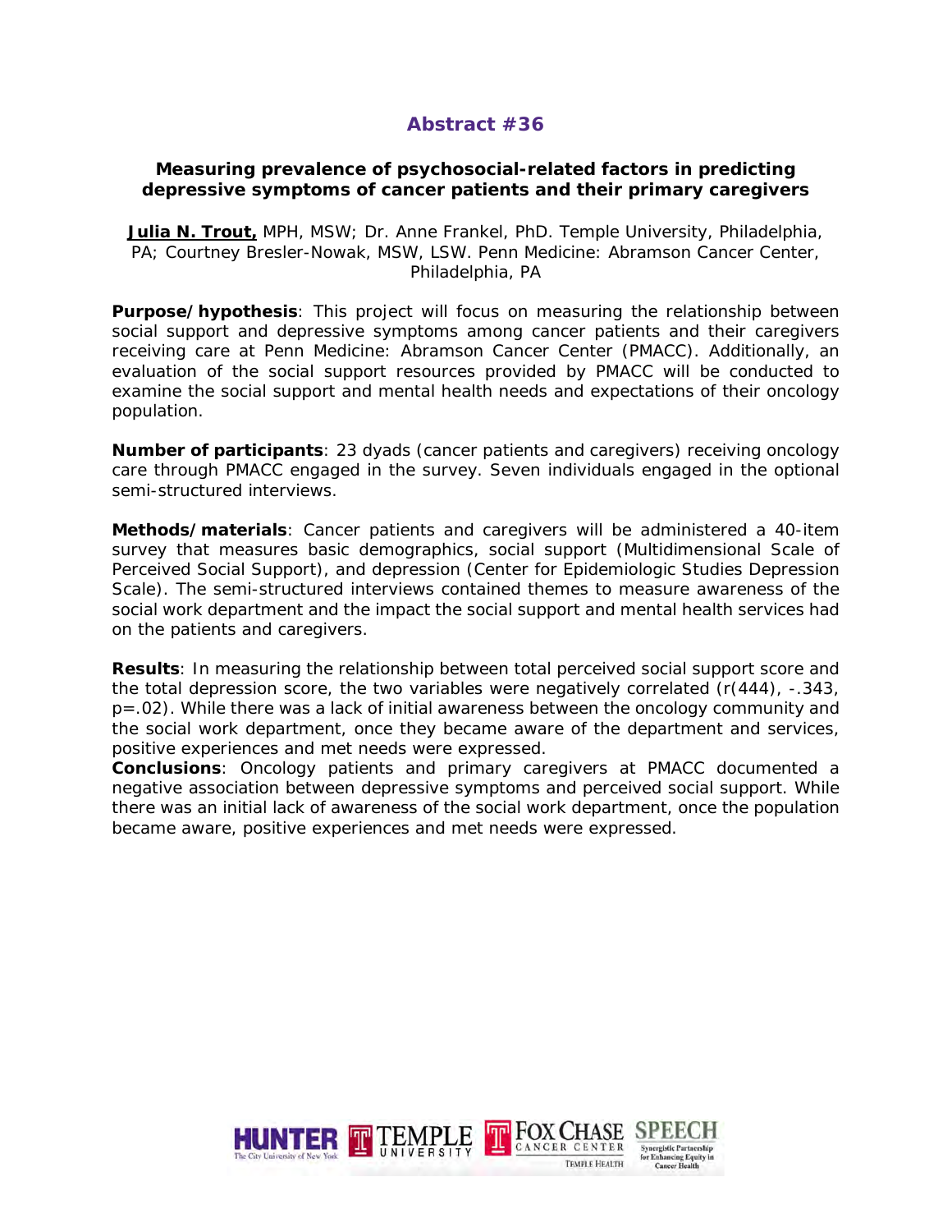## Abstract #36

### Measuring prevalence of psychosocial-related factors in predicting depressive symptoms of cancer patients and their primary caregivers

**Julia N. Trout,** MPH, MSW; Dr. Anne Frankel, PhD. Temple University, Philadelphia, PA; Courtney Bresler-Nowak, MSW, LSW. Penn Medicine: Abramson Cancer Center, Philadelphia, PA

**Purpose/hypothesis**: This project will focus on measuring the relationship between social support and depressive symptoms among cancer patients and their caregivers receiving care at Penn Medicine: Abramson Cancer Center (PMACC). Additionally, an evaluation of the social support resources provided by PMACC will be conducted to examine the social support and mental health needs and expectations of their oncology population.

**Number of participants**: 23 dyads (cancer patients and caregivers) receiving oncology care through PMACC engaged in the survey. Seven individuals engaged in the optional semi-structured interviews.

**Methods/materials**: Cancer patients and caregivers will be administered a 40-item survey that measures basic demographics, social support (Multidimensional Scale of Perceived Social Support), and depression (Center for Epidemiologic Studies Depression Scale). The semi-structured interviews contained themes to measure awareness of the social work department and the impact the social support and mental health services had on the patients and caregivers.

**Results**: In measuring the relationship between total perceived social support score and the total depression score, the two variables were negatively correlated ($r(444)$, -.343, $p=.02$). While there was a lack of initial awareness between the oncology community and the social work department, once they became aware of the department and services, positive experiences and met needs were expressed.

**Conclusions**: Oncology patients and primary caregivers at PMACC documented a negative association between depressive symptoms and perceived social support. While there was an initial lack of awareness of the social work department, once the population became aware, positive experiences and met needs were expressed.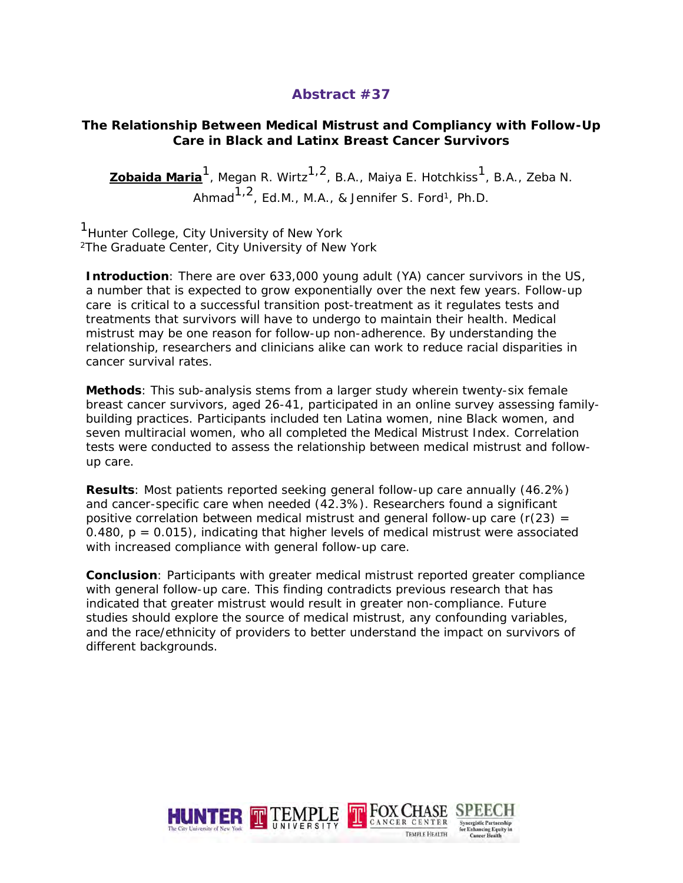## Abstract #37

### The Relationship Between Medical Mistrust and Compliancy with Follow-Up Care in Black and Latinx Breast Cancer Survivors

**Zobaida Maria**[1], Megan R. Wirtz[1,2], B.A., Maiya E. Hotchkiss[1], B.A., Zeba N. Ahmad[1,2], Ed.M., M.A., & Jennifer S. Ford[1], Ph.D.

[1]Hunter College, City University of New York
[2]The Graduate Center, City University of New York

**Introduction**: There are over 633,000 young adult (YA) cancer survivors in the US, a number that is expected to grow exponentially over the next few years. Follow-up care is critical to a successful transition post-treatment as it regulates tests and treatments that survivors will have to undergo to maintain their health. Medical mistrust may be one reason for follow-up non-adherence. By understanding the relationship, researchers and clinicians alike can work to reduce racial disparities in cancer survival rates.

**Methods**: This sub-analysis stems from a larger study wherein twenty-six female breast cancer survivors, aged 26-41, participated in an online survey assessing family-building practices. Participants included ten Latina women, nine Black women, and seven multiracial women, who all completed the Medical Mistrust Index. Correlation tests were conducted to assess the relationship between medical mistrust and follow-up care.

**Results**: Most patients reported seeking general follow-up care annually (46.2%) and cancer-specific care when needed (42.3%). Researchers found a significant positive correlation between medical mistrust and general follow-up care ($r(23) = 0.480$, $p = 0.015$), indicating that higher levels of medical mistrust were associated with increased compliance with general follow-up care.

**Conclusion**: Participants with greater medical mistrust reported greater compliance with general follow-up care. This finding contradicts previous research that has indicated that greater mistrust would result in greater non-compliance. Future studies should explore the source of medical mistrust, any confounding variables, and the race/ethnicity of providers to better understand the impact on survivors of different backgrounds.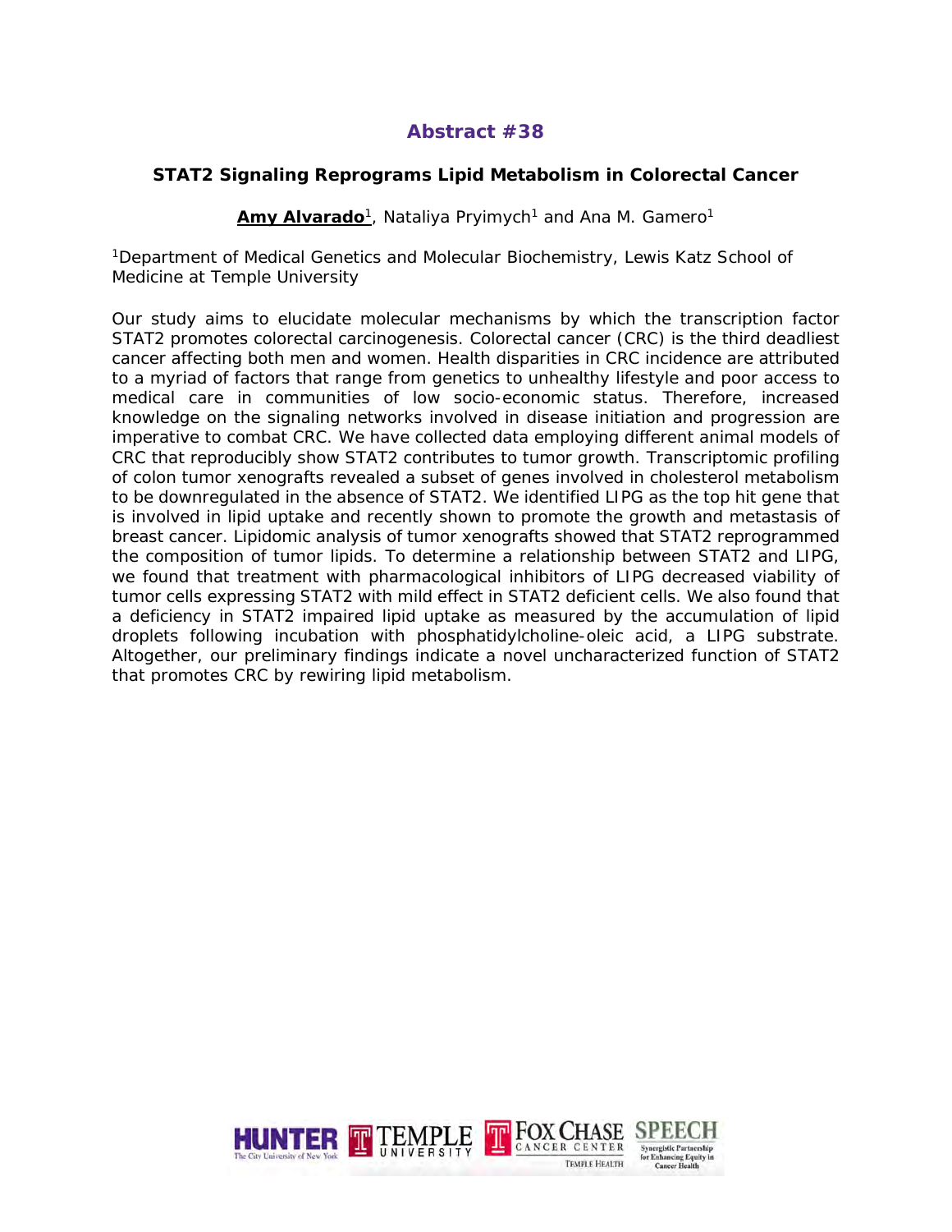## Abstract #38

### STAT2 Signaling Reprograms Lipid Metabolism in Colorectal Cancer

**Amy Alvarado**[1], Nataliya Pryimych[1] and Ana M. Gamero[1]

[1]Department of Medical Genetics and Molecular Biochemistry, Lewis Katz School of Medicine at Temple University

Our study aims to elucidate molecular mechanisms by which the transcription factor STAT2 promotes colorectal carcinogenesis. Colorectal cancer (CRC) is the third deadliest cancer affecting both men and women. Health disparities in CRC incidence are attributed to a myriad of factors that range from genetics to unhealthy lifestyle and poor access to medical care in communities of low socio-economic status. Therefore, increased knowledge on the signaling networks involved in disease initiation and progression are imperative to combat CRC. We have collected data employing different animal models of CRC that reproducibly show STAT2 contributes to tumor growth. Transcriptomic profiling of colon tumor xenografts revealed a subset of genes involved in cholesterol metabolism to be downregulated in the absence of STAT2. We identified LIPG as the top hit gene that is involved in lipid uptake and recently shown to promote the growth and metastasis of breast cancer. Lipidomic analysis of tumor xenografts showed that STAT2 reprogrammed the composition of tumor lipids. To determine a relationship between STAT2 and LIPG, we found that treatment with pharmacological inhibitors of LIPG decreased viability of tumor cells expressing STAT2 with mild effect in STAT2 deficient cells. We also found that a deficiency in STAT2 impaired lipid uptake as measured by the accumulation of lipid droplets following incubation with phosphatidylcholine-oleic acid, a LIPG substrate. Altogether, our preliminary findings indicate a novel uncharacterized function of STAT2 that promotes CRC by rewiring lipid metabolism.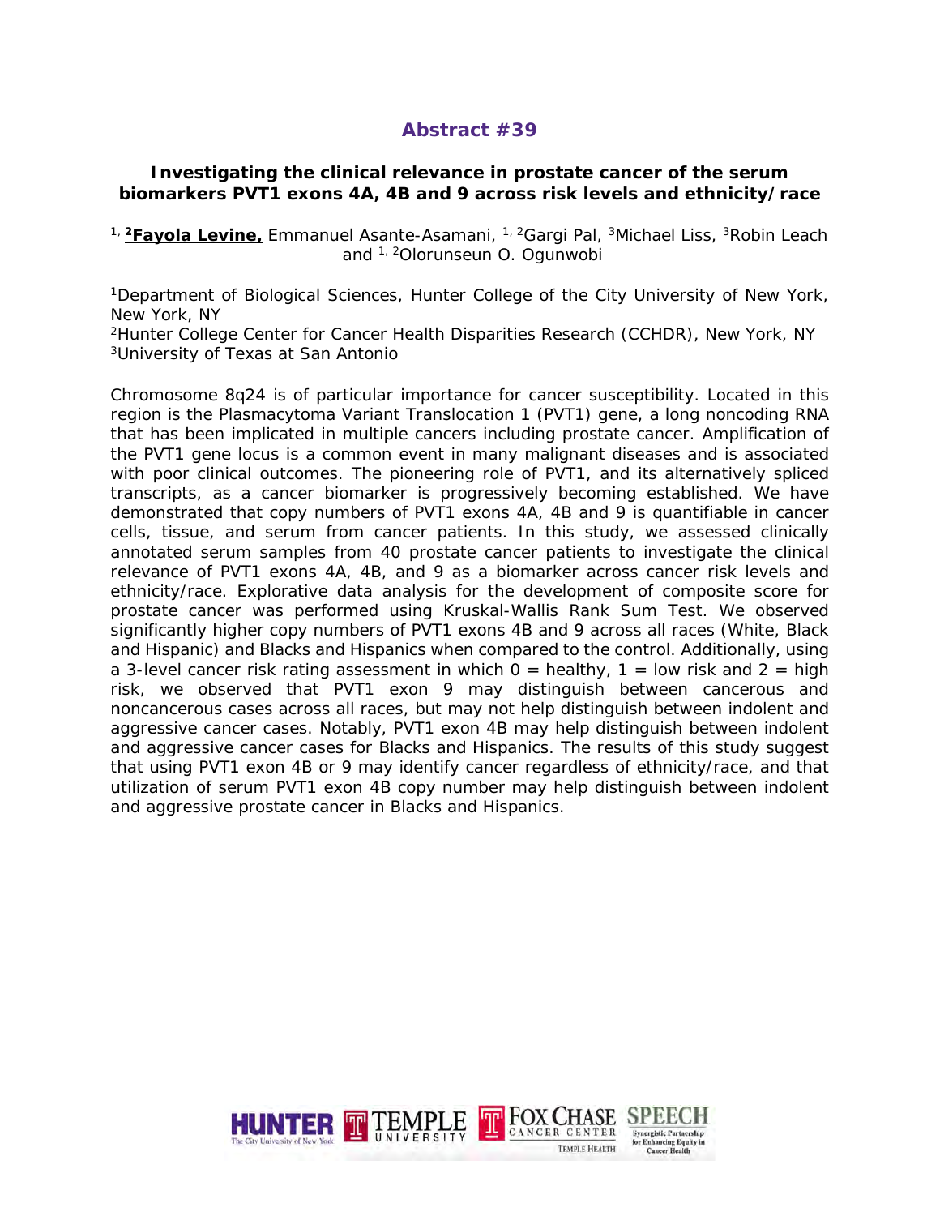## Abstract #39

### Investigating the clinical relevance in prostate cancer of the serum biomarkers PVT1 exons 4A, 4B and 9 across risk levels and ethnicity/race

[1, 2]**Fayola Levine,** Emmanuel Asante-Asamani, [1, 2]Gargi Pal, [3]Michael Liss, [3]Robin Leach and [1, 2]Olorunseun O. Ogunwobi

[1]Department of Biological Sciences, Hunter College of the City University of New York, New York, NY
[2]Hunter College Center for Cancer Health Disparities Research (CCHDR), New York, NY
[3]University of Texas at San Antonio

Chromosome 8q24 is of particular importance for cancer susceptibility. Located in this region is the Plasmacytoma Variant Translocation 1 (PVT1) gene, a long noncoding RNA that has been implicated in multiple cancers including prostate cancer. Amplification of the PVT1 gene locus is a common event in many malignant diseases and is associated with poor clinical outcomes. The pioneering role of PVT1, and its alternatively spliced transcripts, as a cancer biomarker is progressively becoming established. We have demonstrated that copy numbers of PVT1 exons 4A, 4B and 9 is quantifiable in cancer cells, tissue, and serum from cancer patients. In this study, we assessed clinically annotated serum samples from 40 prostate cancer patients to investigate the clinical relevance of PVT1 exons 4A, 4B, and 9 as a biomarker across cancer risk levels and ethnicity/race. Explorative data analysis for the development of composite score for prostate cancer was performed using Kruskal-Wallis Rank Sum Test. We observed significantly higher copy numbers of PVT1 exons 4B and 9 across all races (White, Black and Hispanic) and Blacks and Hispanics when compared to the control. Additionally, using a 3-level cancer risk rating assessment in which 0 = healthy, 1 = low risk and 2 = high risk, we observed that PVT1 exon 9 may distinguish between cancerous and noncancerous cases across all races, but may not help distinguish between indolent and aggressive cancer cases. Notably, PVT1 exon 4B may help distinguish between indolent and aggressive cancer cases for Blacks and Hispanics. The results of this study suggest that using PVT1 exon 4B or 9 may identify cancer regardless of ethnicity/race, and that utilization of serum PVT1 exon 4B copy number may help distinguish between indolent and aggressive prostate cancer in Blacks and Hispanics.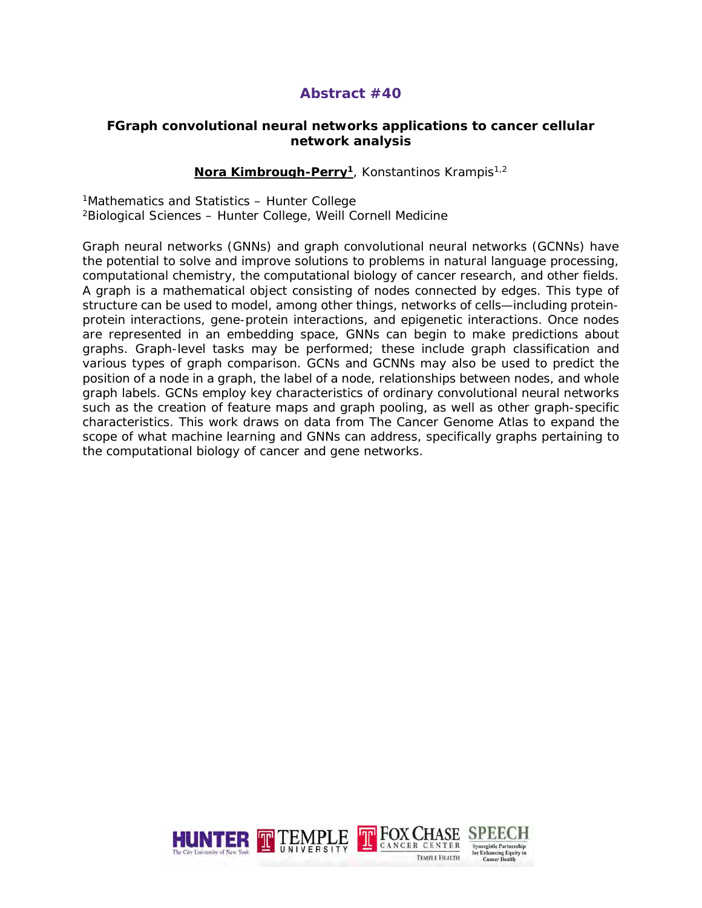# Abstract #40

**FGraph convolutional neural networks applications to cancer cellular network analysis**

**Nora Kimbrough-Perry[1]**, Konstantinos Krampis[1,2]

[1]Mathematics and Statistics – Hunter College
[2]Biological Sciences – Hunter College, Weill Cornell Medicine

Graph neural networks (GNNs) and graph convolutional neural networks (GCNNs) have the potential to solve and improve solutions to problems in natural language processing, computational chemistry, the computational biology of cancer research, and other fields. A graph is a mathematical object consisting of nodes connected by edges. This type of structure can be used to model, among other things, networks of cells—including protein-protein interactions, gene-protein interactions, and epigenetic interactions. Once nodes are represented in an embedding space, GNNs can begin to make predictions about graphs. Graph-level tasks may be performed; these include graph classification and various types of graph comparison. GCNs and GCNNs may also be used to predict the position of a node in a graph, the label of a node, relationships between nodes, and whole graph labels. GCNs employ key characteristics of ordinary convolutional neural networks such as the creation of feature maps and graph pooling, as well as other graph-specific characteristics. This work draws on data from The Cancer Genome Atlas to expand the scope of what machine learning and GNNs can address, specifically graphs pertaining to the computational biology of cancer and gene networks.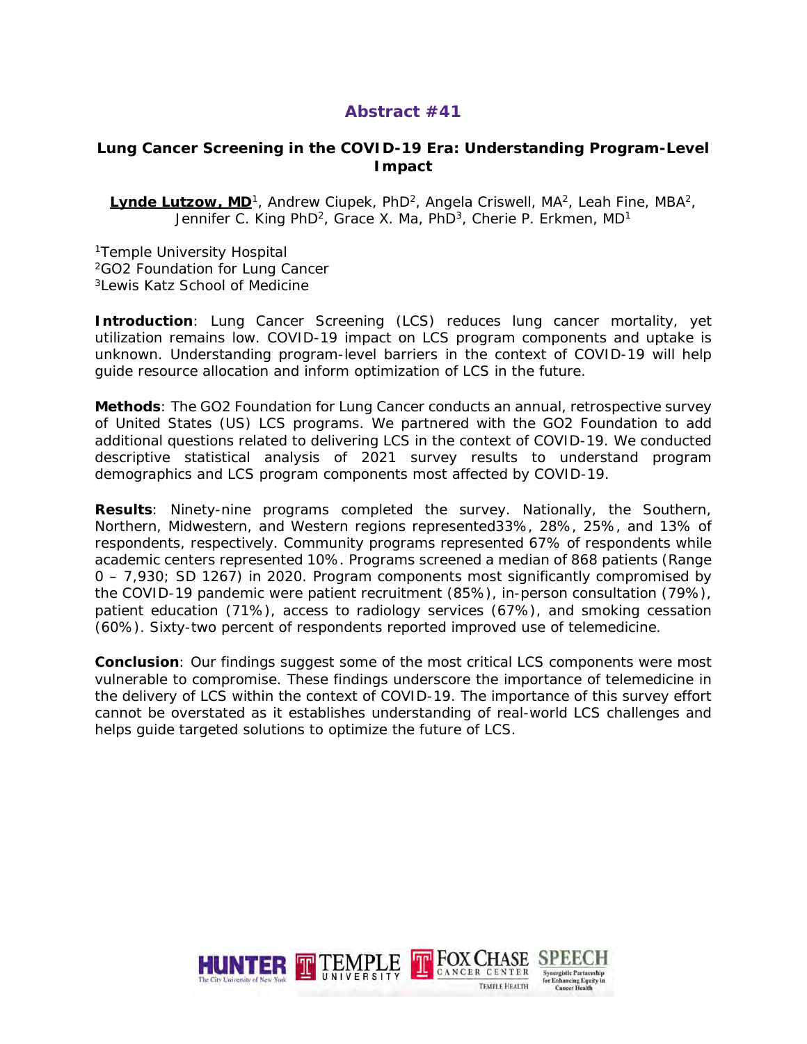## Abstract #41

### Lung Cancer Screening in the COVID-19 Era: Understanding Program-Level Impact

**Lynde Lutzow, MD**[1], Andrew Ciupek, PhD[2], Angela Criswell, MA[2], Leah Fine, MBA[2], Jennifer C. King PhD[2], Grace X. Ma, PhD[3], Cherie P. Erkmen, MD[1]

[1]Temple University Hospital
[2]GO2 Foundation for Lung Cancer
[3]Lewis Katz School of Medicine

**Introduction**: Lung Cancer Screening (LCS) reduces lung cancer mortality, yet utilization remains low. COVID-19 impact on LCS program components and uptake is unknown. Understanding program-level barriers in the context of COVID-19 will help guide resource allocation and inform optimization of LCS in the future.

**Methods**: The GO2 Foundation for Lung Cancer conducts an annual, retrospective survey of United States (US) LCS programs. We partnered with the GO2 Foundation to add additional questions related to delivering LCS in the context of COVID-19. We conducted descriptive statistical analysis of 2021 survey results to understand program demographics and LCS program components most affected by COVID-19.

**Results**: Ninety-nine programs completed the survey. Nationally, the Southern, Northern, Midwestern, and Western regions represented33%, 28%, 25%, and 13% of respondents, respectively. Community programs represented 67% of respondents while academic centers represented 10%. Programs screened a median of 868 patients (Range 0 – 7,930; SD 1267) in 2020. Program components most significantly compromised by the COVID-19 pandemic were patient recruitment (85%), in-person consultation (79%), patient education (71%), access to radiology services (67%), and smoking cessation (60%). Sixty-two percent of respondents reported improved use of telemedicine.

**Conclusion**: Our findings suggest some of the most critical LCS components were most vulnerable to compromise. These findings underscore the importance of telemedicine in the delivery of LCS within the context of COVID-19. The importance of this survey effort cannot be overstated as it establishes understanding of real-world LCS challenges and helps guide targeted solutions to optimize the future of LCS.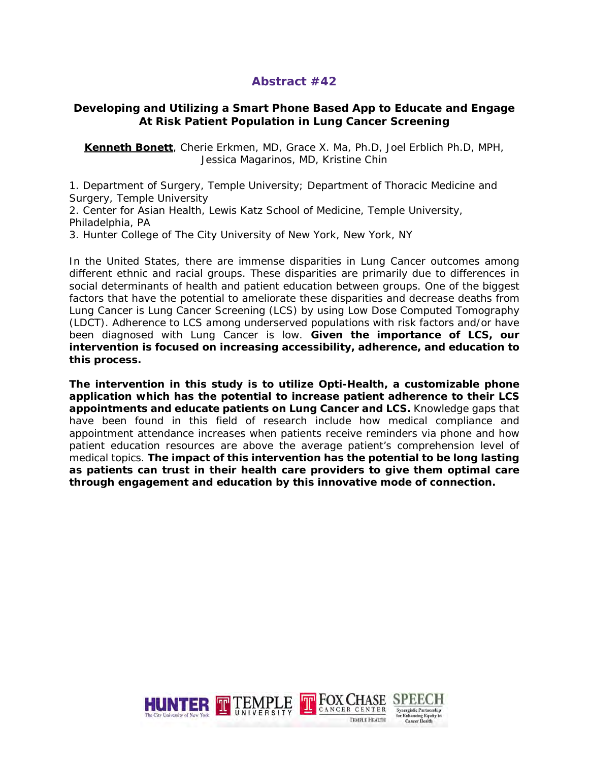## Abstract #42

### Developing and Utilizing a Smart Phone Based App to Educate and Engage At Risk Patient Population in Lung Cancer Screening

**Kenneth Bonett**, Cherie Erkmen, MD, Grace X. Ma, Ph.D, Joel Erblich Ph.D, MPH, Jessica Magarinos, MD, Kristine Chin

1. Department of Surgery, Temple University; Department of Thoracic Medicine and Surgery, Temple University
2. Center for Asian Health, Lewis Katz School of Medicine, Temple University, Philadelphia, PA
3. Hunter College of The City University of New York, New York, NY

In the United States, there are immense disparities in Lung Cancer outcomes among different ethnic and racial groups. These disparities are primarily due to differences in social determinants of health and patient education between groups. One of the biggest factors that have the potential to ameliorate these disparities and decrease deaths from Lung Cancer is Lung Cancer Screening (LCS) by using Low Dose Computed Tomography (LDCT). Adherence to LCS among underserved populations with risk factors and/or have been diagnosed with Lung Cancer is low. **Given the importance of LCS, our intervention is focused on increasing accessibility, adherence, and education to this process.**

**The intervention in this study is to utilize Opti-Health, a customizable phone application which has the potential to increase patient adherence to their LCS appointments and educate patients on Lung Cancer and LCS.** Knowledge gaps that have been found in this field of research include how medical compliance and appointment attendance increases when patients receive reminders via phone and how patient education resources are above the average patient's comprehension level of medical topics. **The impact of this intervention has the potential to be long lasting as patients can trust in their health care providers to give them optimal care through engagement and education by this innovative mode of connection.**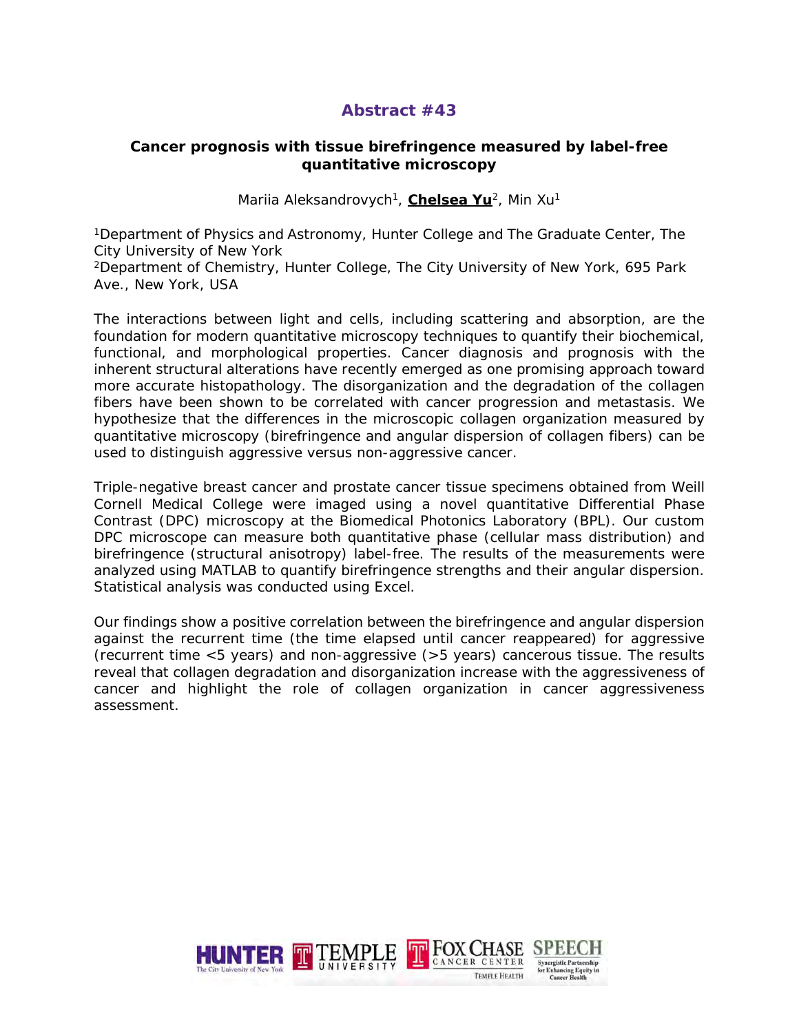# Abstract #43

**Cancer prognosis with tissue birefringence measured by label-free quantitative microscopy**

Mariia Aleksandrovych[1], **Chelsea Yu**[2], Min Xu[1]

[1]Department of Physics and Astronomy, Hunter College and The Graduate Center, The City University of New York
[2]Department of Chemistry, Hunter College, The City University of New York, 695 Park Ave., New York, USA

The interactions between light and cells, including scattering and absorption, are the foundation for modern quantitative microscopy techniques to quantify their biochemical, functional, and morphological properties. Cancer diagnosis and prognosis with the inherent structural alterations have recently emerged as one promising approach toward more accurate histopathology. The disorganization and the degradation of the collagen fibers have been shown to be correlated with cancer progression and metastasis. We hypothesize that the differences in the microscopic collagen organization measured by quantitative microscopy (birefringence and angular dispersion of collagen fibers) can be used to distinguish aggressive versus non-aggressive cancer.

Triple-negative breast cancer and prostate cancer tissue specimens obtained from Weill Cornell Medical College were imaged using a novel quantitative Differential Phase Contrast (DPC) microscopy at the Biomedical Photonics Laboratory (BPL). Our custom DPC microscope can measure both quantitative phase (cellular mass distribution) and birefringence (structural anisotropy) label-free. The results of the measurements were analyzed using MATLAB to quantify birefringence strengths and their angular dispersion. Statistical analysis was conducted using Excel.

Our findings show a positive correlation between the birefringence and angular dispersion against the recurrent time (the time elapsed until cancer reappeared) for aggressive (recurrent time <5 years) and non-aggressive (>5 years) cancerous tissue. The results reveal that collagen degradation and disorganization increase with the aggressiveness of cancer and highlight the role of collagen organization in cancer aggressiveness assessment.